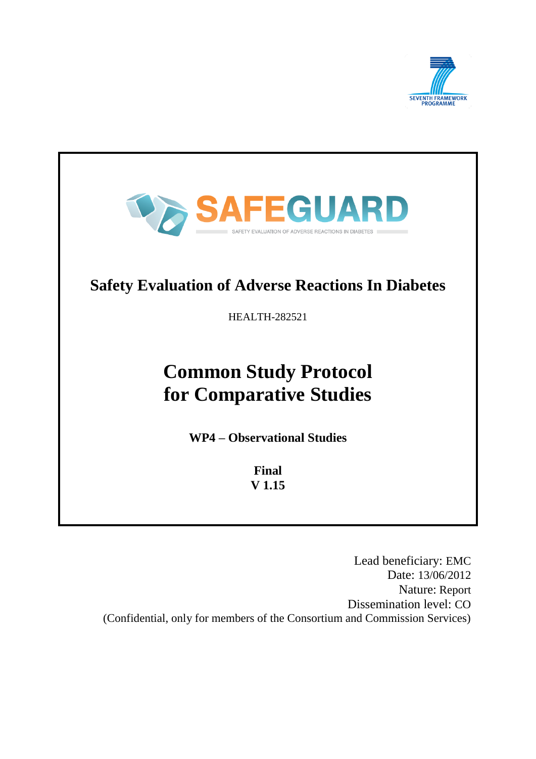SEVENTH FRAMEWORK PROGRAMME

SAFEGUARD

SAFETY EVALUATION OF ADVERSE REACTIONS IN DIABETES

## Safety Evaluation of Adverse Reactions In Diabetes

HEALTH-282521

# Common Study Protocol for Comparative Studies

**WP4 – Observational Studies**

**Final**
**V 1.15**

Lead beneficiary: EMC
Date: 13/06/2012
Nature: Report
Dissemination level: CO
(Confidential, only for members of the Consortium and Commission Services)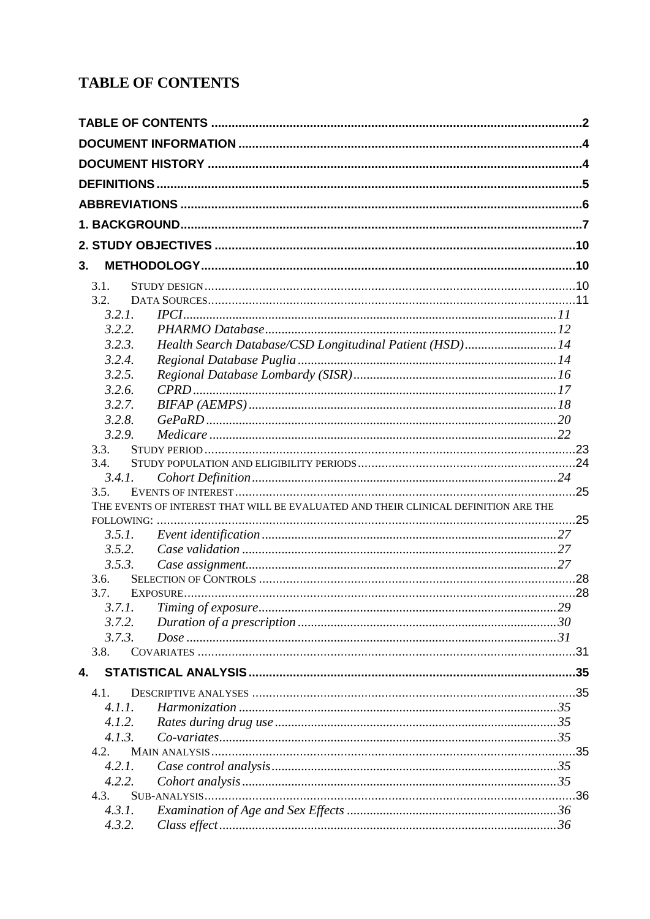# TABLE OF CONTENTS

TABLE OF CONTENTS ....................................................................................................2
DOCUMENT INFORMATION ..........................................................................................4
DOCUMENT HISTORY ....................................................................................................4
DEFINITIONS ....................................................................................................................5
ABBREVIATIONS .............................................................................................................6
1. BACKGROUND..............................................................................................................7
2. STUDY OBJECTIVES ..................................................................................................10
3. METHODOLOGY...........................................................................................................10

- 3.1. STUDY DESIGN ..................................................................................................10
- 3.2. DATA SOURCES..................................................................................................11
  - 3.2.1. *IPCI* ......................................................................................................11
  - 3.2.2. *PHARMO Database* ............................................................................12
  - 3.2.3. *Health Search Database/CSD Longitudinal Patient (HSD)* ...............14
  - 3.2.4. *Regional Database Puglia* ....................................................................14
  - 3.2.5. *Regional Database Lombardy (SISR)* .................................................16
  - 3.2.6. *CPRD* ...................................................................................................17
  - 3.2.7. *BIFAP (AEMPS)* .................................................................................18
  - 3.2.8. *GePaRD* ...............................................................................................20
  - 3.2.9. *Medicare* ..............................................................................................22
- 3.3. STUDY PERIOD ..................................................................................................23
- 3.4. STUDY POPULATION AND ELIGIBILITY PERIODS ..................................................24
  - 3.4.1. *Cohort Definition* ..................................................................................24
- 3.5. EVENTS OF INTEREST ........................................................................................25
- THE EVENTS OF INTEREST THAT WILL BE EVALUATED AND THEIR CLINICAL DEFINITION ARE THE FOLLOWING: ..................................................................................................................25
  - 3.5.1. *Event identification* ...............................................................................27
  - 3.5.2. *Case validation* .....................................................................................27
  - 3.5.3. *Case assignment*....................................................................................27
- 3.6. SELECTION OF CONTROLS .................................................................................28
- 3.7. EXPOSURE .........................................................................................................28
  - 3.7.1. *Timing of exposure* ................................................................................29
  - 3.7.2. *Duration of a prescription* .....................................................................30
  - 3.7.3. *Dose* .......................................................................................................31
- 3.8. COVARIATES .....................................................................................................31

4. STATISTICAL ANALYSIS .............................................................................................35

- 4.1. DESCRIPTIVE ANALYSES ....................................................................................35
  - 4.1.1. *Harmonization* ......................................................................................35
  - 4.1.2. *Rates during drug use* ...........................................................................35
  - 4.1.3. *Co-variates*.............................................................................................35
- 4.2. MAIN ANALYSIS .................................................................................................35
  - 4.2.1. *Case control analysis* .............................................................................35
  - 4.2.2. *Cohort analysis* ......................................................................................35
- 4.3. SUB-ANALYSIS ...................................................................................................36
  - 4.3.1. *Examination of Age and Sex Effects* .....................................................36
  - 4.3.2. *Class effect* .............................................................................................36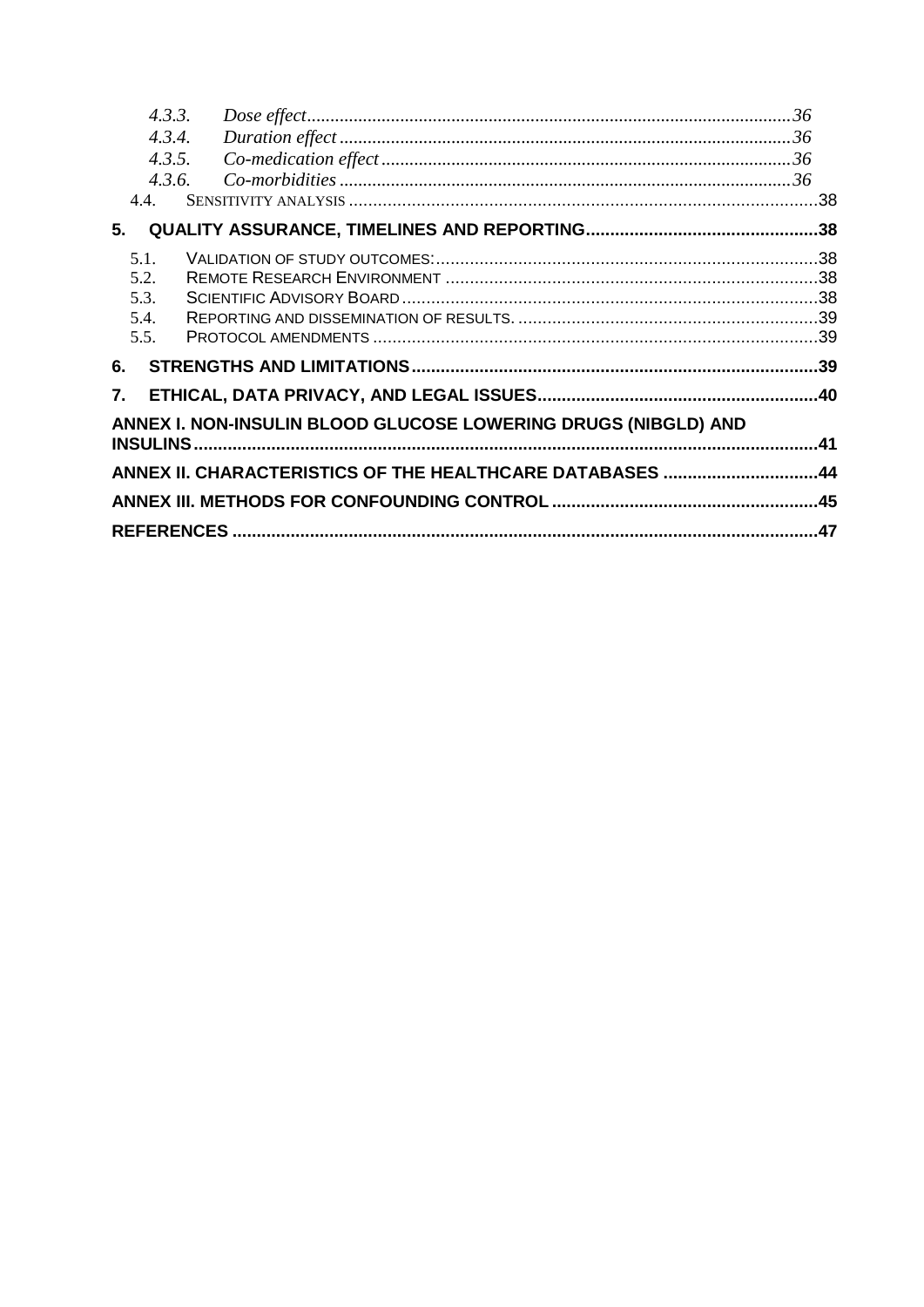4.3.3. *Dose effect*........................................................................................................36
4.3.4. *Duration effect*...................................................................................................36
4.3.5. *Co-medication effect*...........................................................................................36
4.3.6. *Co-morbidities*...................................................................................................36

4.4. SENSITIVITY ANALYSIS ......................................................................................................38

**5. QUALITY ASSURANCE, TIMELINES AND REPORTING..................................................38**

5.1. VALIDATION OF STUDY OUTCOMES:..................................................................................38
5.2. REMOTE RESEARCH ENVIRONMENT .................................................................................38
5.3. SCIENTIFIC ADVISORY BOARD ..........................................................................................38
5.4. REPORTING AND DISSEMINATION OF RESULTS. ................................................................39
5.5. PROTOCOL AMENDMENTS ................................................................................................39

**6. STRENGTHS AND LIMITATIONS.......................................................................................39**

**7. ETHICAL, DATA PRIVACY, AND LEGAL ISSUES.............................................................40**

**ANNEX I. NON-INSULIN BLOOD GLUCOSE LOWERING DRUGS (NIBGLD) AND INSULINS..............................................................................................................................41**

**ANNEX II. CHARACTERISTICS OF THE HEALTHCARE DATABASES ..............................44**

**ANNEX III. METHODS FOR CONFOUNDING CONTROL......................................................45**

**REFERENCES .........................................................................................................................47**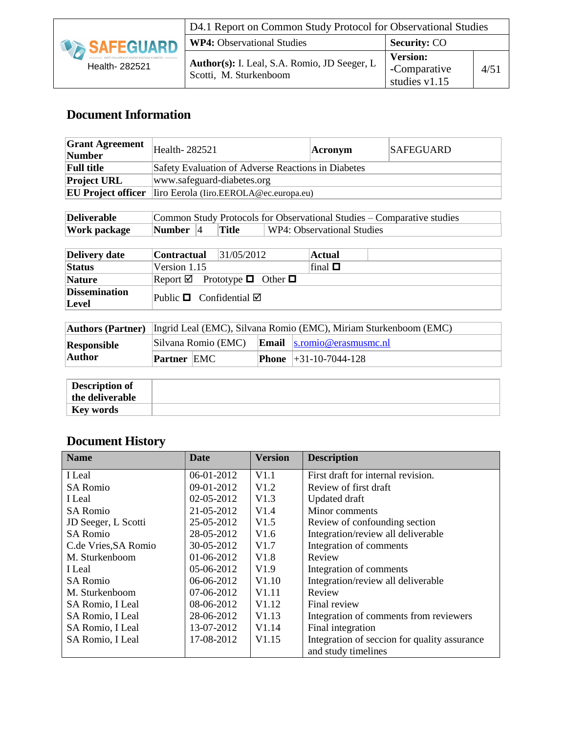## Document Information

| Grant Agreement Number | Health- 282521 | Acronym | SAFEGUARD |
|---|---|---|---|
| Full title | Safety Evaluation of Adverse Reactions in Diabetes | | |
| Project URL | www.safeguard-diabetes.org | | |
| EU Project officer | Iiro Eerola (Iiro.EEROLA@ec.europa.eu) | | |

| Deliverable | Common Study Protocols for Observational Studies – Comparative studies | | | |
|---|---|---|---|---|
| Work package | Number | 4 | Title | WP4: Observational Studies |

| Delivery date | Contractual | 31/05/2012 | Actual | |
|---|---|---|---|---|
| Status | Version 1.15 | | final ☐ | |
| Nature | Report ☑ Prototype ☐ Other ☐ | | | |
| Dissemination Level | Public ☐ Confidential ☑ | | | |

| Authors (Partner) | Ingrid Leal (EMC), Silvana Romio (EMC), Miriam Sturkenboom (EMC) | | | |
|---|---|---|---|---|
| Responsible Author | Silvana Romio (EMC) | | Email | s.romio@erasmusmc.nl |
| | Partner | EMC | Phone | +31-10-7044-128 |

| Description of the deliverable | |
|---|---|
| Key words | |

## Document History

| Name | Date | Version | Description |
|---|---|---|---|
| I Leal | 06-01-2012 | V1.1 | First draft for internal revision. |
| SA Romio | 09-01-2012 | V1.2 | Review of first draft |
| I Leal | 02-05-2012 | V1.3 | Updated draft |
| SA Romio | 21-05-2012 | V1.4 | Minor comments |
| JD Seeger, L Scotti | 25-05-2012 | V1.5 | Review of confounding section |
| SA Romio | 28-05-2012 | V1.6 | Integration/review all deliverable |
| C.de Vries,SA Romio | 30-05-2012 | V1.7 | Integration of comments |
| M. Sturkenboom | 01-06-2012 | V1.8 | Review |
| I Leal | 05-06-2012 | V1.9 | Integration of comments |
| SA Romio | 06-06-2012 | V1.10 | Integration/review all deliverable |
| M. Sturkenboom | 07-06-2012 | V1.11 | Review |
| SA Romio, I Leal | 08-06-2012 | V1.12 | Final review |
| SA Romio, I Leal | 28-06-2012 | V1.13 | Integration of comments from reviewers |
| SA Romio, I Leal | 13-07-2012 | V1.14 | Final integration |
| SA Romio, I Leal | 17-08-2012 | V1.15 | Integration of seccion for quality assurance and study timelines |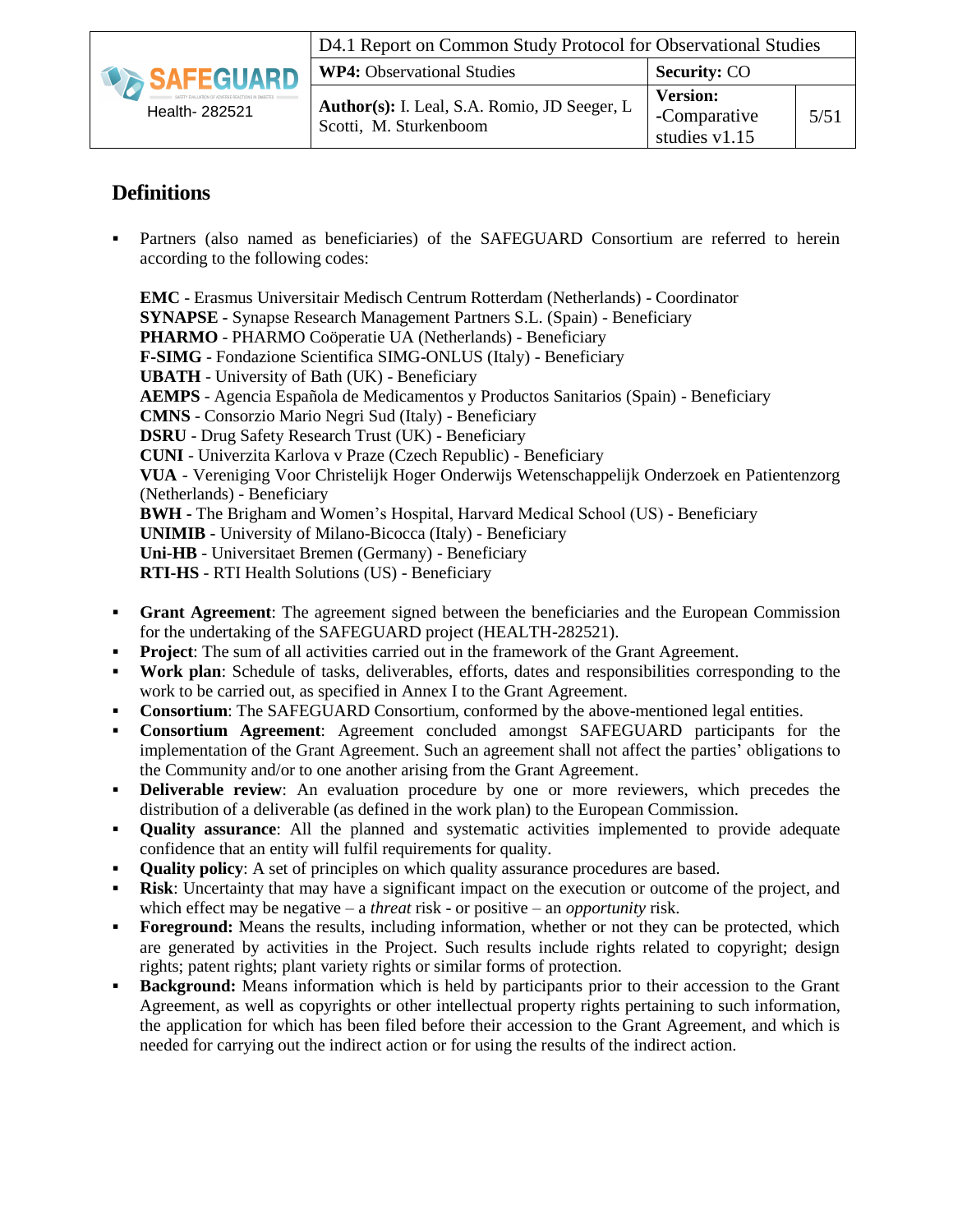## Definitions

- Partners (also named as beneficiaries) of the SAFEGUARD Consortium are referred to herein according to the following codes:

  **EMC** - Erasmus Universitair Medisch Centrum Rotterdam (Netherlands) - Coordinator
  **SYNAPSE** - Synapse Research Management Partners S.L. (Spain) - Beneficiary
  **PHARMO** - PHARMO Coöperatie UA (Netherlands) - Beneficiary
  **F-SIMG** - Fondazione Scientifica SIMG-ONLUS (Italy) - Beneficiary
  **UBATH** - University of Bath (UK) - Beneficiary
  **AEMPS** - Agencia Española de Medicamentos y Productos Sanitarios (Spain) - Beneficiary
  **CMNS** - Consorzio Mario Negri Sud (Italy) - Beneficiary
  **DSRU** - Drug Safety Research Trust (UK) - Beneficiary
  **CUNI** - Univerzita Karlova v Praze (Czech Republic) - Beneficiary
  **VUA** - Vereniging Voor Christelijk Hoger Onderwijs Wetenschappelijk Onderzoek en Patientenzorg (Netherlands) - Beneficiary
  **BWH** - The Brigham and Women's Hospital, Harvard Medical School (US) - Beneficiary
  **UNIMIB** - University of Milano-Bicocca (Italy) - Beneficiary
  **Uni-HB** - Universitaet Bremen (Germany) - Beneficiary
  **RTI-HS** - RTI Health Solutions (US) - Beneficiary

- **Grant Agreement**: The agreement signed between the beneficiaries and the European Commission for the undertaking of the SAFEGUARD project (HEALTH-282521).
- **Project**: The sum of all activities carried out in the framework of the Grant Agreement.
- **Work plan**: Schedule of tasks, deliverables, efforts, dates and responsibilities corresponding to the work to be carried out, as specified in Annex I to the Grant Agreement.
- **Consortium**: The SAFEGUARD Consortium, conformed by the above-mentioned legal entities.
- **Consortium Agreement**: Agreement concluded amongst SAFEGUARD participants for the implementation of the Grant Agreement. Such an agreement shall not affect the parties' obligations to the Community and/or to one another arising from the Grant Agreement.
- **Deliverable review**: An evaluation procedure by one or more reviewers, which precedes the distribution of a deliverable (as defined in the work plan) to the European Commission.
- **Quality assurance**: All the planned and systematic activities implemented to provide adequate confidence that an entity will fulfil requirements for quality.
- **Quality policy**: A set of principles on which quality assurance procedures are based.
- **Risk**: Uncertainty that may have a significant impact on the execution or outcome of the project, and which effect may be negative – a *threat* risk - or positive – an *opportunity* risk.
- **Foreground:** Means the results, including information, whether or not they can be protected, which are generated by activities in the Project. Such results include rights related to copyright; design rights; patent rights; plant variety rights or similar forms of protection.
- **Background:** Means information which is held by participants prior to their accession to the Grant Agreement, as well as copyrights or other intellectual property rights pertaining to such information, the application for which has been filed before their accession to the Grant Agreement, and which is needed for carrying out the indirect action or for using the results of the indirect action.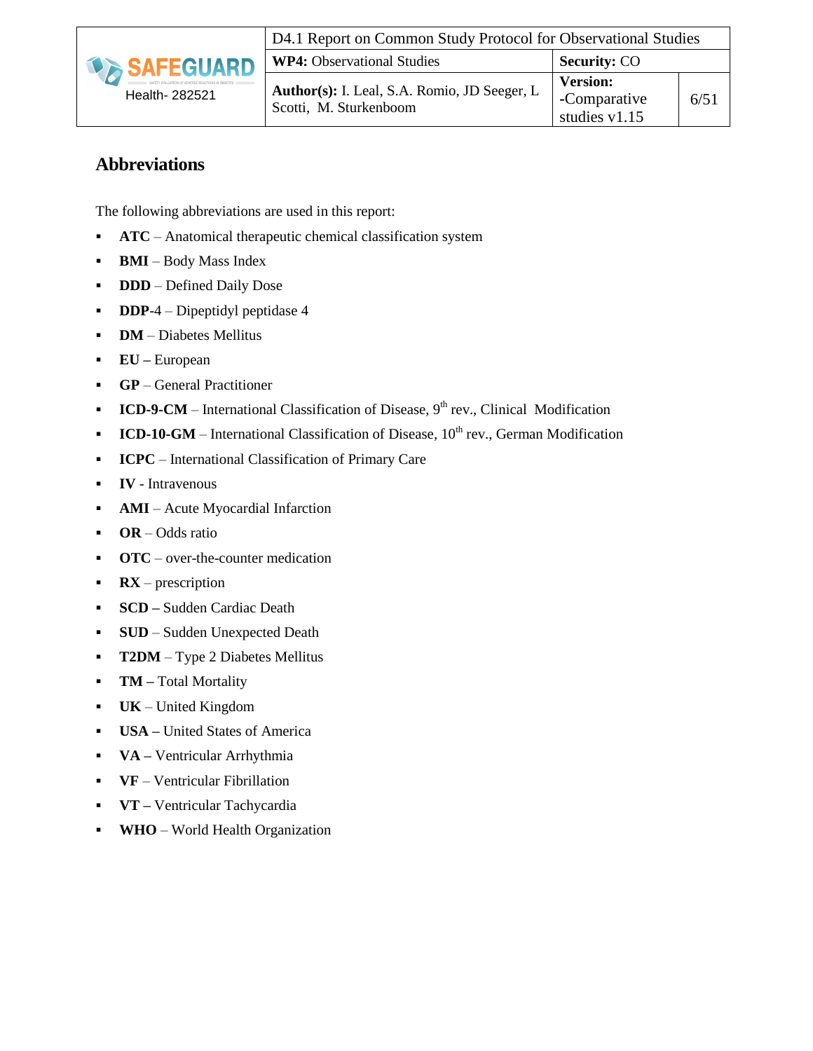## Abbreviations

The following abbreviations are used in this report:

- **ATC** – Anatomical therapeutic chemical classification system
- **BMI** – Body Mass Index
- **DDD** – Defined Daily Dose
- **DDP**-4 – Dipeptidyl peptidase 4
- **DM** – Diabetes Mellitus
- **EU –** European
- **GP** – General Practitioner
- **ICD-9-CM** – International Classification of Disease, 9th rev., Clinical Modification
- **ICD-10-GM** – International Classification of Disease, 10th rev., German Modification
- **ICPC** – International Classification of Primary Care
- **IV** - Intravenous
- **AMI** – Acute Myocardial Infarction
- **OR** – Odds ratio
- **OTC** – over-the-counter medication
- **RX** – prescription
- **SCD –** Sudden Cardiac Death
- **SUD** – Sudden Unexpected Death
- **T2DM** – Type 2 Diabetes Mellitus
- **TM –** Total Mortality
- **UK** – United Kingdom
- **USA –** United States of America
- **VA –** Ventricular Arrhythmia
- **VF** – Ventricular Fibrillation
- **VT –** Ventricular Tachycardia
- **WHO** – World Health Organization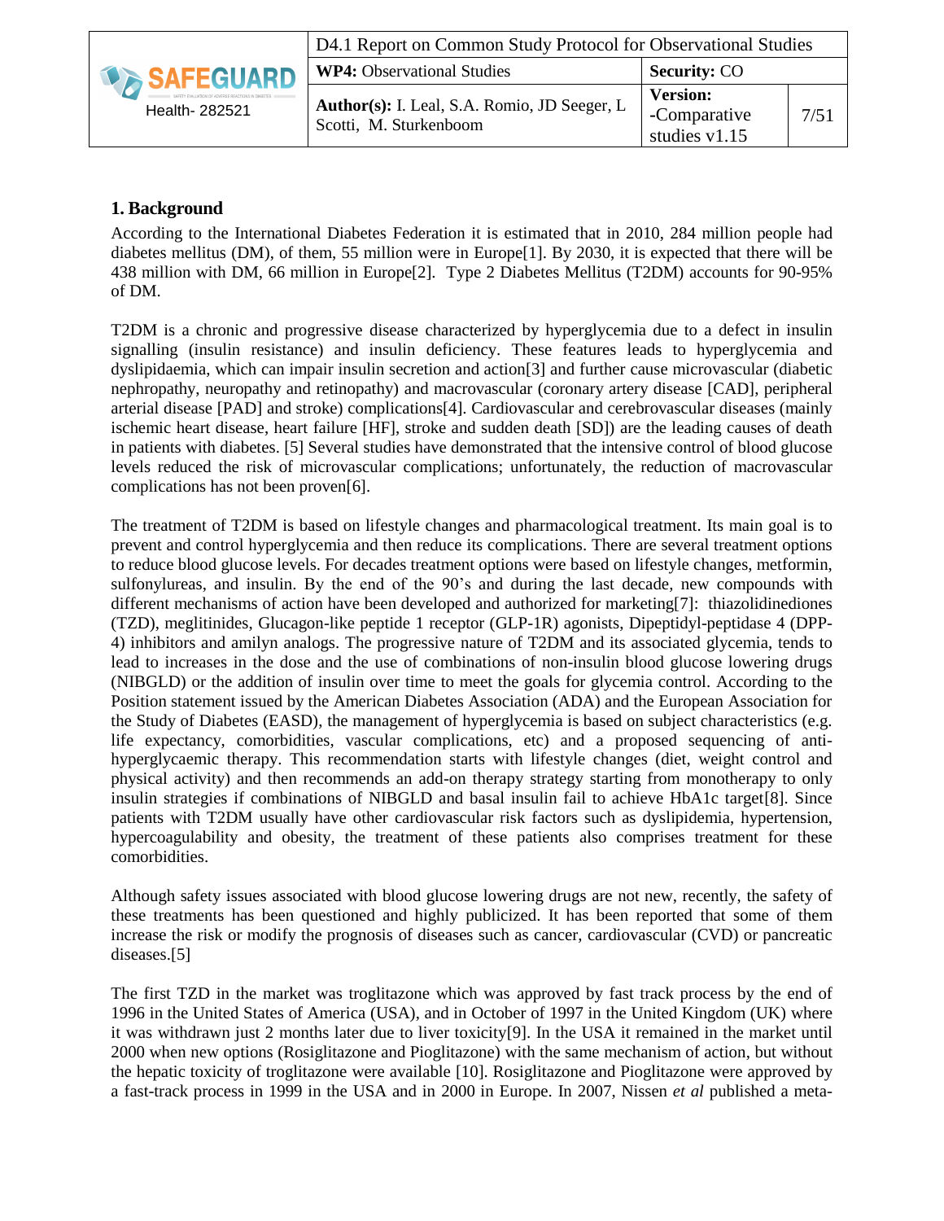# 1. Background

According to the International Diabetes Federation it is estimated that in 2010, 284 million people had diabetes mellitus (DM), of them, 55 million were in Europe[1]. By 2030, it is expected that there will be 438 million with DM, 66 million in Europe[2]. Type 2 Diabetes Mellitus (T2DM) accounts for 90-95% of DM.

T2DM is a chronic and progressive disease characterized by hyperglycemia due to a defect in insulin signalling (insulin resistance) and insulin deficiency. These features leads to hyperglycemia and dyslipidaemia, which can impair insulin secretion and action[3] and further cause microvascular (diabetic nephropathy, neuropathy and retinopathy) and macrovascular (coronary artery disease [CAD], peripheral arterial disease [PAD] and stroke) complications[4]. Cardiovascular and cerebrovascular diseases (mainly ischemic heart disease, heart failure [HF], stroke and sudden death [SD]) are the leading causes of death in patients with diabetes. [5] Several studies have demonstrated that the intensive control of blood glucose levels reduced the risk of microvascular complications; unfortunately, the reduction of macrovascular complications has not been proven[6].

The treatment of T2DM is based on lifestyle changes and pharmacological treatment. Its main goal is to prevent and control hyperglycemia and then reduce its complications. There are several treatment options to reduce blood glucose levels. For decades treatment options were based on lifestyle changes, metformin, sulfonylureas, and insulin. By the end of the 90's and during the last decade, new compounds with different mechanisms of action have been developed and authorized for marketing[7]: thiazolidinediones (TZD), meglitinides, Glucagon-like peptide 1 receptor (GLP-1R) agonists, Dipeptidyl-peptidase 4 (DPP-4) inhibitors and amilyn analogs. The progressive nature of T2DM and its associated glycemia, tends to lead to increases in the dose and the use of combinations of non-insulin blood glucose lowering drugs (NIBGLD) or the addition of insulin over time to meet the goals for glycemia control. According to the Position statement issued by the American Diabetes Association (ADA) and the European Association for the Study of Diabetes (EASD), the management of hyperglycemia is based on subject characteristics (e.g. life expectancy, comorbidities, vascular complications, etc) and a proposed sequencing of anti-hyperglycaemic therapy. This recommendation starts with lifestyle changes (diet, weight control and physical activity) and then recommends an add-on therapy strategy starting from monotherapy to only insulin strategies if combinations of NIBGLD and basal insulin fail to achieve HbA1c target[8]. Since patients with T2DM usually have other cardiovascular risk factors such as dyslipidemia, hypertension, hypercoagulability and obesity, the treatment of these patients also comprises treatment for these comorbidities.

Although safety issues associated with blood glucose lowering drugs are not new, recently, the safety of these treatments has been questioned and highly publicized. It has been reported that some of them increase the risk or modify the prognosis of diseases such as cancer, cardiovascular (CVD) or pancreatic diseases.[5]

The first TZD in the market was troglitazone which was approved by fast track process by the end of 1996 in the United States of America (USA), and in October of 1997 in the United Kingdom (UK) where it was withdrawn just 2 months later due to liver toxicity[9]. In the USA it remained in the market until 2000 when new options (Rosiglitazone and Pioglitazone) with the same mechanism of action, but without the hepatic toxicity of troglitazone were available [10]. Rosiglitazone and Pioglitazone were approved by a fast-track process in 1999 in the USA and in 2000 in Europe. In 2007, Nissen *et al* published a meta-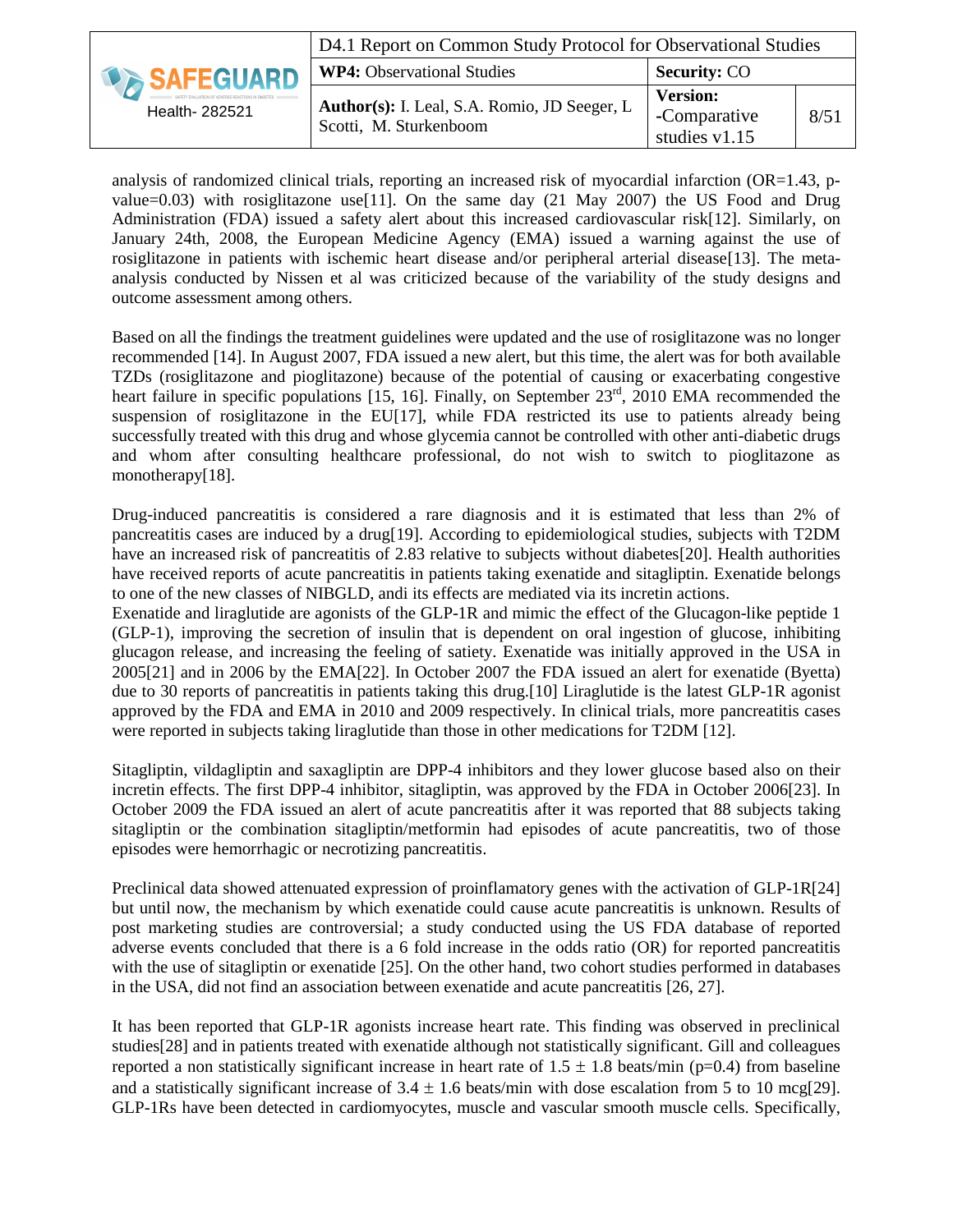analysis of randomized clinical trials, reporting an increased risk of myocardial infarction (OR=1.43, p-value=0.03) with rosiglitazone use[11]. On the same day (21 May 2007) the US Food and Drug Administration (FDA) issued a safety alert about this increased cardiovascular risk[12]. Similarly, on January 24th, 2008, the European Medicine Agency (EMA) issued a warning against the use of rosiglitazone in patients with ischemic heart disease and/or peripheral arterial disease[13]. The meta-analysis conducted by Nissen et al was criticized because of the variability of the study designs and outcome assessment among others.

Based on all the findings the treatment guidelines were updated and the use of rosiglitazone was no longer recommended [14]. In August 2007, FDA issued a new alert, but this time, the alert was for both available TZDs (rosiglitazone and pioglitazone) because of the potential of causing or exacerbating congestive heart failure in specific populations [15, 16]. Finally, on September 23rd, 2010 EMA recommended the suspension of rosiglitazone in the EU[17], while FDA restricted its use to patients already being successfully treated with this drug and whose glycemia cannot be controlled with other anti-diabetic drugs and whom after consulting healthcare professional, do not wish to switch to pioglitazone as monotherapy[18].

Drug-induced pancreatitis is considered a rare diagnosis and it is estimated that less than 2% of pancreatitis cases are induced by a drug[19]. According to epidemiological studies, subjects with T2DM have an increased risk of pancreatitis of 2.83 relative to subjects without diabetes[20]. Health authorities have received reports of acute pancreatitis in patients taking exenatide and sitagliptin. Exenatide belongs to one of the new classes of NIBGLD, andi its effects are mediated via its incretin actions.
Exenatide and liraglutide are agonists of the GLP-1R and mimic the effect of the Glucagon-like peptide 1 (GLP-1), improving the secretion of insulin that is dependent on oral ingestion of glucose, inhibiting glucagon release, and increasing the feeling of satiety. Exenatide was initially approved in the USA in 2005[21] and in 2006 by the EMA[22]. In October 2007 the FDA issued an alert for exenatide (Byetta) due to 30 reports of pancreatitis in patients taking this drug.[10] Liraglutide is the latest GLP-1R agonist approved by the FDA and EMA in 2010 and 2009 respectively. In clinical trials, more pancreatitis cases were reported in subjects taking liraglutide than those in other medications for T2DM [12].

Sitagliptin, vildagliptin and saxagliptin are DPP-4 inhibitors and they lower glucose based also on their incretin effects. The first DPP-4 inhibitor, sitagliptin, was approved by the FDA in October 2006[23]. In October 2009 the FDA issued an alert of acute pancreatitis after it was reported that 88 subjects taking sitagliptin or the combination sitagliptin/metformin had episodes of acute pancreatitis, two of those episodes were hemorrhagic or necrotizing pancreatitis.

Preclinical data showed attenuated expression of proinflamatory genes with the activation of GLP-1R[24] but until now, the mechanism by which exenatide could cause acute pancreatitis is unknown. Results of post marketing studies are controversial; a study conducted using the US FDA database of reported adverse events concluded that there is a 6 fold increase in the odds ratio (OR) for reported pancreatitis with the use of sitagliptin or exenatide [25]. On the other hand, two cohort studies performed in databases in the USA, did not find an association between exenatide and acute pancreatitis [26, 27].

It has been reported that GLP-1R agonists increase heart rate. This finding was observed in preclinical studies[28] and in patients treated with exenatide although not statistically significant. Gill and colleagues reported a non statistically significant increase in heart rate of $1.5 \pm 1.8$ beats/min (p=0.4) from baseline and a statistically significant increase of $3.4 \pm 1.6$ beats/min with dose escalation from 5 to 10 mcg[29]. GLP-1Rs have been detected in cardiomyocytes, muscle and vascular smooth muscle cells. Specifically,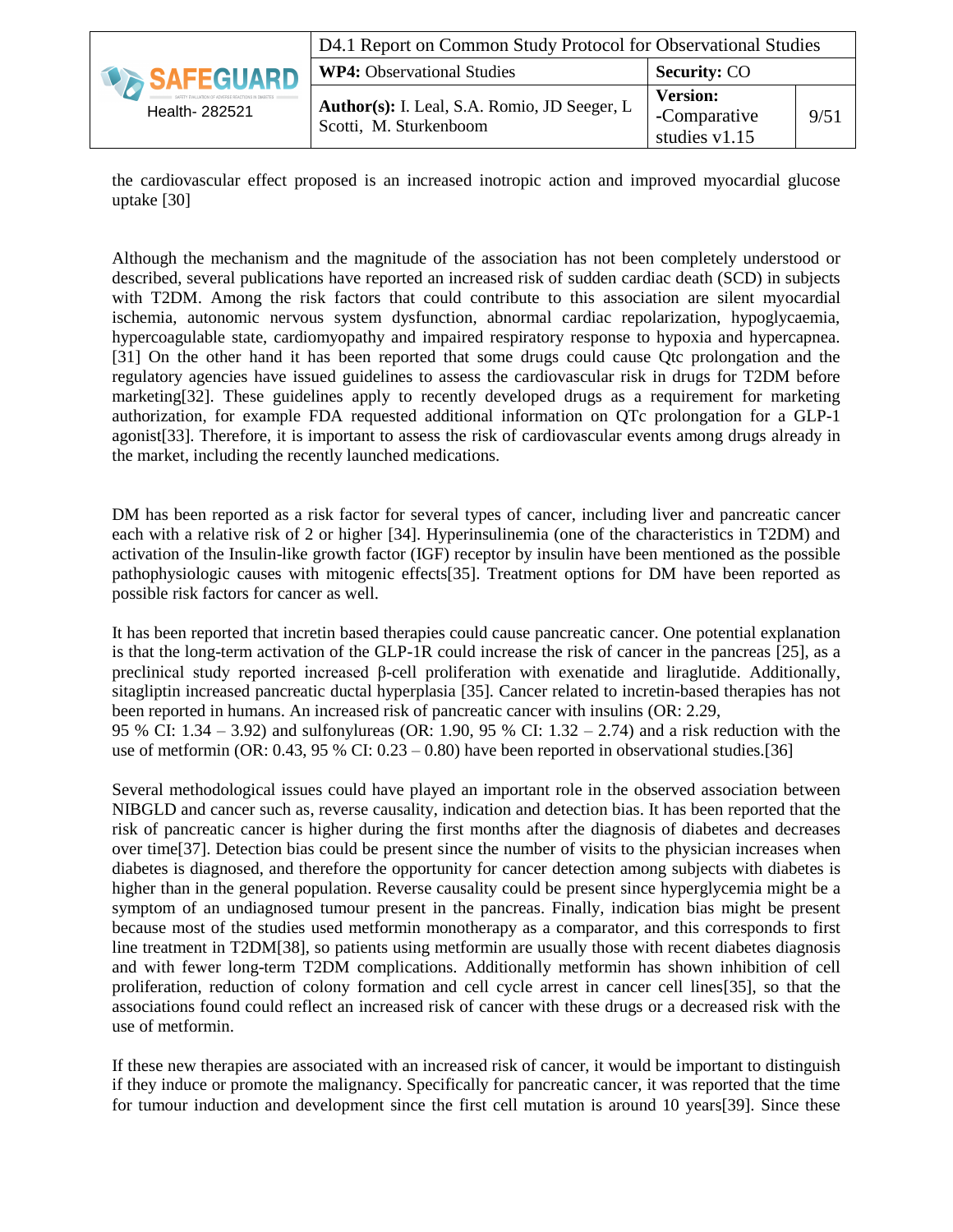the cardiovascular effect proposed is an increased inotropic action and improved myocardial glucose uptake [30]

Although the mechanism and the magnitude of the association has not been completely understood or described, several publications have reported an increased risk of sudden cardiac death (SCD) in subjects with T2DM. Among the risk factors that could contribute to this association are silent myocardial ischemia, autonomic nervous system dysfunction, abnormal cardiac repolarization, hypoglycaemia, hypercoagulable state, cardiomyopathy and impaired respiratory response to hypoxia and hypercapnea. [31] On the other hand it has been reported that some drugs could cause Qtc prolongation and the regulatory agencies have issued guidelines to assess the cardiovascular risk in drugs for T2DM before marketing[32]. These guidelines apply to recently developed drugs as a requirement for marketing authorization, for example FDA requested additional information on QTc prolongation for a GLP-1 agonist[33]. Therefore, it is important to assess the risk of cardiovascular events among drugs already in the market, including the recently launched medications.

DM has been reported as a risk factor for several types of cancer, including liver and pancreatic cancer each with a relative risk of 2 or higher [34]. Hyperinsulinemia (one of the characteristics in T2DM) and activation of the Insulin-like growth factor (IGF) receptor by insulin have been mentioned as the possible pathophysiologic causes with mitogenic effects[35]. Treatment options for DM have been reported as possible risk factors for cancer as well.

It has been reported that incretin based therapies could cause pancreatic cancer. One potential explanation is that the long-term activation of the GLP-1R could increase the risk of cancer in the pancreas [25], as a preclinical study reported increased β-cell proliferation with exenatide and liraglutide. Additionally, sitagliptin increased pancreatic ductal hyperplasia [35]. Cancer related to incretin-based therapies has not been reported in humans. An increased risk of pancreatic cancer with insulins (OR: 2.29, 95 % CI: 1.34 – 3.92) and sulfonylureas (OR: 1.90, 95 % CI: 1.32 – 2.74) and a risk reduction with the use of metformin (OR: 0.43, 95 % CI: 0.23 – 0.80) have been reported in observational studies.[36]

Several methodological issues could have played an important role in the observed association between NIBGLD and cancer such as, reverse causality, indication and detection bias. It has been reported that the risk of pancreatic cancer is higher during the first months after the diagnosis of diabetes and decreases over time[37]. Detection bias could be present since the number of visits to the physician increases when diabetes is diagnosed, and therefore the opportunity for cancer detection among subjects with diabetes is higher than in the general population. Reverse causality could be present since hyperglycemia might be a symptom of an undiagnosed tumour present in the pancreas. Finally, indication bias might be present because most of the studies used metformin monotherapy as a comparator, and this corresponds to first line treatment in T2DM[38], so patients using metformin are usually those with recent diabetes diagnosis and with fewer long-term T2DM complications. Additionally metformin has shown inhibition of cell proliferation, reduction of colony formation and cell cycle arrest in cancer cell lines[35], so that the associations found could reflect an increased risk of cancer with these drugs or a decreased risk with the use of metformin.

If these new therapies are associated with an increased risk of cancer, it would be important to distinguish if they induce or promote the malignancy. Specifically for pancreatic cancer, it was reported that the time for tumour induction and development since the first cell mutation is around 10 years[39]. Since these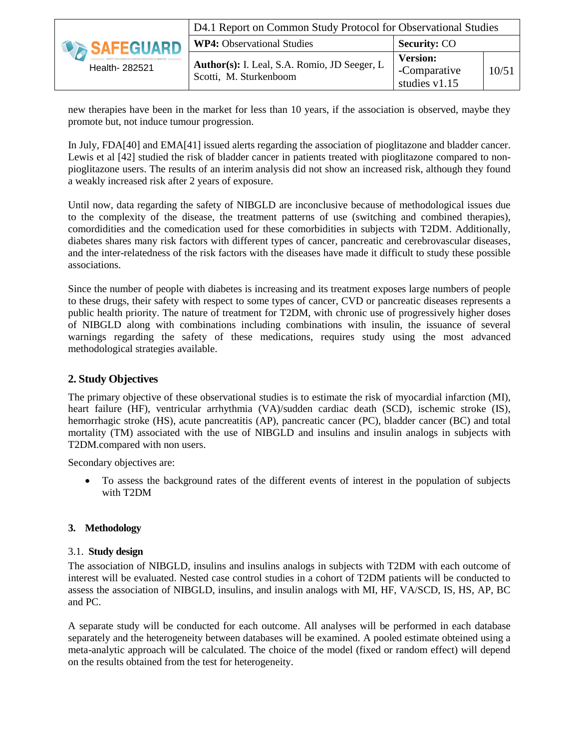new therapies have been in the market for less than 10 years, if the association is observed, maybe they promote but, not induce tumour progression.

In July, FDA[40] and EMA[41] issued alerts regarding the association of pioglitazone and bladder cancer. Lewis et al [42] studied the risk of bladder cancer in patients treated with pioglitazone compared to non-pioglitazone users. The results of an interim analysis did not show an increased risk, although they found a weakly increased risk after 2 years of exposure.

Until now, data regarding the safety of NIBGLD are inconclusive because of methodological issues due to the complexity of the disease, the treatment patterns of use (switching and combined therapies), comordidities and the comedication used for these comorbidities in subjects with T2DM. Additionally, diabetes shares many risk factors with different types of cancer, pancreatic and cerebrovascular diseases, and the inter-relatedness of the risk factors with the diseases have made it difficult to study these possible associations.

Since the number of people with diabetes is increasing and its treatment exposes large numbers of people to these drugs, their safety with respect to some types of cancer, CVD or pancreatic diseases represents a public health priority. The nature of treatment for T2DM, with chronic use of progressively higher doses of NIBGLD along with combinations including combinations with insulin, the issuance of several warnings regarding the safety of these medications, requires study using the most advanced methodological strategies available.

## 2. Study Objectives

The primary objective of these observational studies is to estimate the risk of myocardial infarction (MI), heart failure (HF), ventricular arrhythmia (VA)/sudden cardiac death (SCD), ischemic stroke (IS), hemorrhagic stroke (HS), acute pancreatitis (AP), pancreatic cancer (PC), bladder cancer (BC) and total mortality (TM) associated with the use of NIBGLD and insulins and insulin analogs in subjects with T2DM.compared with non users.

Secondary objectives are:

- To assess the background rates of the different events of interest in the population of subjects with T2DM

## 3. Methodology

### 3.1. Study design

The association of NIBGLD, insulins and insulins analogs in subjects with T2DM with each outcome of interest will be evaluated. Nested case control studies in a cohort of T2DM patients will be conducted to assess the association of NIBGLD, insulins, and insulin analogs with MI, HF, VA/SCD, IS, HS, AP, BC and PC.

A separate study will be conducted for each outcome. All analyses will be performed in each database separately and the heterogeneity between databases will be examined. A pooled estimate obteined using a meta-analytic approach will be calculated. The choice of the model (fixed or random effect) will depend on the results obtained from the test for heterogeneity.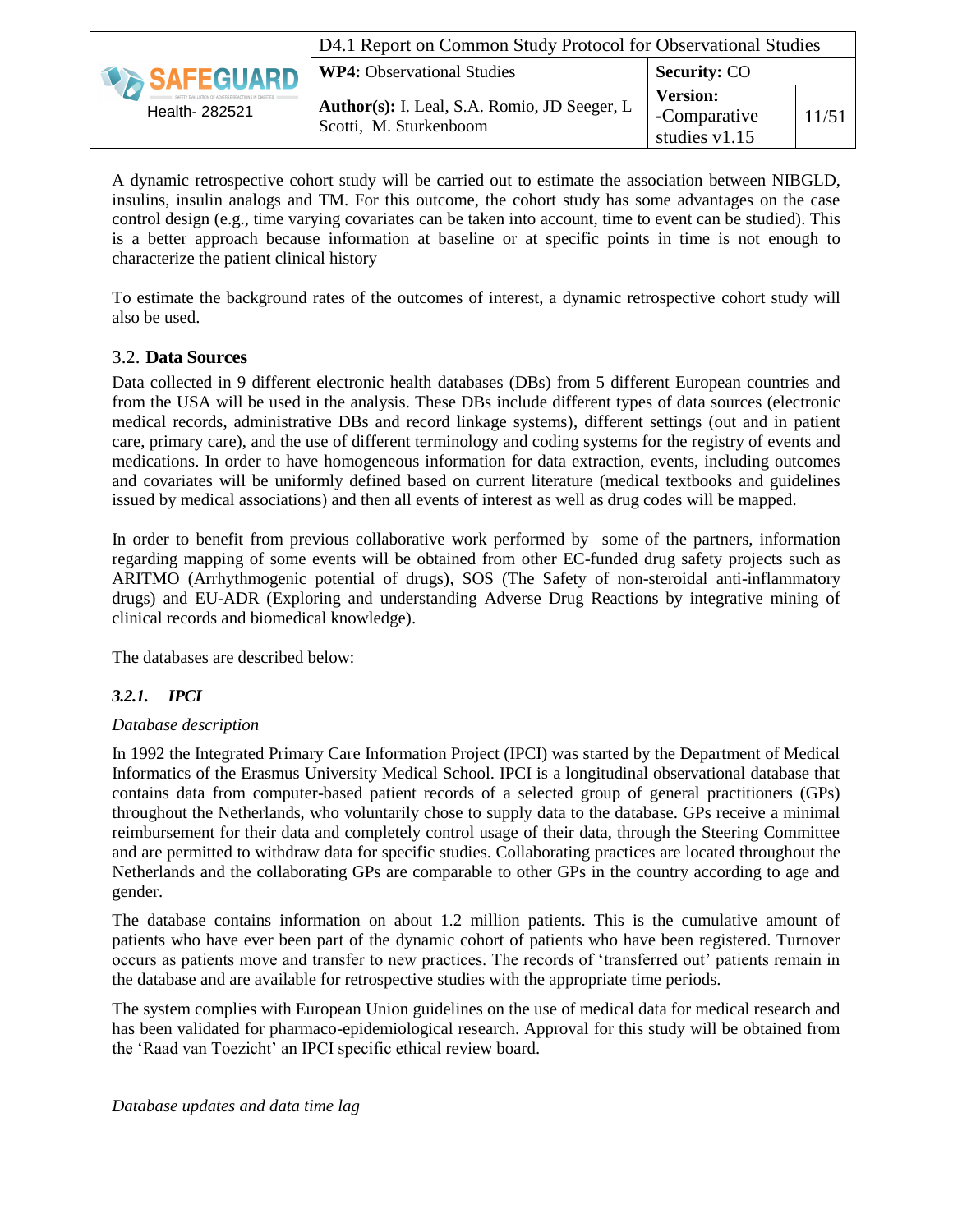A dynamic retrospective cohort study will be carried out to estimate the association between NIBGLD, insulins, insulin analogs and TM. For this outcome, the cohort study has some advantages on the case control design (e.g., time varying covariates can be taken into account, time to event can be studied). This is a better approach because information at baseline or at specific points in time is not enough to characterize the patient clinical history

To estimate the background rates of the outcomes of interest, a dynamic retrospective cohort study will also be used.

## 3.2. Data Sources

Data collected in 9 different electronic health databases (DBs) from 5 different European countries and from the USA will be used in the analysis. These DBs include different types of data sources (electronic medical records, administrative DBs and record linkage systems), different settings (out and in patient care, primary care), and the use of different terminology and coding systems for the registry of events and medications. In order to have homogeneous information for data extraction, events, including outcomes and covariates will be uniformly defined based on current literature (medical textbooks and guidelines issued by medical associations) and then all events of interest as well as drug codes will be mapped.

In order to benefit from previous collaborative work performed by some of the partners, information regarding mapping of some events will be obtained from other EC-funded drug safety projects such as ARITMO (Arrhythmogenic potential of drugs), SOS (The Safety of non-steroidal anti-inflammatory drugs) and EU-ADR (Exploring and understanding Adverse Drug Reactions by integrative mining of clinical records and biomedical knowledge).

The databases are described below:

### *3.2.1. IPCI*

*Database description*

In 1992 the Integrated Primary Care Information Project (IPCI) was started by the Department of Medical Informatics of the Erasmus University Medical School. IPCI is a longitudinal observational database that contains data from computer-based patient records of a selected group of general practitioners (GPs) throughout the Netherlands, who voluntarily chose to supply data to the database. GPs receive a minimal reimbursement for their data and completely control usage of their data, through the Steering Committee and are permitted to withdraw data for specific studies. Collaborating practices are located throughout the Netherlands and the collaborating GPs are comparable to other GPs in the country according to age and gender.

The database contains information on about 1.2 million patients. This is the cumulative amount of patients who have ever been part of the dynamic cohort of patients who have been registered. Turnover occurs as patients move and transfer to new practices. The records of 'transferred out' patients remain in the database and are available for retrospective studies with the appropriate time periods.

The system complies with European Union guidelines on the use of medical data for medical research and has been validated for pharmaco-epidemiological research. Approval for this study will be obtained from the 'Raad van Toezicht' an IPCI specific ethical review board.

*Database updates and data time lag*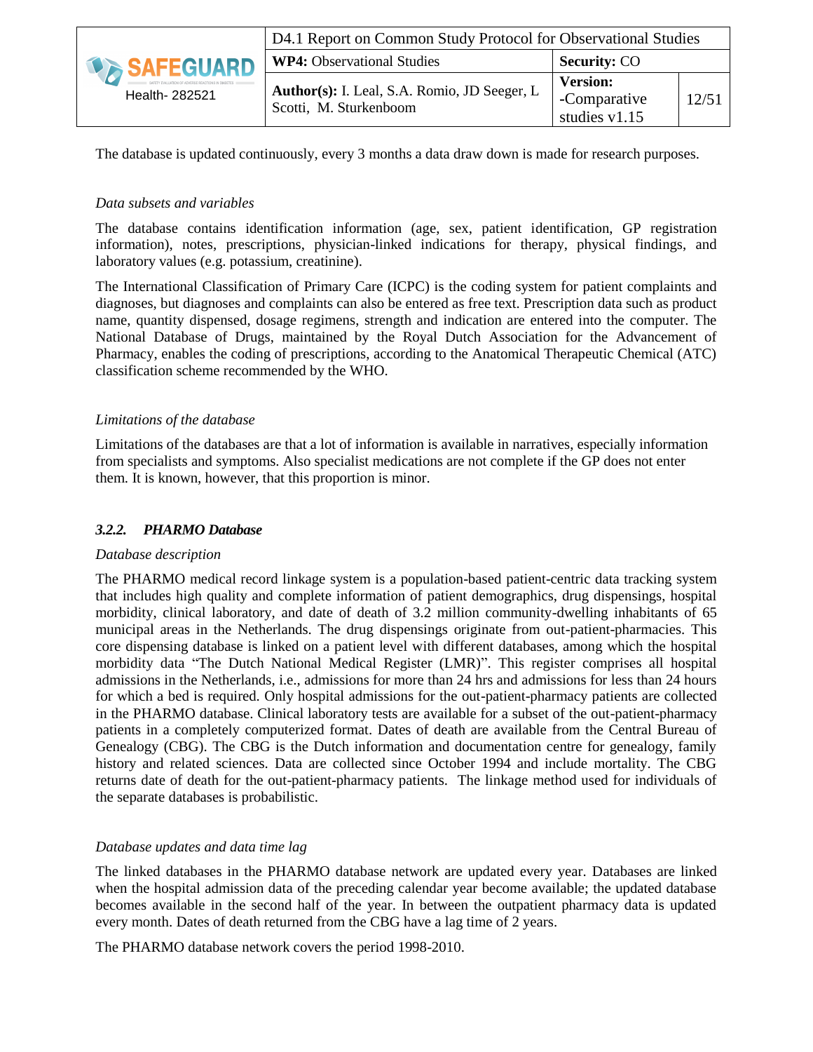The database is updated continuously, every 3 months a data draw down is made for research purposes.

*Data subsets and variables*

The database contains identification information (age, sex, patient identification, GP registration information), notes, prescriptions, physician-linked indications for therapy, physical findings, and laboratory values (e.g. potassium, creatinine).

The International Classification of Primary Care (ICPC) is the coding system for patient complaints and diagnoses, but diagnoses and complaints can also be entered as free text. Prescription data such as product name, quantity dispensed, dosage regimens, strength and indication are entered into the computer. The National Database of Drugs, maintained by the Royal Dutch Association for the Advancement of Pharmacy, enables the coding of prescriptions, according to the Anatomical Therapeutic Chemical (ATC) classification scheme recommended by the WHO.

*Limitations of the database*

Limitations of the databases are that a lot of information is available in narratives, especially information from specialists and symptoms. Also specialist medications are not complete if the GP does not enter them. It is known, however, that this proportion is minor.

### *3.2.2. PHARMO Database*

*Database description*

The PHARMO medical record linkage system is a population-based patient-centric data tracking system that includes high quality and complete information of patient demographics, drug dispensings, hospital morbidity, clinical laboratory, and date of death of 3.2 million community-dwelling inhabitants of 65 municipal areas in the Netherlands. The drug dispensings originate from out-patient-pharmacies. This core dispensing database is linked on a patient level with different databases, among which the hospital morbidity data "The Dutch National Medical Register (LMR)". This register comprises all hospital admissions in the Netherlands, i.e., admissions for more than 24 hrs and admissions for less than 24 hours for which a bed is required. Only hospital admissions for the out-patient-pharmacy patients are collected in the PHARMO database. Clinical laboratory tests are available for a subset of the out-patient-pharmacy patients in a completely computerized format. Dates of death are available from the Central Bureau of Genealogy (CBG). The CBG is the Dutch information and documentation centre for genealogy, family history and related sciences. Data are collected since October 1994 and include mortality. The CBG returns date of death for the out-patient-pharmacy patients. The linkage method used for individuals of the separate databases is probabilistic.

*Database updates and data time lag*

The linked databases in the PHARMO database network are updated every year. Databases are linked when the hospital admission data of the preceding calendar year become available; the updated database becomes available in the second half of the year. In between the outpatient pharmacy data is updated every month. Dates of death returned from the CBG have a lag time of 2 years.

The PHARMO database network covers the period 1998-2010.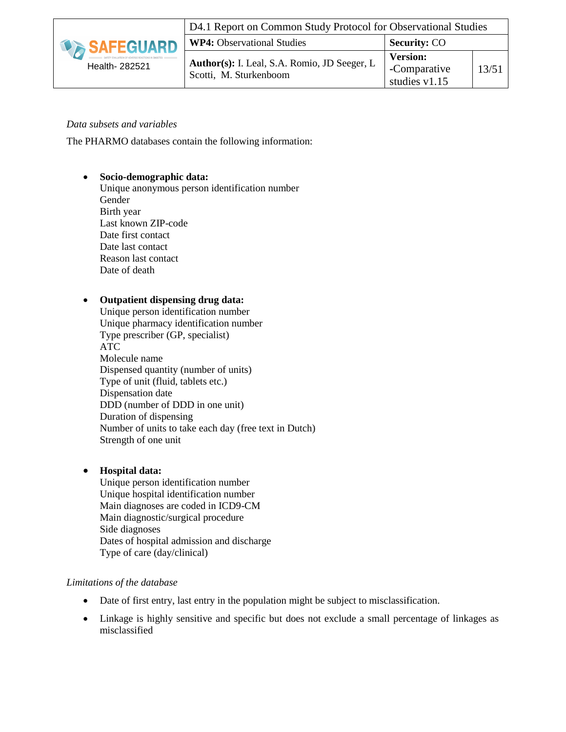*Data subsets and variables*

The PHARMO databases contain the following information:

- **Socio-demographic data:**
  Unique anonymous person identification number
  Gender
  Birth year
  Last known ZIP-code
  Date first contact
  Date last contact
  Reason last contact
  Date of death

- **Outpatient dispensing drug data:**
  Unique person identification number
  Unique pharmacy identification number
  Type prescriber (GP, specialist)
  ATC
  Molecule name
  Dispensed quantity (number of units)
  Type of unit (fluid, tablets etc.)
  Dispensation date
  DDD (number of DDD in one unit)
  Duration of dispensing
  Number of units to take each day (free text in Dutch)
  Strength of one unit

- **Hospital data:**
  Unique person identification number
  Unique hospital identification number
  Main diagnoses are coded in ICD9-CM
  Main diagnostic/surgical procedure
  Side diagnoses
  Dates of hospital admission and discharge
  Type of care (day/clinical)

*Limitations of the database*

- Date of first entry, last entry in the population might be subject to misclassification.
- Linkage is highly sensitive and specific but does not exclude a small percentage of linkages as misclassified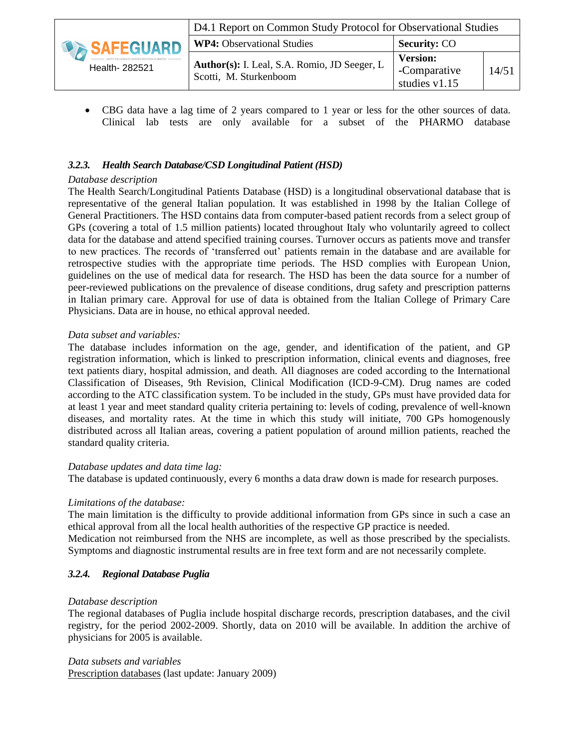- CBG data have a lag time of 2 years compared to 1 year or less for the other sources of data. Clinical lab tests are only available for a subset of the PHARMO database

### *3.2.3. Health Search Database/CSD Longitudinal Patient (HSD)*

*Database description*

The Health Search/Longitudinal Patients Database (HSD) is a longitudinal observational database that is representative of the general Italian population. It was established in 1998 by the Italian College of General Practitioners. The HSD contains data from computer-based patient records from a select group of GPs (covering a total of 1.5 million patients) located throughout Italy who voluntarily agreed to collect data for the database and attend specified training courses. Turnover occurs as patients move and transfer to new practices. The records of 'transferred out' patients remain in the database and are available for retrospective studies with the appropriate time periods. The HSD complies with European Union, guidelines on the use of medical data for research. The HSD has been the data source for a number of peer-reviewed publications on the prevalence of disease conditions, drug safety and prescription patterns in Italian primary care. Approval for use of data is obtained from the Italian College of Primary Care Physicians. Data are in house, no ethical approval needed.

*Data subset and variables:*

The database includes information on the age, gender, and identification of the patient, and GP registration information, which is linked to prescription information, clinical events and diagnoses, free text patients diary, hospital admission, and death. All diagnoses are coded according to the International Classification of Diseases, 9th Revision, Clinical Modification (ICD-9-CM). Drug names are coded according to the ATC classification system. To be included in the study, GPs must have provided data for at least 1 year and meet standard quality criteria pertaining to: levels of coding, prevalence of well-known diseases, and mortality rates. At the time in which this study will initiate, 700 GPs homogenously distributed across all Italian areas, covering a patient population of around million patients, reached the standard quality criteria.

*Database updates and data time lag:*

The database is updated continuously, every 6 months a data draw down is made for research purposes.

*Limitations of the database:*

The main limitation is the difficulty to provide additional information from GPs since in such a case an ethical approval from all the local health authorities of the respective GP practice is needed.
Medication not reimbursed from the NHS are incomplete, as well as those prescribed by the specialists. Symptoms and diagnostic instrumental results are in free text form and are not necessarily complete.

### *3.2.4. Regional Database Puglia*

*Database description*

The regional databases of Puglia include hospital discharge records, prescription databases, and the civil registry, for the period 2002-2009. Shortly, data on 2010 will be available. In addition the archive of physicians for 2005 is available.

*Data subsets and variables*

<u>Prescription databases</u> (last update: January 2009)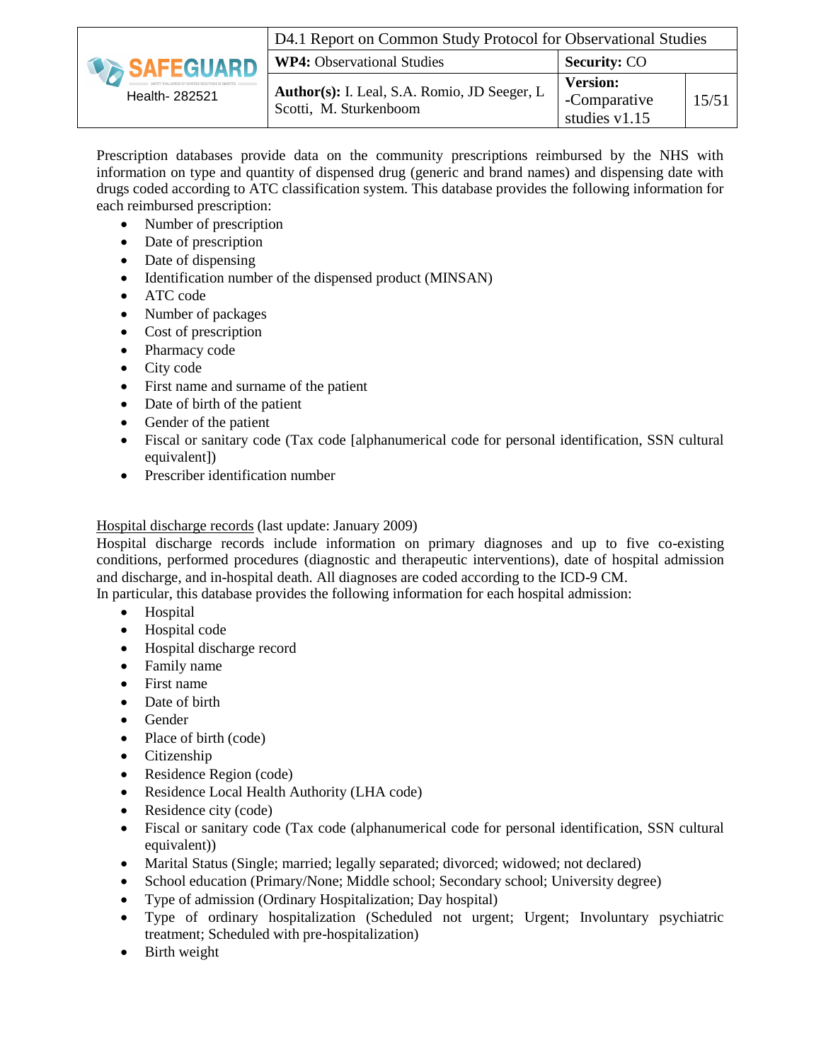Prescription databases provide data on the community prescriptions reimbursed by the NHS with information on type and quantity of dispensed drug (generic and brand names) and dispensing date with drugs coded according to ATC classification system. This database provides the following information for each reimbursed prescription:

- Number of prescription
- Date of prescription
- Date of dispensing
- Identification number of the dispensed product (MINSAN)
- ATC code
- Number of packages
- Cost of prescription
- Pharmacy code
- City code
- First name and surname of the patient
- Date of birth of the patient
- Gender of the patient
- Fiscal or sanitary code (Tax code [alphanumerical code for personal identification, SSN cultural equivalent])
- Prescriber identification number

Hospital discharge records (last update: January 2009)

Hospital discharge records include information on primary diagnoses and up to five co-existing conditions, performed procedures (diagnostic and therapeutic interventions), date of hospital admission and discharge, and in-hospital death. All diagnoses are coded according to the ICD-9 CM.

In particular, this database provides the following information for each hospital admission:

- Hospital
- Hospital code
- Hospital discharge record
- Family name
- First name
- Date of birth
- Gender
- Place of birth (code)
- Citizenship
- Residence Region (code)
- Residence Local Health Authority (LHA code)
- Residence city (code)
- Fiscal or sanitary code (Tax code (alphanumerical code for personal identification, SSN cultural equivalent))
- Marital Status (Single; married; legally separated; divorced; widowed; not declared)
- School education (Primary/None; Middle school; Secondary school; University degree)
- Type of admission (Ordinary Hospitalization; Day hospital)
- Type of ordinary hospitalization (Scheduled not urgent; Urgent; Involuntary psychiatric treatment; Scheduled with pre-hospitalization)
- Birth weight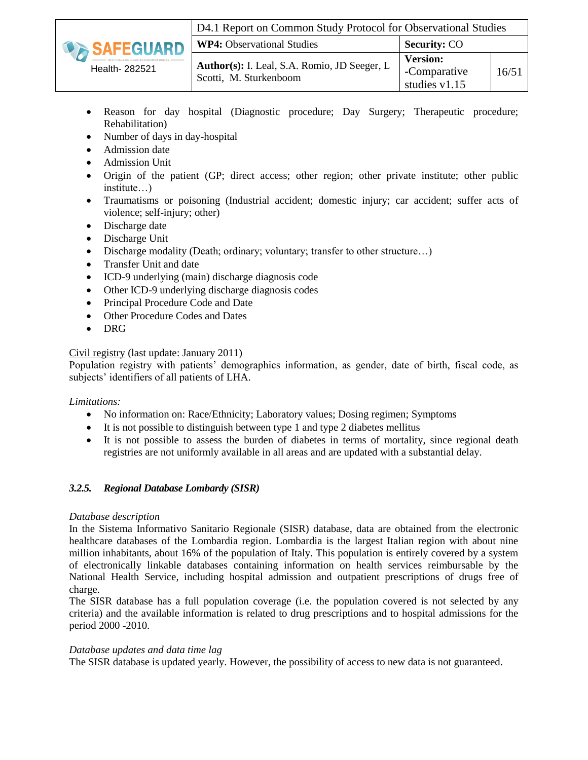- Reason for day hospital (Diagnostic procedure; Day Surgery; Therapeutic procedure; Rehabilitation)
- Number of days in day-hospital
- Admission date
- Admission Unit
- Origin of the patient (GP; direct access; other region; other private institute; other public institute…)
- Traumatisms or poisoning (Industrial accident; domestic injury; car accident; suffer acts of violence; self-injury; other)
- Discharge date
- Discharge Unit
- Discharge modality (Death; ordinary; voluntary; transfer to other structure…)
- Transfer Unit and date
- ICD-9 underlying (main) discharge diagnosis code
- Other ICD-9 underlying discharge diagnosis codes
- Principal Procedure Code and Date
- Other Procedure Codes and Dates
- DRG

<u>Civil registry</u> (last update: January 2011)
Population registry with patients' demographics information, as gender, date of birth, fiscal code, as subjects' identifiers of all patients of LHA.

*Limitations:*

- No information on: Race/Ethnicity; Laboratory values; Dosing regimen; Symptoms
- It is not possible to distinguish between type 1 and type 2 diabetes mellitus
- It is not possible to assess the burden of diabetes in terms of mortality, since regional death registries are not uniformly available in all areas and are updated with a substantial delay.

### *3.2.5. Regional Database Lombardy (SISR)*

*Database description*
In the Sistema Informativo Sanitario Regionale (SISR) database, data are obtained from the electronic healthcare databases of the Lombardia region. Lombardia is the largest Italian region with about nine million inhabitants, about 16% of the population of Italy. This population is entirely covered by a system of electronically linkable databases containing information on health services reimbursable by the National Health Service, including hospital admission and outpatient prescriptions of drugs free of charge.
The SISR database has a full population coverage (i.e. the population covered is not selected by any criteria) and the available information is related to drug prescriptions and to hospital admissions for the period 2000 -2010.

*Database updates and data time lag*
The SISR database is updated yearly. However, the possibility of access to new data is not guaranteed.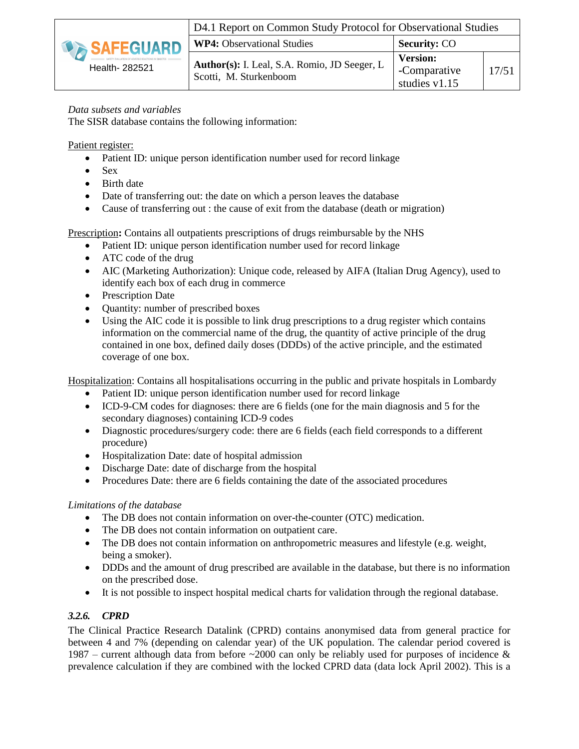*Data subsets and variables*

The SISR database contains the following information:

Patient register:

- Patient ID: unique person identification number used for record linkage
- Sex
- Birth date
- Date of transferring out: the date on which a person leaves the database
- Cause of transferring out : the cause of exit from the database (death or migration)

Prescription**:** Contains all outpatients prescriptions of drugs reimbursable by the NHS

- Patient ID: unique person identification number used for record linkage
- ATC code of the drug
- AIC (Marketing Authorization): Unique code, released by AIFA (Italian Drug Agency), used to identify each box of each drug in commerce
- Prescription Date
- Quantity: number of prescribed boxes
- Using the AIC code it is possible to link drug prescriptions to a drug register which contains information on the commercial name of the drug, the quantity of active principle of the drug contained in one box, defined daily doses (DDDs) of the active principle, and the estimated coverage of one box.

Hospitalization: Contains all hospitalisations occurring in the public and private hospitals in Lombardy

- Patient ID: unique person identification number used for record linkage
- ICD-9-CM codes for diagnoses: there are 6 fields (one for the main diagnosis and 5 for the secondary diagnoses) containing ICD-9 codes
- Diagnostic procedures/surgery code: there are 6 fields (each field corresponds to a different procedure)
- Hospitalization Date: date of hospital admission
- Discharge Date: date of discharge from the hospital
- Procedures Date: there are 6 fields containing the date of the associated procedures

*Limitations of the database*

- The DB does not contain information on over-the-counter (OTC) medication.
- The DB does not contain information on outpatient care.
- The DB does not contain information on anthropometric measures and lifestyle (e.g. weight, being a smoker).
- DDDs and the amount of drug prescribed are available in the database, but there is no information on the prescribed dose.
- It is not possible to inspect hospital medical charts for validation through the regional database.

### *3.2.6. CPRD*

The Clinical Practice Research Datalink (CPRD) contains anonymised data from general practice for between 4 and 7% (depending on calendar year) of the UK population. The calendar period covered is 1987 – current although data from before ~2000 can only be reliably used for purposes of incidence & prevalence calculation if they are combined with the locked CPRD data (data lock April 2002). This is a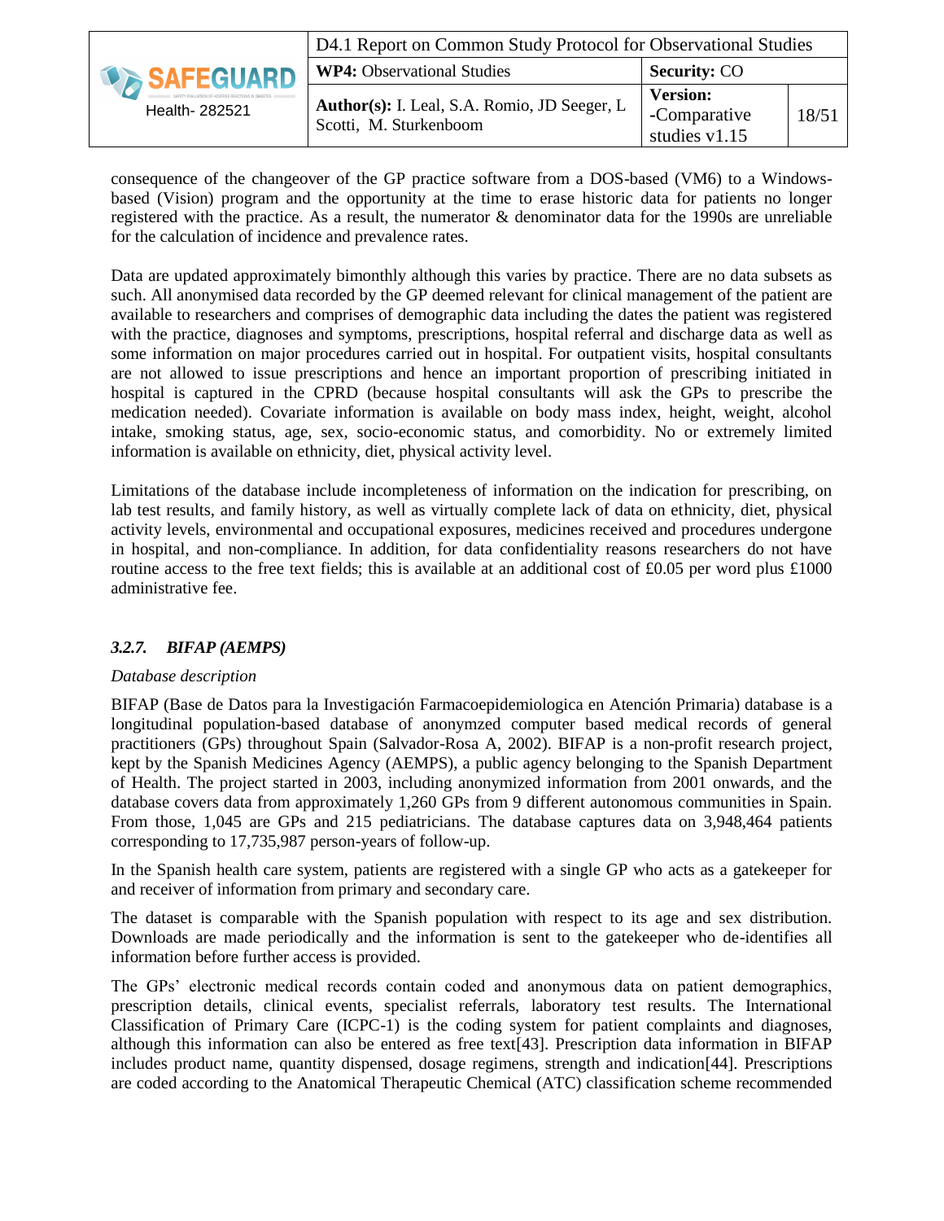consequence of the changeover of the GP practice software from a DOS-based (VM6) to a Windows-based (Vision) program and the opportunity at the time to erase historic data for patients no longer registered with the practice. As a result, the numerator & denominator data for the 1990s are unreliable for the calculation of incidence and prevalence rates.

Data are updated approximately bimonthly although this varies by practice. There are no data subsets as such. All anonymised data recorded by the GP deemed relevant for clinical management of the patient are available to researchers and comprises of demographic data including the dates the patient was registered with the practice, diagnoses and symptoms, prescriptions, hospital referral and discharge data as well as some information on major procedures carried out in hospital. For outpatient visits, hospital consultants are not allowed to issue prescriptions and hence an important proportion of prescribing initiated in hospital is captured in the CPRD (because hospital consultants will ask the GPs to prescribe the medication needed). Covariate information is available on body mass index, height, weight, alcohol intake, smoking status, age, sex, socio-economic status, and comorbidity. No or extremely limited information is available on ethnicity, diet, physical activity level.

Limitations of the database include incompleteness of information on the indication for prescribing, on lab test results, and family history, as well as virtually complete lack of data on ethnicity, diet, physical activity levels, environmental and occupational exposures, medicines received and procedures undergone in hospital, and non-compliance. In addition, for data confidentiality reasons researchers do not have routine access to the free text fields; this is available at an additional cost of £0.05 per word plus £1000 administrative fee.

### *3.2.7. BIFAP (AEMPS)*

*Database description*

BIFAP (Base de Datos para la Investigación Farmacoepidemiologica en Atención Primaria) database is a longitudinal population-based database of anonymzed computer based medical records of general practitioners (GPs) throughout Spain (Salvador-Rosa A, 2002). BIFAP is a non-profit research project, kept by the Spanish Medicines Agency (AEMPS), a public agency belonging to the Spanish Department of Health. The project started in 2003, including anonymized information from 2001 onwards, and the database covers data from approximately 1,260 GPs from 9 different autonomous communities in Spain. From those, 1,045 are GPs and 215 pediatricians. The database captures data on 3,948,464 patients corresponding to 17,735,987 person-years of follow-up.

In the Spanish health care system, patients are registered with a single GP who acts as a gatekeeper for and receiver of information from primary and secondary care.

The dataset is comparable with the Spanish population with respect to its age and sex distribution. Downloads are made periodically and the information is sent to the gatekeeper who de-identifies all information before further access is provided.

The GPs' electronic medical records contain coded and anonymous data on patient demographics, prescription details, clinical events, specialist referrals, laboratory test results. The International Classification of Primary Care (ICPC-1) is the coding system for patient complaints and diagnoses, although this information can also be entered as free text[43]. Prescription data information in BIFAP includes product name, quantity dispensed, dosage regimens, strength and indication[44]. Prescriptions are coded according to the Anatomical Therapeutic Chemical (ATC) classification scheme recommended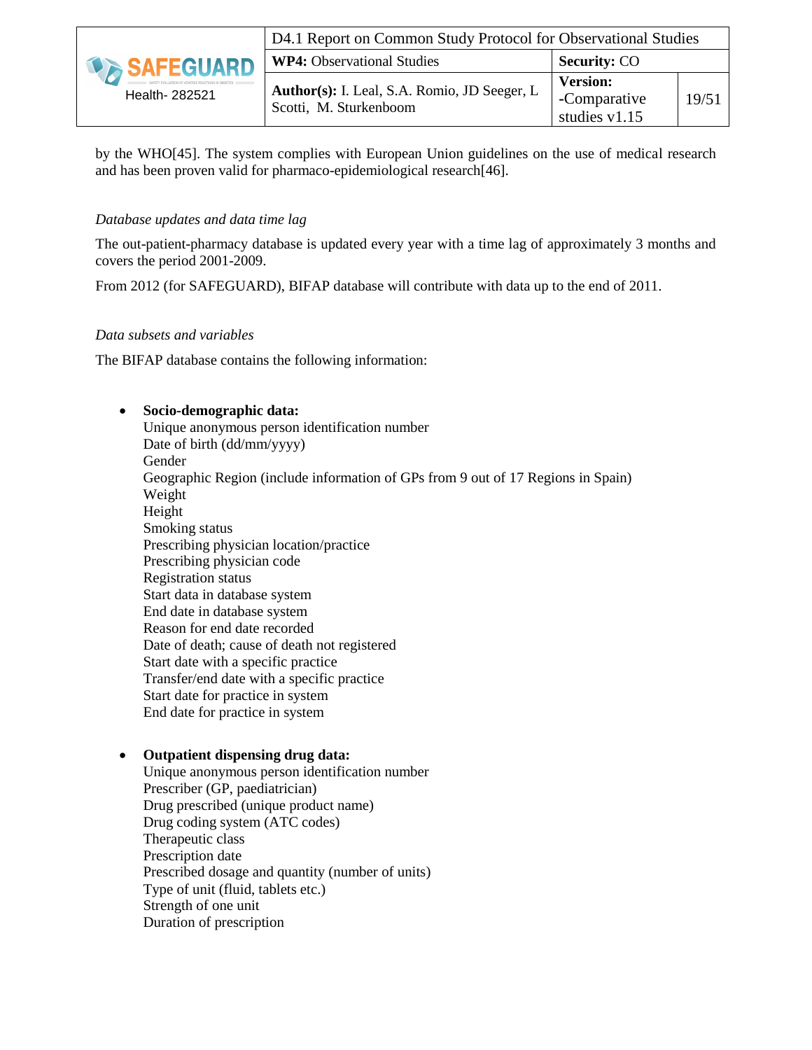by the WHO[45]. The system complies with European Union guidelines on the use of medical research and has been proven valid for pharmaco-epidemiological research[46].

*Database updates and data time lag*

The out-patient-pharmacy database is updated every year with a time lag of approximately 3 months and covers the period 2001-2009.

From 2012 (for SAFEGUARD), BIFAP database will contribute with data up to the end of 2011.

*Data subsets and variables*

The BIFAP database contains the following information:

- **Socio-demographic data:**
  Unique anonymous person identification number
  Date of birth (dd/mm/yyyy)
  Gender
  Geographic Region (include information of GPs from 9 out of 17 Regions in Spain)
  Weight
  Height
  Smoking status
  Prescribing physician location/practice
  Prescribing physician code
  Registration status
  Start data in database system
  End date in database system
  Reason for end date recorded
  Date of death; cause of death not registered
  Start date with a specific practice
  Transfer/end date with a specific practice
  Start date for practice in system
  End date for practice in system

- **Outpatient dispensing drug data:**
  Unique anonymous person identification number
  Prescriber (GP, paediatrician)
  Drug prescribed (unique product name)
  Drug coding system (ATC codes)
  Therapeutic class
  Prescription date
  Prescribed dosage and quantity (number of units)
  Type of unit (fluid, tablets etc.)
  Strength of one unit
  Duration of prescription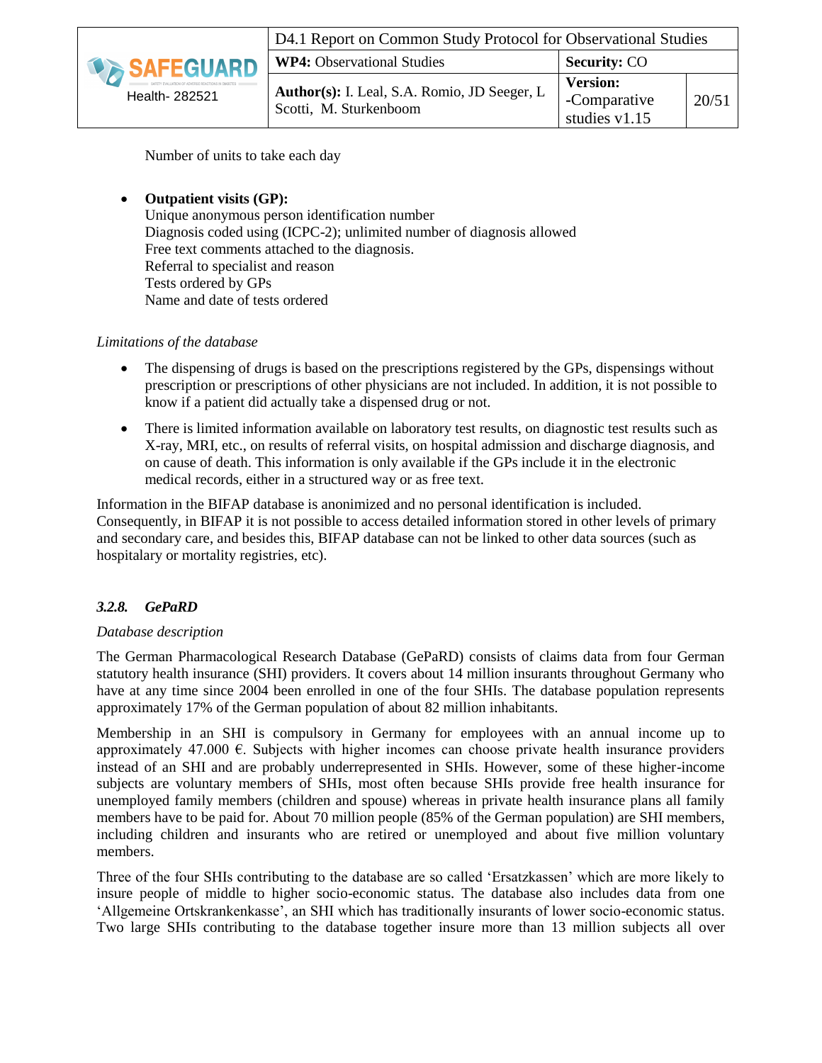Number of units to take each day

- **Outpatient visits (GP):**
  Unique anonymous person identification number
  Diagnosis coded using (ICPC-2); unlimited number of diagnosis allowed
  Free text comments attached to the diagnosis.
  Referral to specialist and reason
  Tests ordered by GPs
  Name and date of tests ordered

*Limitations of the database*

- The dispensing of drugs is based on the prescriptions registered by the GPs, dispensings without prescription or prescriptions of other physicians are not included. In addition, it is not possible to know if a patient did actually take a dispensed drug or not.
- There is limited information available on laboratory test results, on diagnostic test results such as X-ray, MRI, etc., on results of referral visits, on hospital admission and discharge diagnosis, and on cause of death. This information is only available if the GPs include it in the electronic medical records, either in a structured way or as free text.

Information in the BIFAP database is anonimized and no personal identification is included. Consequently, in BIFAP it is not possible to access detailed information stored in other levels of primary and secondary care, and besides this, BIFAP database can not be linked to other data sources (such as hospitalary or mortality registries, etc).

### *3.2.8. GePaRD*

*Database description*

The German Pharmacological Research Database (GePaRD) consists of claims data from four German statutory health insurance (SHI) providers. It covers about 14 million insurants throughout Germany who have at any time since 2004 been enrolled in one of the four SHIs. The database population represents approximately 17% of the German population of about 82 million inhabitants.

Membership in an SHI is compulsory in Germany for employees with an annual income up to approximately 47.000 €. Subjects with higher incomes can choose private health insurance providers instead of an SHI and are probably underrepresented in SHIs. However, some of these higher-income subjects are voluntary members of SHIs, most often because SHIs provide free health insurance for unemployed family members (children and spouse) whereas in private health insurance plans all family members have to be paid for. About 70 million people (85% of the German population) are SHI members, including children and insurants who are retired or unemployed and about five million voluntary members.

Three of the four SHIs contributing to the database are so called 'Ersatzkassen' which are more likely to insure people of middle to higher socio-economic status. The database also includes data from one 'Allgemeine Ortskrankenkasse', an SHI which has traditionally insurants of lower socio-economic status. Two large SHIs contributing to the database together insure more than 13 million subjects all over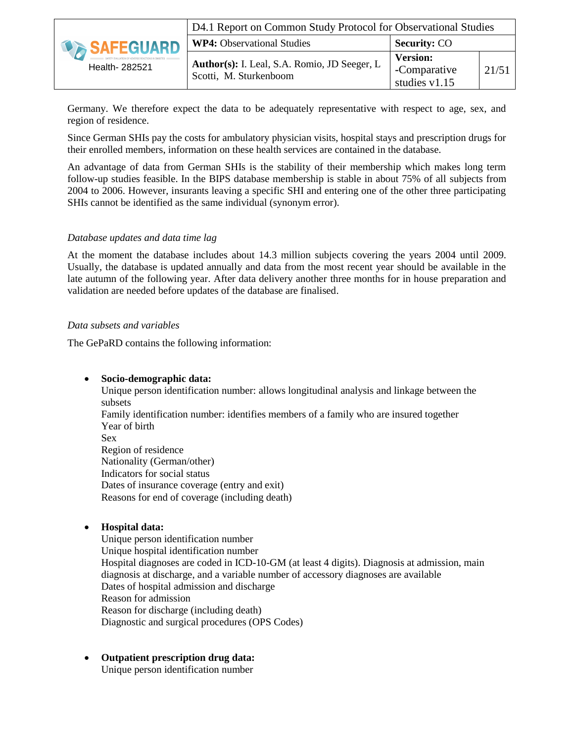Germany. We therefore expect the data to be adequately representative with respect to age, sex, and region of residence.

Since German SHIs pay the costs for ambulatory physician visits, hospital stays and prescription drugs for their enrolled members, information on these health services are contained in the database.

An advantage of data from German SHIs is the stability of their membership which makes long term follow-up studies feasible. In the BIPS database membership is stable in about 75% of all subjects from 2004 to 2006. However, insurants leaving a specific SHI and entering one of the other three participating SHIs cannot be identified as the same individual (synonym error).

*Database updates and data time lag*

At the moment the database includes about 14.3 million subjects covering the years 2004 until 2009. Usually, the database is updated annually and data from the most recent year should be available in the late autumn of the following year. After data delivery another three months for in house preparation and validation are needed before updates of the database are finalised.

*Data subsets and variables*

The GePaRD contains the following information:

- **Socio-demographic data:**
  Unique person identification number: allows longitudinal analysis and linkage between the subsets
  Family identification number: identifies members of a family who are insured together
  Year of birth
  Sex
  Region of residence
  Nationality (German/other)
  Indicators for social status
  Dates of insurance coverage (entry and exit)
  Reasons for end of coverage (including death)

- **Hospital data:**
  Unique person identification number
  Unique hospital identification number
  Hospital diagnoses are coded in ICD-10-GM (at least 4 digits). Diagnosis at admission, main diagnosis at discharge, and a variable number of accessory diagnoses are available
  Dates of hospital admission and discharge
  Reason for admission
  Reason for discharge (including death)
  Diagnostic and surgical procedures (OPS Codes)

- **Outpatient prescription drug data:**
  Unique person identification number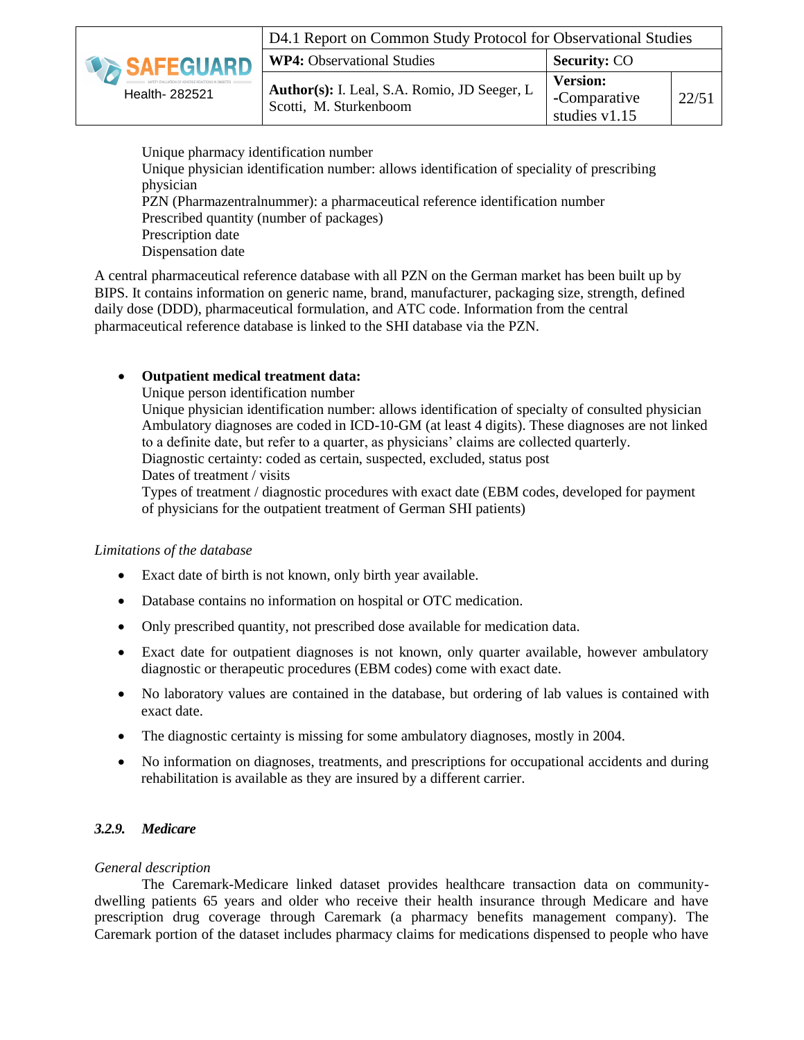Unique pharmacy identification number
Unique physician identification number: allows identification of speciality of prescribing physician
PZN (Pharmazentralnummer): a pharmaceutical reference identification number
Prescribed quantity (number of packages)
Prescription date
Dispensation date

A central pharmaceutical reference database with all PZN on the German market has been built up by BIPS. It contains information on generic name, brand, manufacturer, packaging size, strength, defined daily dose (DDD), pharmaceutical formulation, and ATC code. Information from the central pharmaceutical reference database is linked to the SHI database via the PZN.

- **Outpatient medical treatment data:**
  Unique person identification number
  Unique physician identification number: allows identification of specialty of consulted physician
  Ambulatory diagnoses are coded in ICD-10-GM (at least 4 digits). These diagnoses are not linked to a definite date, but refer to a quarter, as physicians' claims are collected quarterly.
  Diagnostic certainty: coded as certain, suspected, excluded, status post
  Dates of treatment / visits
  Types of treatment / diagnostic procedures with exact date (EBM codes, developed for payment of physicians for the outpatient treatment of German SHI patients)

*Limitations of the database*

- Exact date of birth is not known, only birth year available.
- Database contains no information on hospital or OTC medication.
- Only prescribed quantity, not prescribed dose available for medication data.
- Exact date for outpatient diagnoses is not known, only quarter available, however ambulatory diagnostic or therapeutic procedures (EBM codes) come with exact date.
- No laboratory values are contained in the database, but ordering of lab values is contained with exact date.
- The diagnostic certainty is missing for some ambulatory diagnoses, mostly in 2004.
- No information on diagnoses, treatments, and prescriptions for occupational accidents and during rehabilitation is available as they are insured by a different carrier.

### *3.2.9. Medicare*

*General description*

The Caremark-Medicare linked dataset provides healthcare transaction data on community-dwelling patients 65 years and older who receive their health insurance through Medicare and have prescription drug coverage through Caremark (a pharmacy benefits management company). The Caremark portion of the dataset includes pharmacy claims for medications dispensed to people who have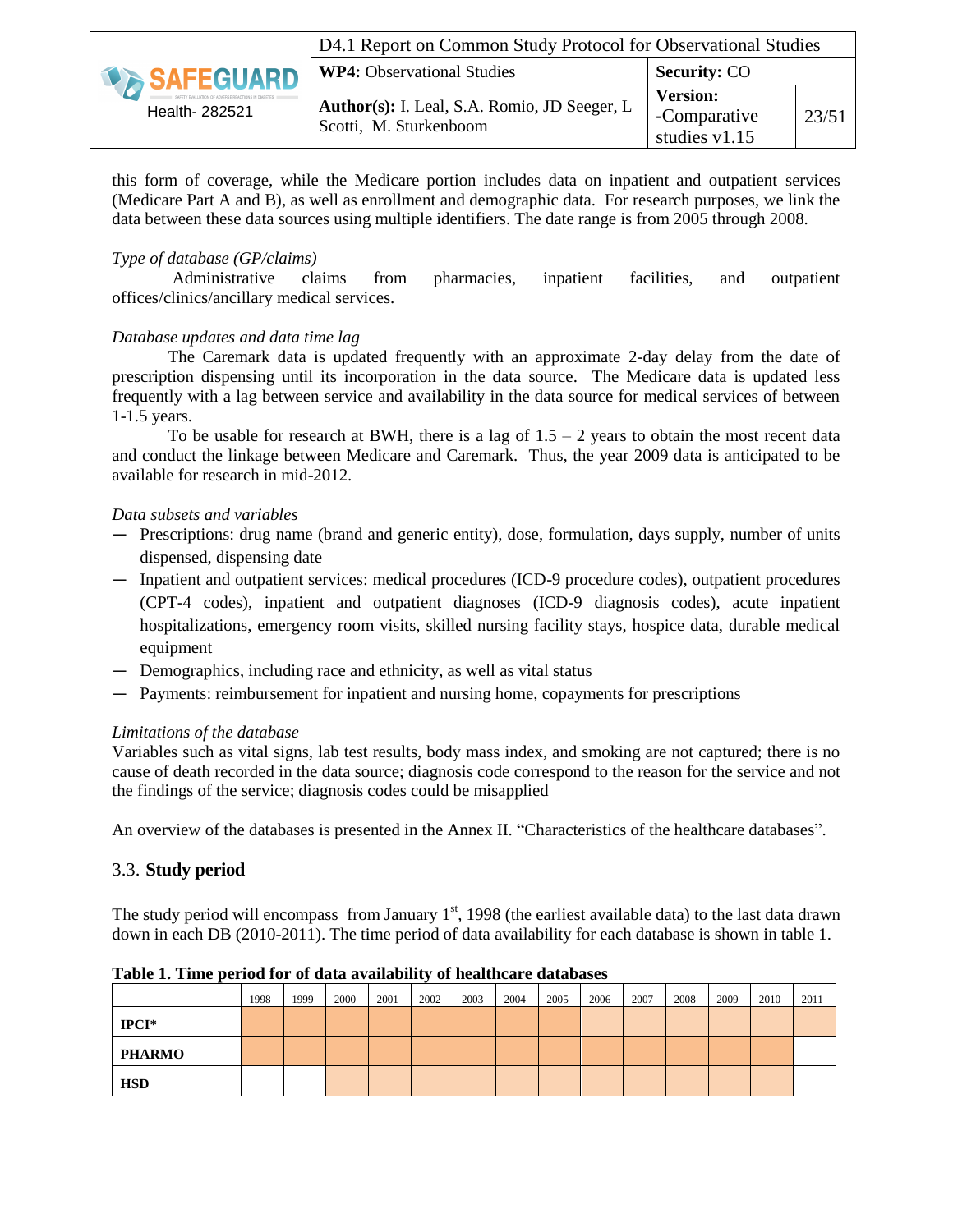this form of coverage, while the Medicare portion includes data on inpatient and outpatient services (Medicare Part A and B), as well as enrollment and demographic data. For research purposes, we link the data between these data sources using multiple identifiers. The date range is from 2005 through 2008.

*Type of database (GP/claims)*

Administrative claims from pharmacies, inpatient facilities, and outpatient offices/clinics/ancillary medical services.

*Database updates and data time lag*

The Caremark data is updated frequently with an approximate 2-day delay from the date of prescription dispensing until its incorporation in the data source. The Medicare data is updated less frequently with a lag between service and availability in the data source for medical services of between 1-1.5 years.

To be usable for research at BWH, there is a lag of 1.5 – 2 years to obtain the most recent data and conduct the linkage between Medicare and Caremark. Thus, the year 2009 data is anticipated to be available for research in mid-2012.

*Data subsets and variables*

- Prescriptions: drug name (brand and generic entity), dose, formulation, days supply, number of units dispensed, dispensing date
- Inpatient and outpatient services: medical procedures (ICD-9 procedure codes), outpatient procedures (CPT-4 codes), inpatient and outpatient diagnoses (ICD-9 diagnosis codes), acute inpatient hospitalizations, emergency room visits, skilled nursing facility stays, hospice data, durable medical equipment
- Demographics, including race and ethnicity, as well as vital status
- Payments: reimbursement for inpatient and nursing home, copayments for prescriptions

*Limitations of the database*

Variables such as vital signs, lab test results, body mass index, and smoking are not captured; there is no cause of death recorded in the data source; diagnosis code correspond to the reason for the service and not the findings of the service; diagnosis codes could be misapplied

An overview of the databases is presented in the Annex II. "Characteristics of the healthcare databases".

## 3.3. **Study period**

The study period will encompass from January 1st, 1998 (the earliest available data) to the last data drawn down in each DB (2010-2011). The time period of data availability for each database is shown in table 1.

**Table 1. Time period for of data availability of healthcare databases**

| | 1998 | 1999 | 2000 | 2001 | 2002 | 2003 | 2004 | 2005 | 2006 | 2007 | 2008 | 2009 | 2010 | 2011 |
|---|---|---|---|---|---|---|---|---|---|---|---|---|---|---|
| **IPCI*** | ■ | ■ | ■ | ■ | ■ | ■ | ■ | ■ | ■ | ■ | ■ | ■ | ■ | ■ |
| **PHARMO** | ■ | ■ | ■ | ■ | ■ | ■ | ■ | ■ | ■ | ■ | ■ | ■ | ■ | |
| **HSD** | | | ■ | ■ | ■ | ■ | ■ | ■ | ■ | ■ | ■ | ■ | ■ | |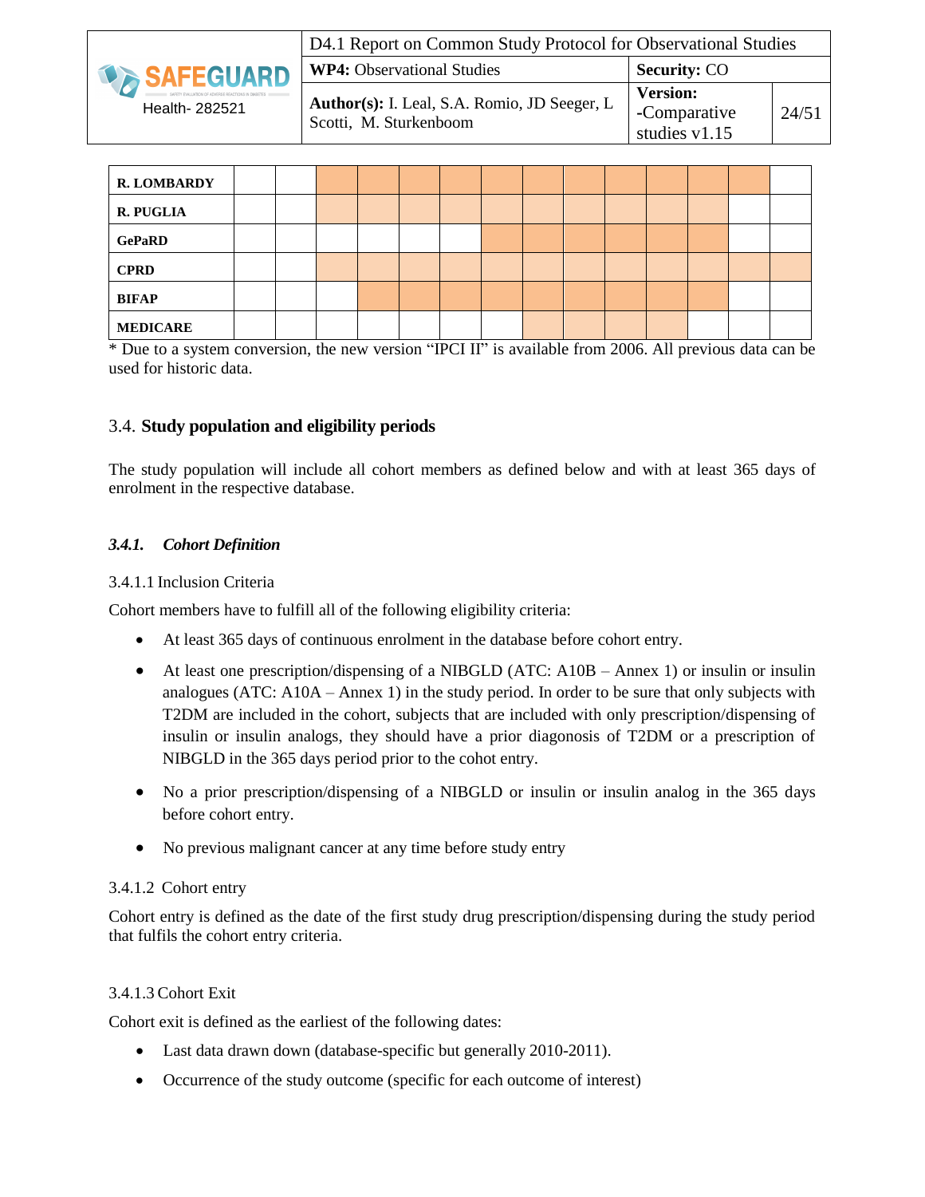| | | | | | | | | | | | | | | |
|---|---|---|---|---|---|---|---|---|---|---|---|---|---|---|
| **R. LOMBARDY** | | | | | | | | | | | | | | |
| **R. PUGLIA** | | | | | | | | | | | | | | |
| **GePaRD** | | | | | | | | | | | | | | |
| **CPRD** | | | | | | | | | | | | | | |
| **BIFAP** | | | | | | | | | | | | | | |
| **MEDICARE** | | | | | | | | | | | | | | |

* Due to a system conversion, the new version "IPCI II" is available from 2006. All previous data can be used for historic data.

## 3.4. Study population and eligibility periods

The study population will include all cohort members as defined below and with at least 365 days of enrolment in the respective database.

### *3.4.1. Cohort Definition*

#### 3.4.1.1 Inclusion Criteria

Cohort members have to fulfill all of the following eligibility criteria:

- At least 365 days of continuous enrolment in the database before cohort entry.
- At least one prescription/dispensing of a NIBGLD (ATC: A10B – Annex 1) or insulin or insulin analogues (ATC: A10A – Annex 1) in the study period. In order to be sure that only subjects with T2DM are included in the cohort, subjects that are included with only prescription/dispensing of insulin or insulin analogs, they should have a prior diagonosis of T2DM or a prescription of NIBGLD in the 365 days period prior to the cohot entry.
- No a prior prescription/dispensing of a NIBGLD or insulin or insulin analog in the 365 days before cohort entry.
- No previous malignant cancer at any time before study entry

#### 3.4.1.2 Cohort entry

Cohort entry is defined as the date of the first study drug prescription/dispensing during the study period that fulfils the cohort entry criteria.

#### 3.4.1.3 Cohort Exit

Cohort exit is defined as the earliest of the following dates:

- Last data drawn down (database-specific but generally 2010-2011).
- Occurrence of the study outcome (specific for each outcome of interest)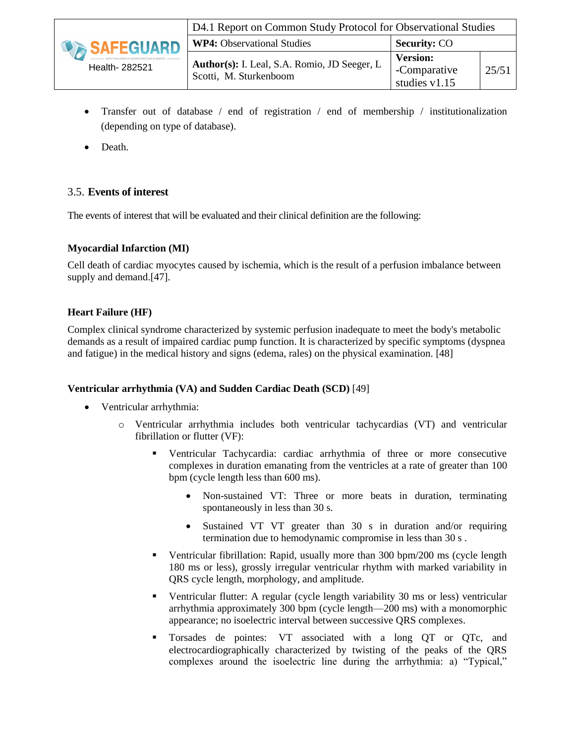- Transfer out of database / end of registration / end of membership / institutionalization (depending on type of database).
- Death.

## 3.5. Events of interest

The events of interest that will be evaluated and their clinical definition are the following:

**Myocardial Infarction (MI)**

Cell death of cardiac myocytes caused by ischemia, which is the result of a perfusion imbalance between supply and demand.[47].

**Heart Failure (HF)**

Complex clinical syndrome characterized by systemic perfusion inadequate to meet the body's metabolic demands as a result of impaired cardiac pump function. It is characterized by specific symptoms (dyspnea and fatigue) in the medical history and signs (edema, rales) on the physical examination. [48]

**Ventricular arrhythmia (VA) and Sudden Cardiac Death (SCD)** [49]

- Ventricular arrhythmia:
  - Ventricular arrhythmia includes both ventricular tachycardias (VT) and ventricular fibrillation or flutter (VF):
    - Ventricular Tachycardia: cardiac arrhythmia of three or more consecutive complexes in duration emanating from the ventricles at a rate of greater than 100 bpm (cycle length less than 600 ms).
      - Non-sustained VT: Three or more beats in duration, terminating spontaneously in less than 30 s.
      - Sustained VT VT greater than 30 s in duration and/or requiring termination due to hemodynamic compromise in less than 30 s .
    - Ventricular fibrillation: Rapid, usually more than 300 bpm/200 ms (cycle length 180 ms or less), grossly irregular ventricular rhythm with marked variability in QRS cycle length, morphology, and amplitude.
    - Ventricular flutter: A regular (cycle length variability 30 ms or less) ventricular arrhythmia approximately 300 bpm (cycle length—200 ms) with a monomorphic appearance; no isoelectric interval between successive QRS complexes.
    - Torsades de pointes: VT associated with a long QT or QTc, and electrocardiographically characterized by twisting of the peaks of the QRS complexes around the isoelectric line during the arrhythmia: a) "Typical,"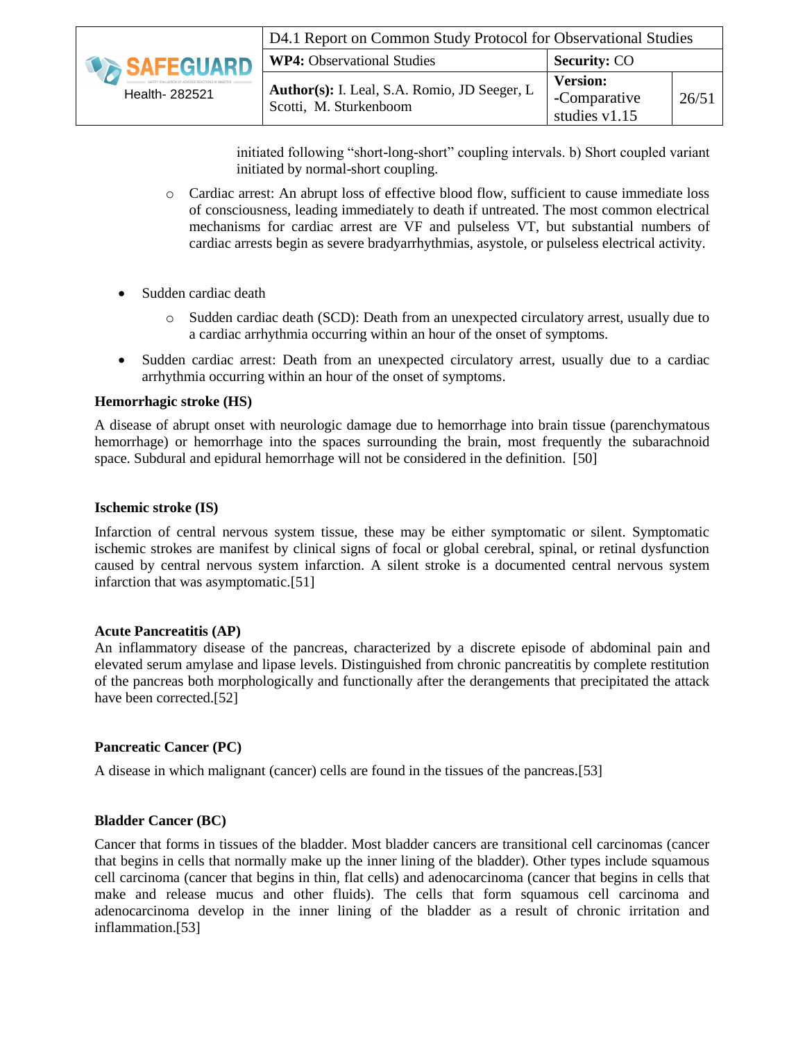initiated following "short-long-short" coupling intervals. b) Short coupled variant initiated by normal-short coupling.

  - Cardiac arrest: An abrupt loss of effective blood flow, sufficient to cause immediate loss of consciousness, leading immediately to death if untreated. The most common electrical mechanisms for cardiac arrest are VF and pulseless VT, but substantial numbers of cardiac arrests begin as severe bradyarrhythmias, asystole, or pulseless electrical activity.

- Sudden cardiac death
  - Sudden cardiac death (SCD): Death from an unexpected circulatory arrest, usually due to a cardiac arrhythmia occurring within an hour of the onset of symptoms.
- Sudden cardiac arrest: Death from an unexpected circulatory arrest, usually due to a cardiac arrhythmia occurring within an hour of the onset of symptoms.

**Hemorrhagic stroke (HS)**

A disease of abrupt onset with neurologic damage due to hemorrhage into brain tissue (parenchymatous hemorrhage) or hemorrhage into the spaces surrounding the brain, most frequently the subarachnoid space. Subdural and epidural hemorrhage will not be considered in the definition. [50]

**Ischemic stroke (IS)**

Infarction of central nervous system tissue, these may be either symptomatic or silent. Symptomatic ischemic strokes are manifest by clinical signs of focal or global cerebral, spinal, or retinal dysfunction caused by central nervous system infarction. A silent stroke is a documented central nervous system infarction that was asymptomatic.[51]

**Acute Pancreatitis (AP)**

An inflammatory disease of the pancreas, characterized by a discrete episode of abdominal pain and elevated serum amylase and lipase levels. Distinguished from chronic pancreatitis by complete restitution of the pancreas both morphologically and functionally after the derangements that precipitated the attack have been corrected.[52]

**Pancreatic Cancer (PC)**

A disease in which malignant (cancer) cells are found in the tissues of the pancreas.[53]

**Bladder Cancer (BC)**

Cancer that forms in tissues of the bladder. Most bladder cancers are transitional cell carcinomas (cancer that begins in cells that normally make up the inner lining of the bladder). Other types include squamous cell carcinoma (cancer that begins in thin, flat cells) and adenocarcinoma (cancer that begins in cells that make and release mucus and other fluids). The cells that form squamous cell carcinoma and adenocarcinoma develop in the inner lining of the bladder as a result of chronic irritation and inflammation.[53]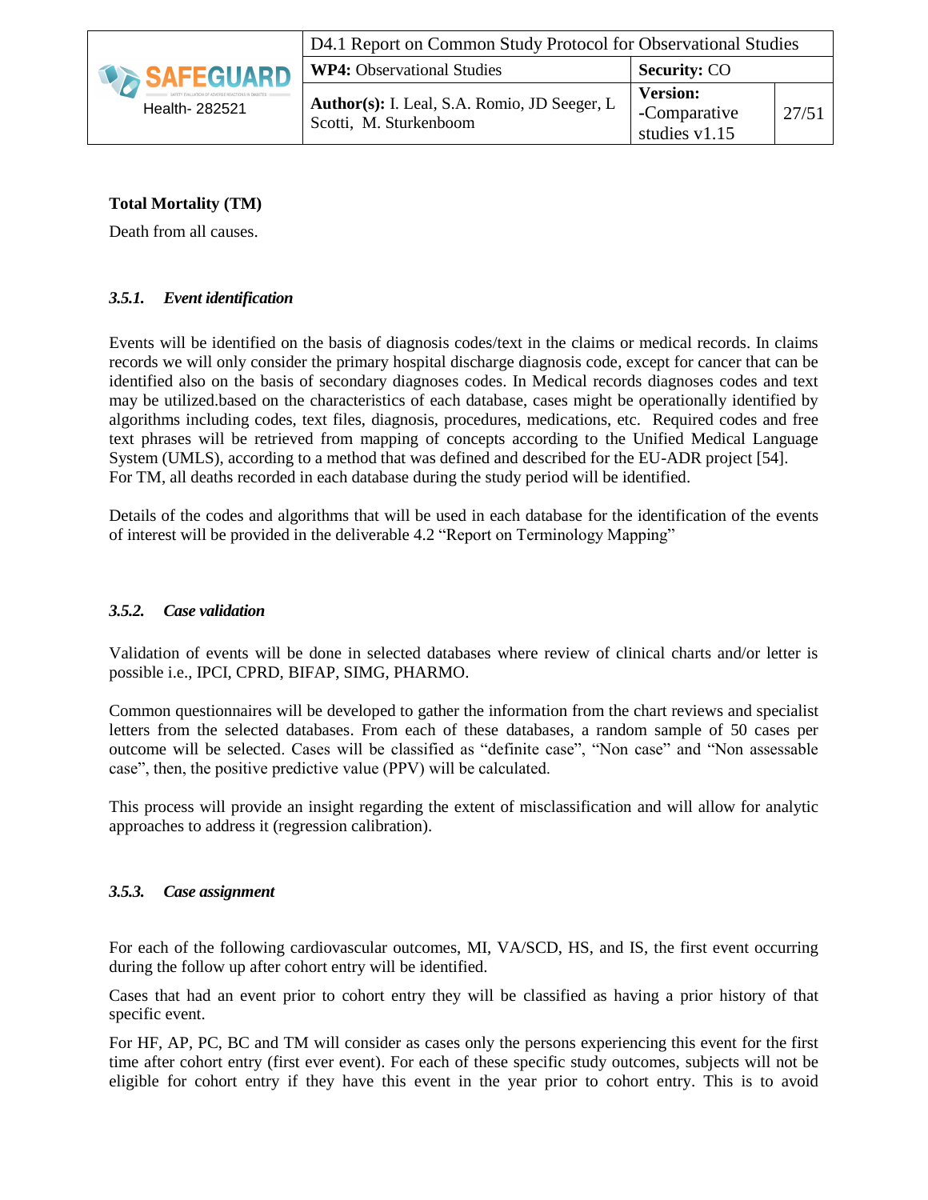**Total Mortality (TM)**

Death from all causes.

### *3.5.1. Event identification*

Events will be identified on the basis of diagnosis codes/text in the claims or medical records. In claims records we will only consider the primary hospital discharge diagnosis code, except for cancer that can be identified also on the basis of secondary diagnoses codes. In Medical records diagnoses codes and text may be utilized.based on the characteristics of each database, cases might be operationally identified by algorithms including codes, text files, diagnosis, procedures, medications, etc. Required codes and free text phrases will be retrieved from mapping of concepts according to the Unified Medical Language System (UMLS), according to a method that was defined and described for the EU-ADR project [54]. For TM, all deaths recorded in each database during the study period will be identified.

Details of the codes and algorithms that will be used in each database for the identification of the events of interest will be provided in the deliverable 4.2 "Report on Terminology Mapping"

### *3.5.2. Case validation*

Validation of events will be done in selected databases where review of clinical charts and/or letter is possible i.e., IPCI, CPRD, BIFAP, SIMG, PHARMO.

Common questionnaires will be developed to gather the information from the chart reviews and specialist letters from the selected databases. From each of these databases, a random sample of 50 cases per outcome will be selected. Cases will be classified as "definite case", "Non case" and "Non assessable case", then, the positive predictive value (PPV) will be calculated.

This process will provide an insight regarding the extent of misclassification and will allow for analytic approaches to address it (regression calibration).

### *3.5.3. Case assignment*

For each of the following cardiovascular outcomes, MI, VA/SCD, HS, and IS, the first event occurring during the follow up after cohort entry will be identified.

Cases that had an event prior to cohort entry they will be classified as having a prior history of that specific event.

For HF, AP, PC, BC and TM will consider as cases only the persons experiencing this event for the first time after cohort entry (first ever event). For each of these specific study outcomes, subjects will not be eligible for cohort entry if they have this event in the year prior to cohort entry. This is to avoid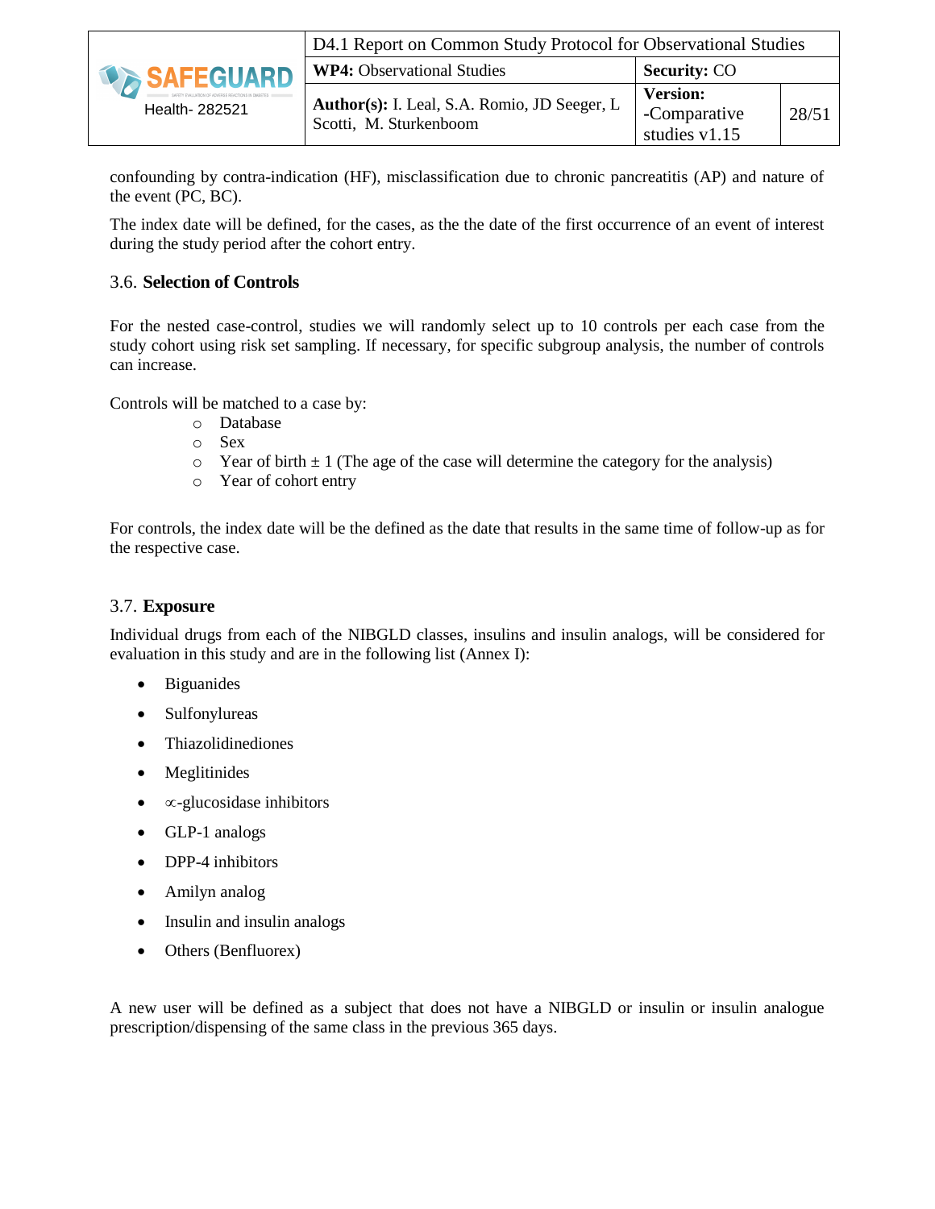confounding by contra-indication (HF), misclassification due to chronic pancreatitis (AP) and nature of the event (PC, BC).

The index date will be defined, for the cases, as the the date of the first occurrence of an event of interest during the study period after the cohort entry.

### 3.6. **Selection of Controls**

For the nested case-control, studies we will randomly select up to 10 controls per each case from the study cohort using risk set sampling. If necessary, for specific subgroup analysis, the number of controls can increase.

Controls will be matched to a case by:

- Database
- Sex
- Year of birth ± 1 (The age of the case will determine the category for the analysis)
- Year of cohort entry

For controls, the index date will be the defined as the date that results in the same time of follow-up as for the respective case.

### 3.7. **Exposure**

Individual drugs from each of the NIBGLD classes, insulins and insulin analogs, will be considered for evaluation in this study and are in the following list (Annex I):

- Biguanides
- Sulfonylureas
- Thiazolidinediones
- Meglitinides
- ∝-glucosidase inhibitors
- GLP-1 analogs
- DPP-4 inhibitors
- Amilyn analog
- Insulin and insulin analogs
- Others (Benfluorex)

A new user will be defined as a subject that does not have a NIBGLD or insulin or insulin analogue prescription/dispensing of the same class in the previous 365 days.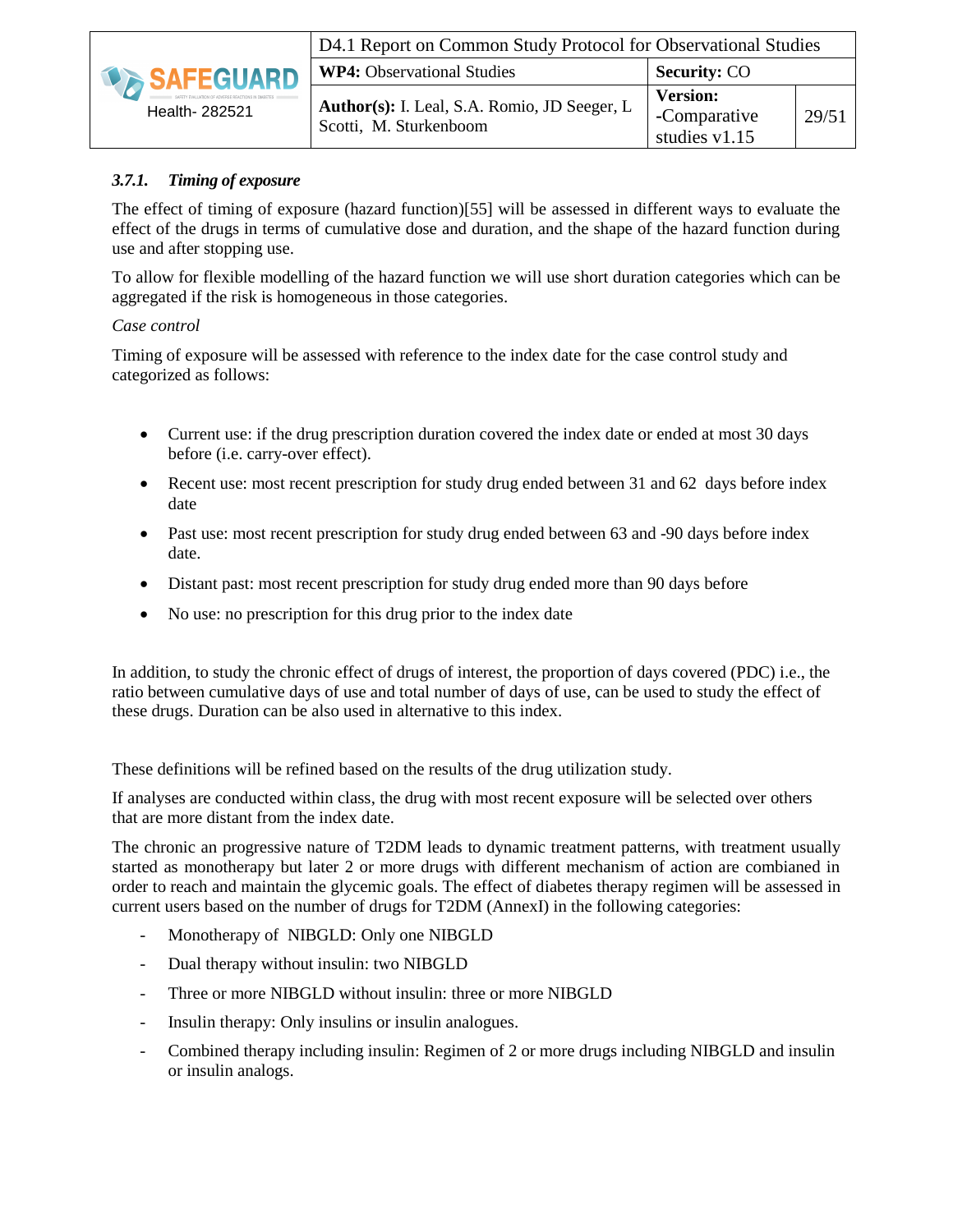### *3.7.1. Timing of exposure*

The effect of timing of exposure (hazard function)[55] will be assessed in different ways to evaluate the effect of the drugs in terms of cumulative dose and duration, and the shape of the hazard function during use and after stopping use.

To allow for flexible modelling of the hazard function we will use short duration categories which can be aggregated if the risk is homogeneous in those categories.

*Case control*

Timing of exposure will be assessed with reference to the index date for the case control study and categorized as follows:

- Current use: if the drug prescription duration covered the index date or ended at most 30 days before (i.e. carry-over effect).
- Recent use: most recent prescription for study drug ended between 31 and 62 days before index date
- Past use: most recent prescription for study drug ended between 63 and -90 days before index date.
- Distant past: most recent prescription for study drug ended more than 90 days before
- No use: no prescription for this drug prior to the index date

In addition, to study the chronic effect of drugs of interest, the proportion of days covered (PDC) i.e., the ratio between cumulative days of use and total number of days of use, can be used to study the effect of these drugs. Duration can be also used in alternative to this index.

These definitions will be refined based on the results of the drug utilization study.

If analyses are conducted within class, the drug with most recent exposure will be selected over others that are more distant from the index date.

The chronic an progressive nature of T2DM leads to dynamic treatment patterns, with treatment usually started as monotherapy but later 2 or more drugs with different mechanism of action are combianed in order to reach and maintain the glycemic goals. The effect of diabetes therapy regimen will be assessed in current users based on the number of drugs for T2DM (AnnexI) in the following categories:

- Monotherapy of NIBGLD: Only one NIBGLD
- Dual therapy without insulin: two NIBGLD
- Three or more NIBGLD without insulin: three or more NIBGLD
- Insulin therapy: Only insulins or insulin analogues.
- Combined therapy including insulin: Regimen of 2 or more drugs including NIBGLD and insulin or insulin analogs.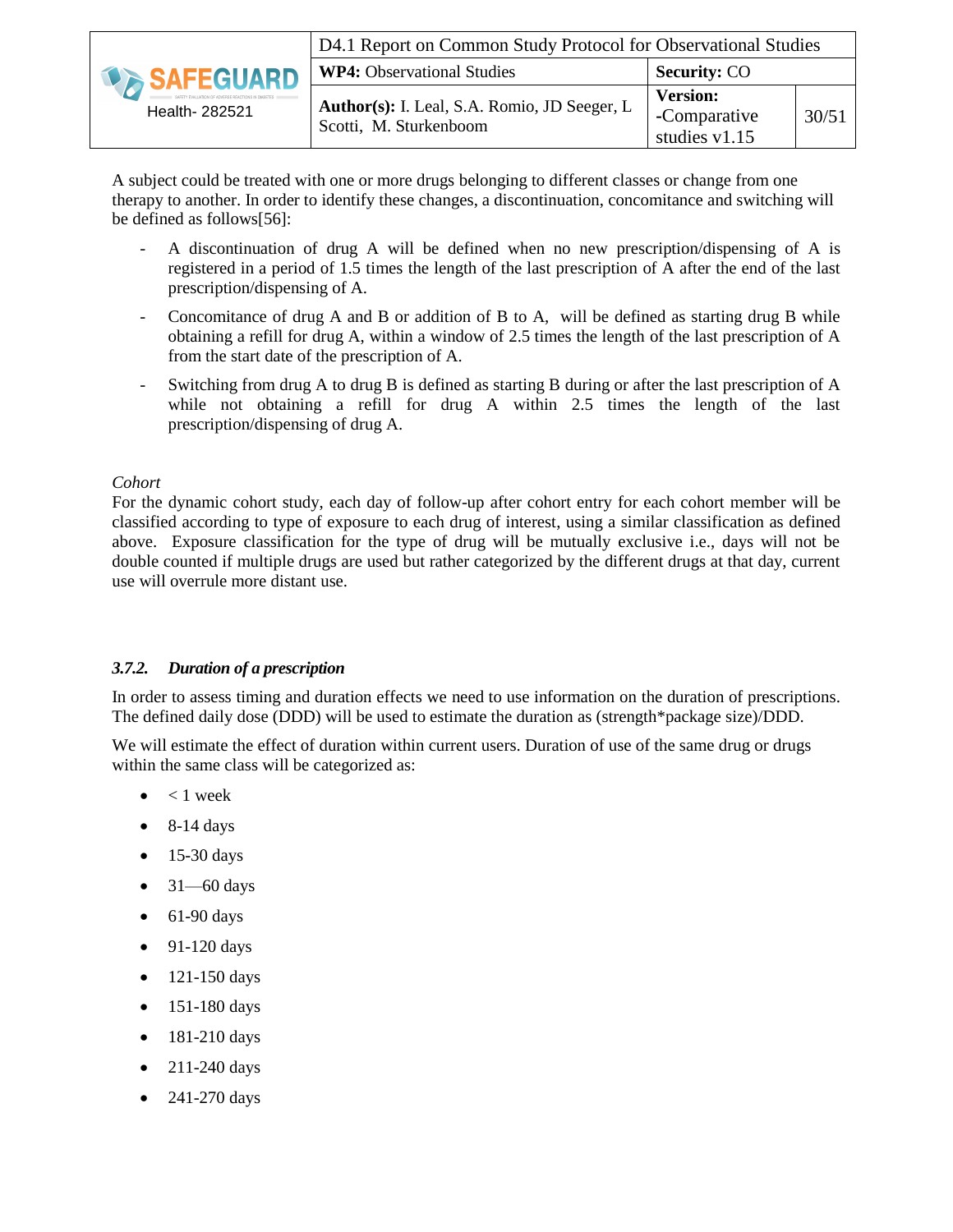A subject could be treated with one or more drugs belonging to different classes or change from one therapy to another. In order to identify these changes, a discontinuation, concomitance and switching will be defined as follows[56]:

- A discontinuation of drug A will be defined when no new prescription/dispensing of A is registered in a period of 1.5 times the length of the last prescription of A after the end of the last prescription/dispensing of A.
- Concomitance of drug A and B or addition of B to A, will be defined as starting drug B while obtaining a refill for drug A, within a window of 2.5 times the length of the last prescription of A from the start date of the prescription of A.
- Switching from drug A to drug B is defined as starting B during or after the last prescription of A while not obtaining a refill for drug A within 2.5 times the length of the last prescription/dispensing of drug A.

*Cohort*

For the dynamic cohort study, each day of follow-up after cohort entry for each cohort member will be classified according to type of exposure to each drug of interest, using a similar classification as defined above. Exposure classification for the type of drug will be mutually exclusive i.e., days will not be double counted if multiple drugs are used but rather categorized by the different drugs at that day, current use will overrule more distant use.

### *3.7.2. Duration of a prescription*

In order to assess timing and duration effects we need to use information on the duration of prescriptions. The defined daily dose (DDD) will be used to estimate the duration as (strength*package size)/DDD.

We will estimate the effect of duration within current users. Duration of use of the same drug or drugs within the same class will be categorized as:

- < 1 week
- 8-14 days
- 15-30 days
- 31—60 days
- 61-90 days
- 91-120 days
- 121-150 days
- 151-180 days
- 181- 210 days
- 211-240 days
- 241-270 days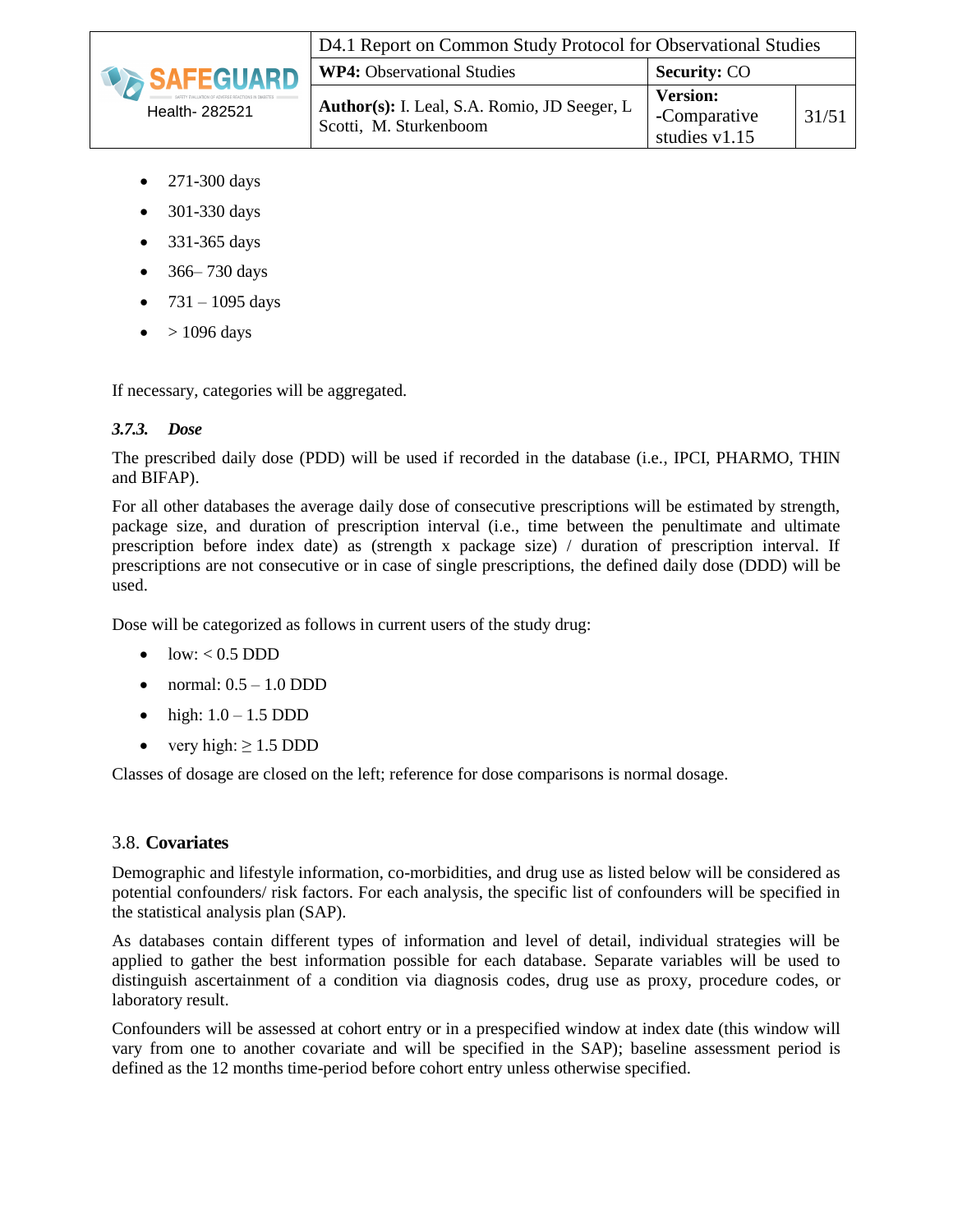- 271-300 days
- 301-330 days
- 331-365 days
- 366– 730 days
- 731 – 1095 days
- > 1096 days

If necessary, categories will be aggregated.

#### *3.7.3. Dose*

The prescribed daily dose (PDD) will be used if recorded in the database (i.e., IPCI, PHARMO, THIN and BIFAP).

For all other databases the average daily dose of consecutive prescriptions will be estimated by strength, package size, and duration of prescription interval (i.e., time between the penultimate and ultimate prescription before index date) as (strength x package size) / duration of prescription interval. If prescriptions are not consecutive or in case of single prescriptions, the defined daily dose (DDD) will be used.

Dose will be categorized as follows in current users of the study drug:

- low: < 0.5 DDD
- normal: 0.5 – 1.0 DDD
- high: 1.0 – 1.5 DDD
- very high: ≥ 1.5 DDD

Classes of dosage are closed on the left; reference for dose comparisons is normal dosage.

### 3.8. **Covariates**

Demographic and lifestyle information, co-morbidities, and drug use as listed below will be considered as potential confounders/ risk factors. For each analysis, the specific list of confounders will be specified in the statistical analysis plan (SAP).

As databases contain different types of information and level of detail, individual strategies will be applied to gather the best information possible for each database. Separate variables will be used to distinguish ascertainment of a condition via diagnosis codes, drug use as proxy, procedure codes, or laboratory result.

Confounders will be assessed at cohort entry or in a prespecified window at index date (this window will vary from one to another covariate and will be specified in the SAP); baseline assessment period is defined as the 12 months time-period before cohort entry unless otherwise specified.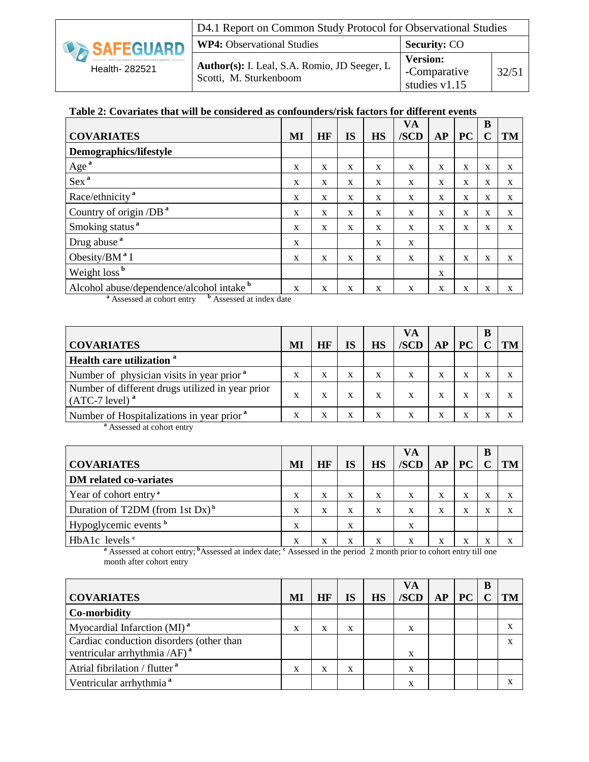**Table 2: Covariates that will be considered as confounders/risk factors for different events**

| COVARIATES | MI | HF | IS | HS | VA /SCD | AP | PC | BC | TM |
|---|---|---|---|---|---|---|---|---|---|
| **Demographics/lifestyle** | | | | | | | | | |
| Age [a] | x | x | x | x | x | x | x | x | x |
| Sex [a] | x | x | x | x | x | x | x | x | x |
| Race/ethnicity [a] | x | x | x | x | x | x | x | x | x |
| Country of origin /DB [a] | x | x | x | x | x | x | x | x | x |
| Smoking status [a] | x | x | x | x | x | x | x | x | x |
| Drug abuse [a] | x | | | x | x | | | | |
| Obesity/BM [a] I | x | x | x | x | x | x | x | x | x |
| Weight loss [b] | | | | | | x | | | |
| Alcohol abuse/dependence/alcohol intake [b] | x | x | x | x | x | x | x | x | x |

[a] Assessed at cohort entry [b] Assessed at index date

| COVARIATES | MI | HF | IS | HS | VA /SCD | AP | PC | BC | TM |
|---|---|---|---|---|---|---|---|---|---|
| **Health care utilization [a]** | | | | | | | | | |
| Number of physician visits in year prior [a] | x | x | x | x | x | x | x | x | x |
| Number of different drugs utilized in year prior (ATC-7 level) [a] | x | x | x | x | x | x | x | x | x |
| Number of Hospitalizations in year prior [a] | x | x | x | x | x | x | x | x | x |

[a] Assessed at cohort entry

| COVARIATES | MI | HF | IS | HS | VA /SCD | AP | PC | BC | TM |
|---|---|---|---|---|---|---|---|---|---|
| **DM related co-variates** | | | | | | | | | |
| Year of cohort entry [a] | x | x | x | x | x | x | x | x | x |
| Duration of T2DM (from 1st Dx) [b] | x | x | x | x | x | x | x | x | x |
| Hypoglycemic events [b] | x | | x | | x | | | | |
| HbA1c levels [c] | x | x | x | x | x | x | x | x | x |

[a] Assessed at cohort entry; [b] Assessed at index date; [c] Assessed in the period 2 month prior to cohort entry till one month after cohort entry

| COVARIATES | MI | HF | IS | HS | VA /SCD | AP | PC | BC | TM |
|---|---|---|---|---|---|---|---|---|---|
| **Co-morbidity** | | | | | | | | | |
| Myocardial Infarction (MI) [a] | x | x | x | | x | | | | x |
| Cardiac conduction disorders (other than ventricular arrhythmia /AF) [a] | | | | | x | | | | x |
| Atrial fibrilation / flutter [a] | x | x | x | | x | | | | |
| Ventricular arrhythmia [a] | | | | | x | | | | x |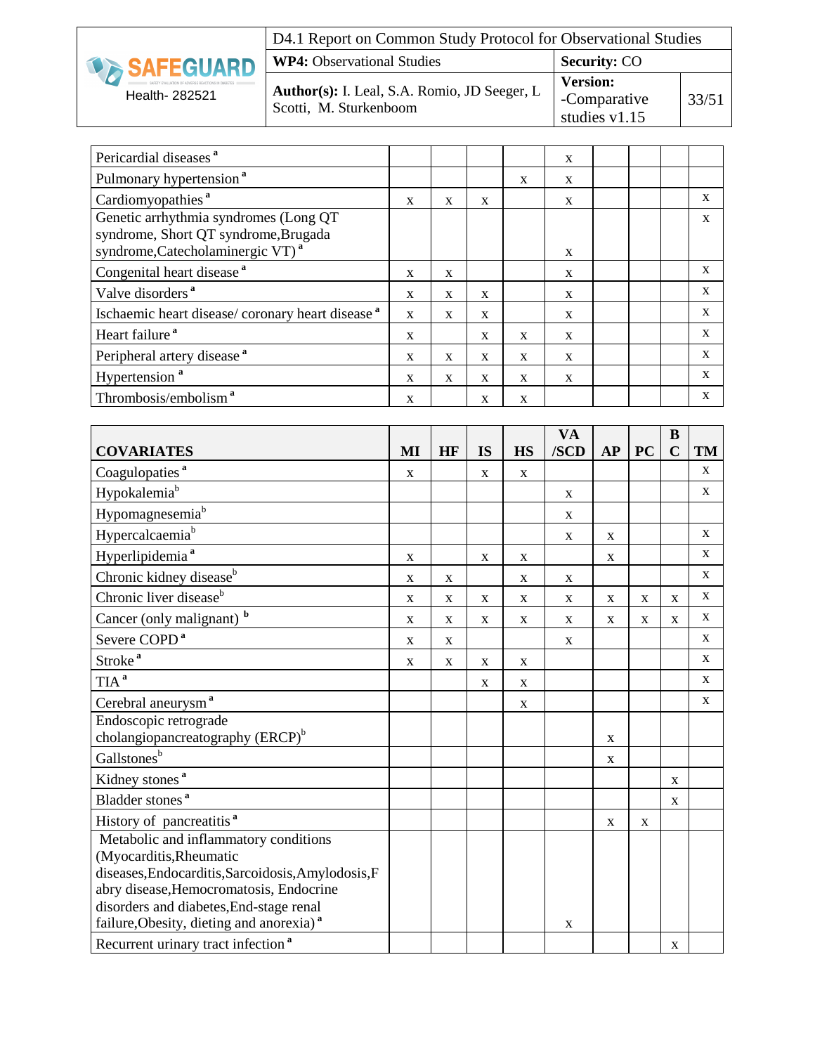| | | | | | | | | | |
|---|---|---|---|---|---|---|---|---|---|
| Pericardial diseases [a] | | | | | x | | | | |
| Pulmonary hypertension [a] | | | | x | x | | | | |
| Cardiomyopathies [a] | x | x | x | | x | | | | x |
| Genetic arrhythmia syndromes (Long QT syndrome, Short QT syndrome,Brugada syndrome,Catecholaminergic VT) [a] | | | | | x | | | | x |
| Congenital heart disease [a] | x | x | | | x | | | | x |
| Valve disorders [a] | x | x | x | | x | | | | x |
| Ischaemic heart disease/ coronary heart disease [a] | x | x | x | | x | | | | x |
| Heart failure [a] | x | | x | x | x | | | | x |
| Peripheral artery disease [a] | x | x | x | x | x | | | | x |
| Hypertension [a] | x | x | x | x | x | | | | x |
| Thrombosis/embolism [a] | x | | x | x | | | | | x |

| COVARIATES | MI | HF | IS | HS | VA /SCD | AP | PC | BC | TM |
|---|---|---|---|---|---|---|---|---|---|
| Coagulopaties [a] | x | | x | x | | | | | x |
| Hypokalemia[b] | | | | | x | | | | x |
| Hypomagnesemia[b] | | | | | x | | | | |
| Hypercalcaemia[b] | | | | | x | x | | | x |
| Hyperlipidemia [a] | x | | x | x | | x | | | x |
| Chronic kidney disease[b] | x | x | | x | x | | | | x |
| Chronic liver disease[b] | x | x | x | x | x | x | x | x | x |
| Cancer (only malignant) [b] | x | x | x | x | x | x | x | x | x |
| Severe COPD [a] | x | x | | | x | | | | x |
| Stroke [a] | x | x | x | x | | | | | x |
| TIA [a] | | | x | x | | | | | x |
| Cerebral aneurysm [a] | | | | x | | | | | x |
| Endoscopic retrograde cholangiopancreatography (ERCP)[b] | | | | | | x | | | |
| Gallstones[b] | | | | | | x | | | |
| Kidney stones [a] | | | | | | | | x | |
| Bladder stones [a] | | | | | | | | x | |
| History of pancreatitis [a] | | | | | | x | x | | |
| Metabolic and inflammatory conditions (Myocarditis,Rheumatic diseases,Endocarditis,Sarcoidosis,Amylodosis,Fabry disease,Hemocromatosis, Endocrine disorders and diabetes,End-stage renal failure,Obesity, dieting and anorexia) [a] | | | | | x | | | | |
| Recurrent urinary tract infection [a] | | | | | | | | x | |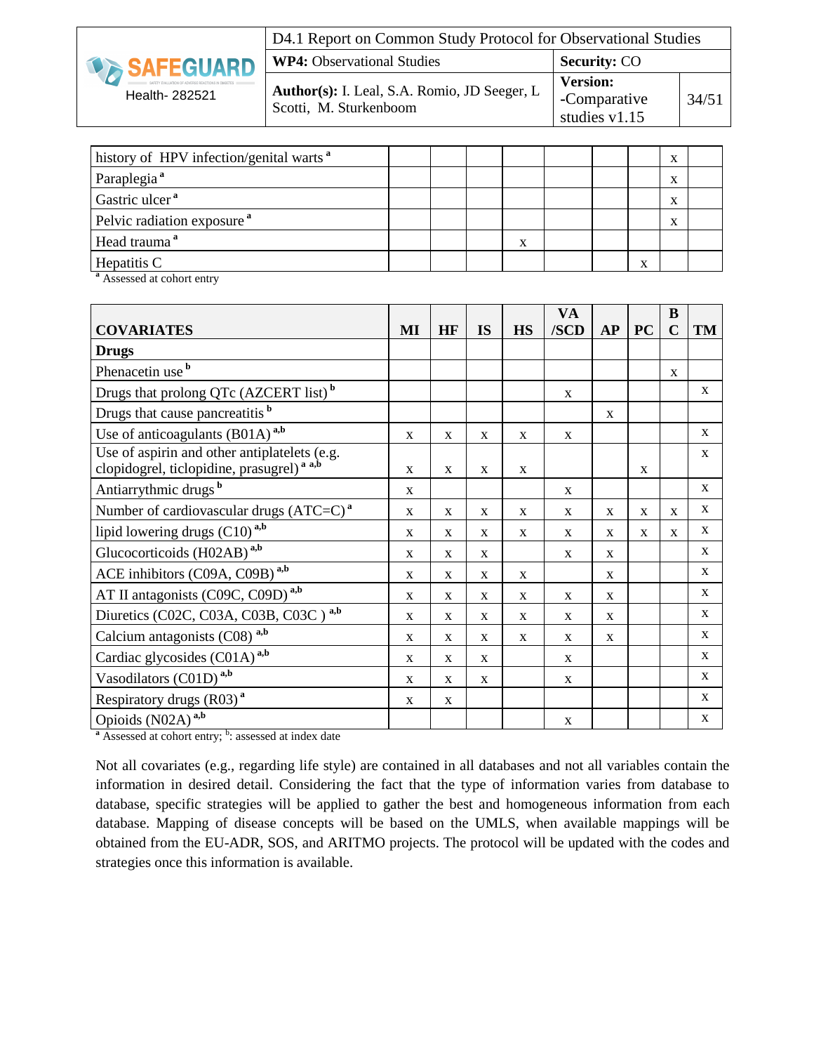| | | | | | | | | | |
|---|---|---|---|---|---|---|---|---|---|
| history of HPV infection/genital warts [a] | | | | | | | | x | |
| Paraplegia [a] | | | | | | | | x | |
| Gastric ulcer [a] | | | | | | | | x | |
| Pelvic radiation exposure [a] | | | | | | | | x | |
| Head trauma [a] | | | | x | | | | | |
| Hepatitis C | | | | | | | x | | |

[a] Assessed at cohort entry

| COVARIATES | MI | HF | IS | HS | VA /SCD | AP | PC | BC | TM |
|---|---|---|---|---|---|---|---|---|---|
| **Drugs** | | | | | | | | | |
| Phenacetin use [b] | | | | | | | | x | |
| Drugs that prolong QTc (AZCERT list) [b] | | | | | x | | | | x |
| Drugs that cause pancreatitis [b] | | | | | | x | | | |
| Use of anticoagulants (B01A) [a,b] | x | x | x | x | x | | | | x |
| Use of aspirin and other antiplatelets (e.g. clopidogrel, ticlopidine, prasugrel) [a a,b] | x | x | x | x | | | x | | x |
| Antiarrythmic drugs [b] | x | | | | x | | | | x |
| Number of cardiovascular drugs (ATC=C) [a] | x | x | x | x | x | x | x | x | x |
| lipid lowering drugs (C10) [a,b] | x | x | x | x | x | x | x | x | x |
| Glucocorticoids (H02AB) [a,b] | x | x | x | | x | x | | | x |
| ACE inhibitors (C09A, C09B) [a,b] | x | x | x | x | | x | | | x |
| AT II antagonists (C09C, C09D) [a,b] | x | x | x | x | x | x | | | x |
| Diuretics (C02C, C03A, C03B, C03C ) [a,b] | x | x | x | x | x | x | | | x |
| Calcium antagonists (C08) [a,b] | x | x | x | x | x | x | | | x |
| Cardiac glycosides (C01A) [a,b] | x | x | x | | x | | | | x |
| Vasodilators (C01D) [a,b] | x | x | x | | x | | | | x |
| Respiratory drugs (R03) [a] | x | x | | | | | | | x |
| Opioids (N02A) [a,b] | | | | | x | | | | x |

[a] Assessed at cohort entry; [b]: assessed at index date

Not all covariates (e.g., regarding life style) are contained in all databases and not all variables contain the information in desired detail. Considering the fact that the type of information varies from database to database, specific strategies will be applied to gather the best and homogeneous information from each database. Mapping of disease concepts will be based on the UMLS, when available mappings will be obtained from the EU-ADR, SOS, and ARITMO projects. The protocol will be updated with the codes and strategies once this information is available.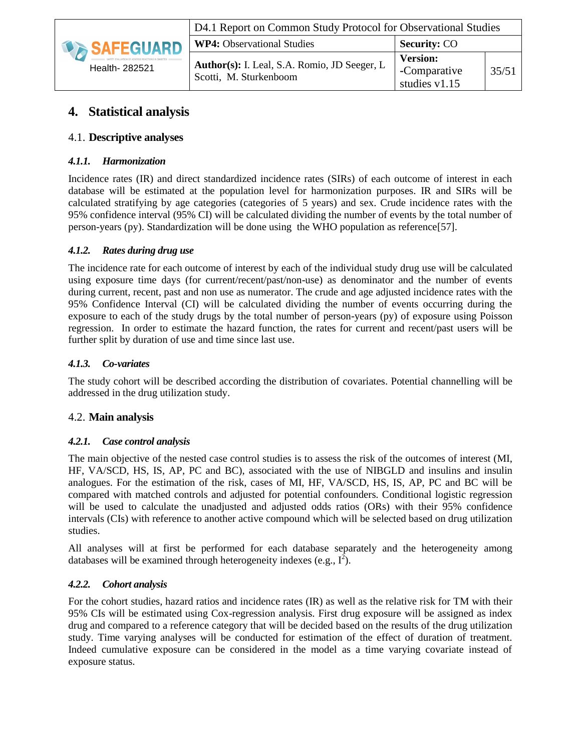# 4. Statistical analysis

## 4.1. Descriptive analyses

### *4.1.1. Harmonization*

Incidence rates (IR) and direct standardized incidence rates (SIRs) of each outcome of interest in each database will be estimated at the population level for harmonization purposes. IR and SIRs will be calculated stratifying by age categories (categories of 5 years) and sex. Crude incidence rates with the 95% confidence interval (95% CI) will be calculated dividing the number of events by the total number of person-years (py). Standardization will be done using the WHO population as reference[57].

### *4.1.2. Rates during drug use*

The incidence rate for each outcome of interest by each of the individual study drug use will be calculated using exposure time days (for current/recent/past/non-use) as denominator and the number of events during current, recent, past and non use as numerator. The crude and age adjusted incidence rates with the 95% Confidence Interval (CI) will be calculated dividing the number of events occurring during the exposure to each of the study drugs by the total number of person-years (py) of exposure using Poisson regression. In order to estimate the hazard function, the rates for current and recent/past users will be further split by duration of use and time since last use.

### *4.1.3. Co-variates*

The study cohort will be described according the distribution of covariates. Potential channelling will be addressed in the drug utilization study.

## 4.2. Main analysis

### *4.2.1. Case control analysis*

The main objective of the nested case control studies is to assess the risk of the outcomes of interest (MI, HF, VA/SCD, HS, IS, AP, PC and BC), associated with the use of NIBGLD and insulins and insulin analogues. For the estimation of the risk, cases of MI, HF, VA/SCD, HS, IS, AP, PC and BC will be compared with matched controls and adjusted for potential confounders. Conditional logistic regression will be used to calculate the unadjusted and adjusted odds ratios (ORs) with their 95% confidence intervals (CIs) with reference to another active compound which will be selected based on drug utilization studies.

All analyses will at first be performed for each database separately and the heterogeneity among databases will be examined through heterogeneity indexes (e.g., $I^2$).

### *4.2.2. Cohort analysis*

For the cohort studies, hazard ratios and incidence rates (IR) as well as the relative risk for TM with their 95% CIs will be estimated using Cox-regression analysis. First drug exposure will be assigned as index drug and compared to a reference category that will be decided based on the results of the drug utilization study. Time varying analyses will be conducted for estimation of the effect of duration of treatment. Indeed cumulative exposure can be considered in the model as a time varying covariate instead of exposure status.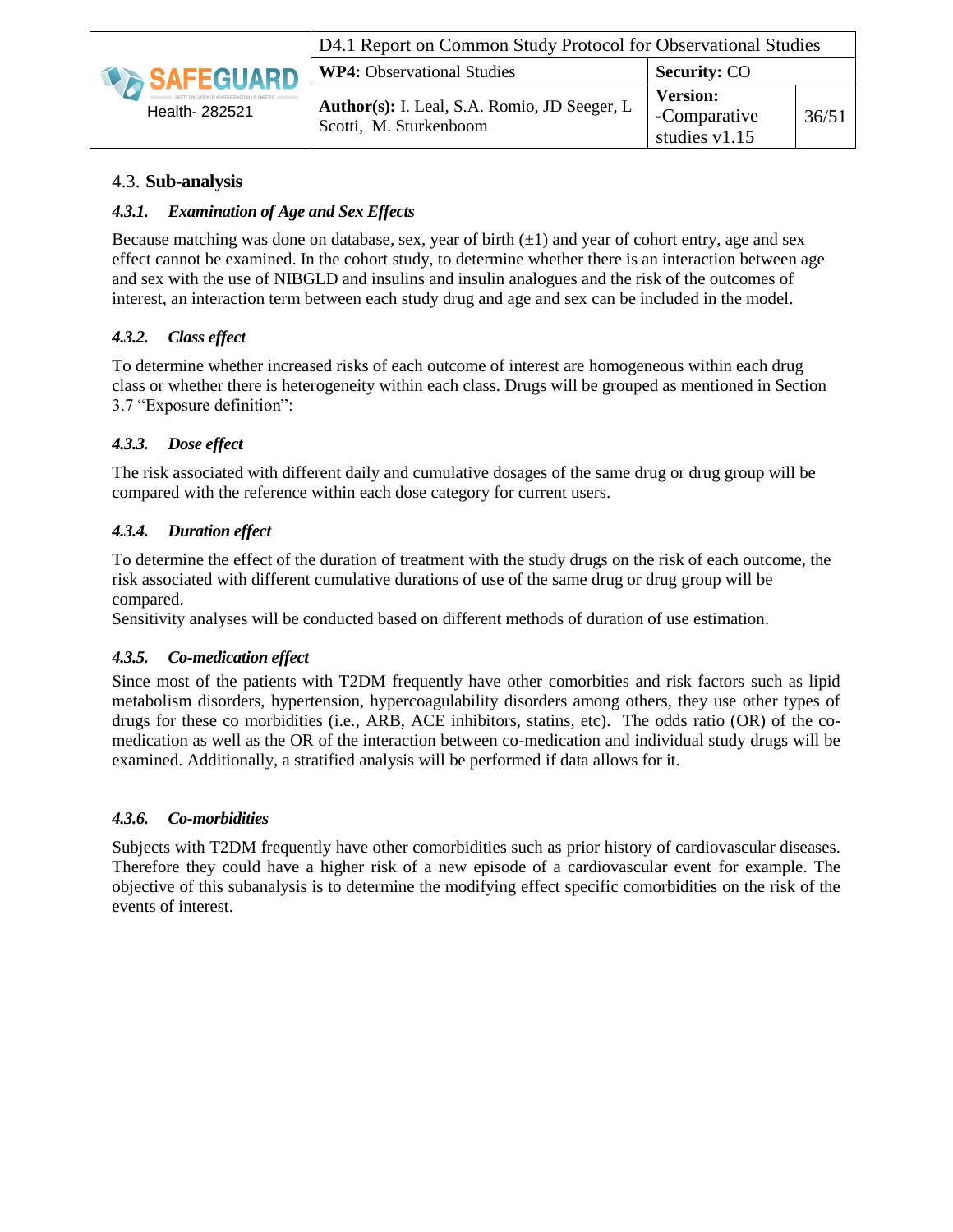## 4.3. **Sub-analysis**

### *4.3.1. Examination of Age and Sex Effects*

Because matching was done on database, sex, year of birth (±1) and year of cohort entry, age and sex effect cannot be examined. In the cohort study, to determine whether there is an interaction between age and sex with the use of NIBGLD and insulins and insulin analogues and the risk of the outcomes of interest, an interaction term between each study drug and age and sex can be included in the model.

### *4.3.2. Class effect*

To determine whether increased risks of each outcome of interest are homogeneous within each drug class or whether there is heterogeneity within each class. Drugs will be grouped as mentioned in Section 3.7 "Exposure definition":

### *4.3.3. Dose effect*

The risk associated with different daily and cumulative dosages of the same drug or drug group will be compared with the reference within each dose category for current users.

### *4.3.4. Duration effect*

To determine the effect of the duration of treatment with the study drugs on the risk of each outcome, the risk associated with different cumulative durations of use of the same drug or drug group will be compared.
Sensitivity analyses will be conducted based on different methods of duration of use estimation.

### *4.3.5. Co-medication effect*

Since most of the patients with T2DM frequently have other comorbities and risk factors such as lipid metabolism disorders, hypertension, hypercoagulability disorders among others, they use other types of drugs for these co morbidities (i.e., ARB, ACE inhibitors, statins, etc). The odds ratio (OR) of the co-medication as well as the OR of the interaction between co-medication and individual study drugs will be examined. Additionally, a stratified analysis will be performed if data allows for it.

### *4.3.6. Co-morbidities*

Subjects with T2DM frequently have other comorbidities such as prior history of cardiovascular diseases. Therefore they could have a higher risk of a new episode of a cardiovascular event for example. The objective of this subanalysis is to determine the modifying effect specific comorbidities on the risk of the events of interest.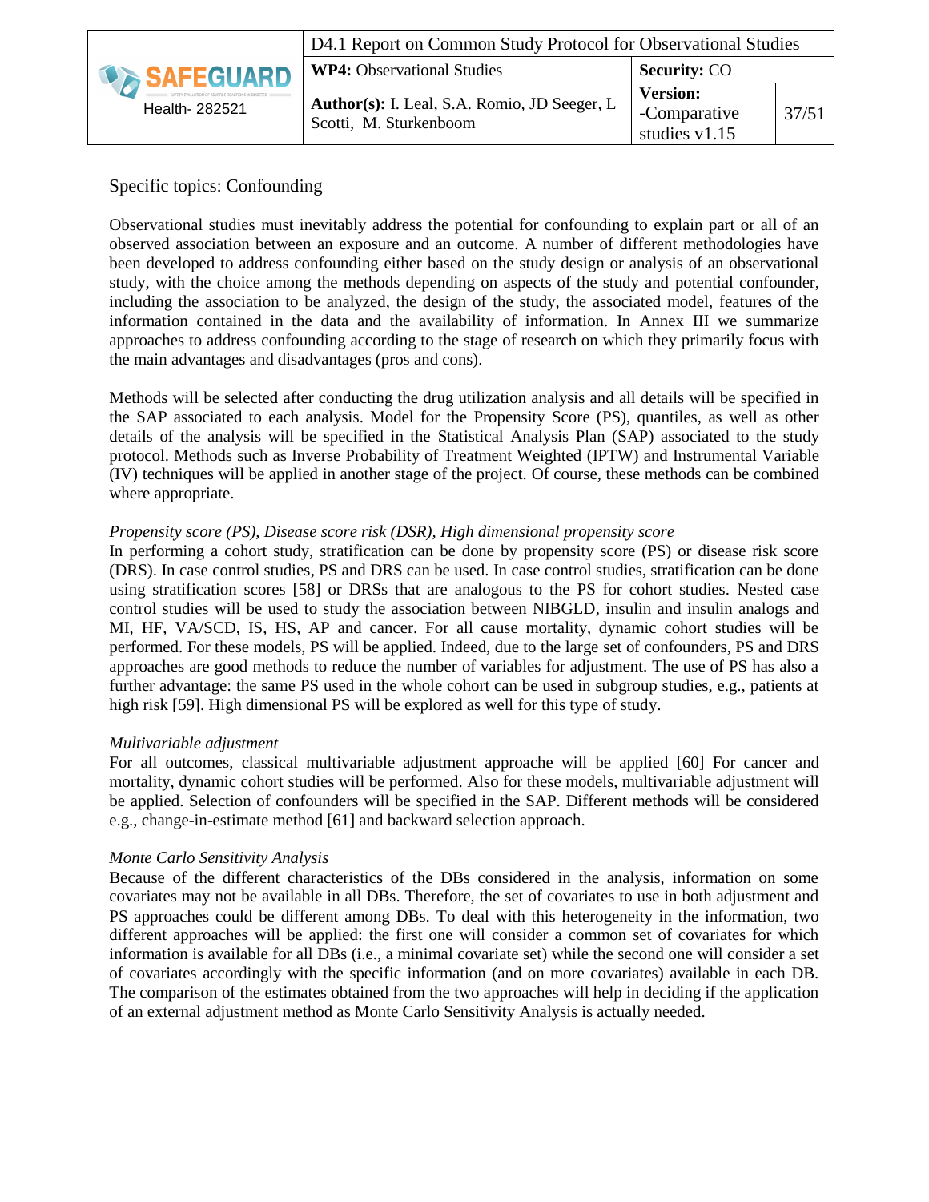Specific topics: Confounding

Observational studies must inevitably address the potential for confounding to explain part or all of an observed association between an exposure and an outcome. A number of different methodologies have been developed to address confounding either based on the study design or analysis of an observational study, with the choice among the methods depending on aspects of the study and potential confounder, including the association to be analyzed, the design of the study, the associated model, features of the information contained in the data and the availability of information. In Annex III we summarize approaches to address confounding according to the stage of research on which they primarily focus with the main advantages and disadvantages (pros and cons).

Methods will be selected after conducting the drug utilization analysis and all details will be specified in the SAP associated to each analysis. Model for the Propensity Score (PS), quantiles, as well as other details of the analysis will be specified in the Statistical Analysis Plan (SAP) associated to the study protocol. Methods such as Inverse Probability of Treatment Weighted (IPTW) and Instrumental Variable (IV) techniques will be applied in another stage of the project. Of course, these methods can be combined where appropriate.

*Propensity score (PS), Disease score risk (DSR), High dimensional propensity score*

In performing a cohort study, stratification can be done by propensity score (PS) or disease risk score (DRS). In case control studies, PS and DRS can be used. In case control studies, stratification can be done using stratification scores [58] or DRSs that are analogous to the PS for cohort studies. Nested case control studies will be used to study the association between NIBGLD, insulin and insulin analogs and MI, HF, VA/SCD, IS, HS, AP and cancer. For all cause mortality, dynamic cohort studies will be performed. For these models, PS will be applied. Indeed, due to the large set of confounders, PS and DRS approaches are good methods to reduce the number of variables for adjustment. The use of PS has also a further advantage: the same PS used in the whole cohort can be used in subgroup studies, e.g., patients at high risk [59]. High dimensional PS will be explored as well for this type of study.

*Multivariable adjustment*

For all outcomes, classical multivariable adjustment approache will be applied [60] For cancer and mortality, dynamic cohort studies will be performed. Also for these models, multivariable adjustment will be applied. Selection of confounders will be specified in the SAP. Different methods will be considered e.g., change-in-estimate method [61] and backward selection approach.

*Monte Carlo Sensitivity Analysis*

Because of the different characteristics of the DBs considered in the analysis, information on some covariates may not be available in all DBs. Therefore, the set of covariates to use in both adjustment and PS approaches could be different among DBs. To deal with this heterogeneity in the information, two different approaches will be applied: the first one will consider a common set of covariates for which information is available for all DBs (i.e., a minimal covariate set) while the second one will consider a set of covariates accordingly with the specific information (and on more covariates) available in each DB. The comparison of the estimates obtained from the two approaches will help in deciding if the application of an external adjustment method as Monte Carlo Sensitivity Analysis is actually needed.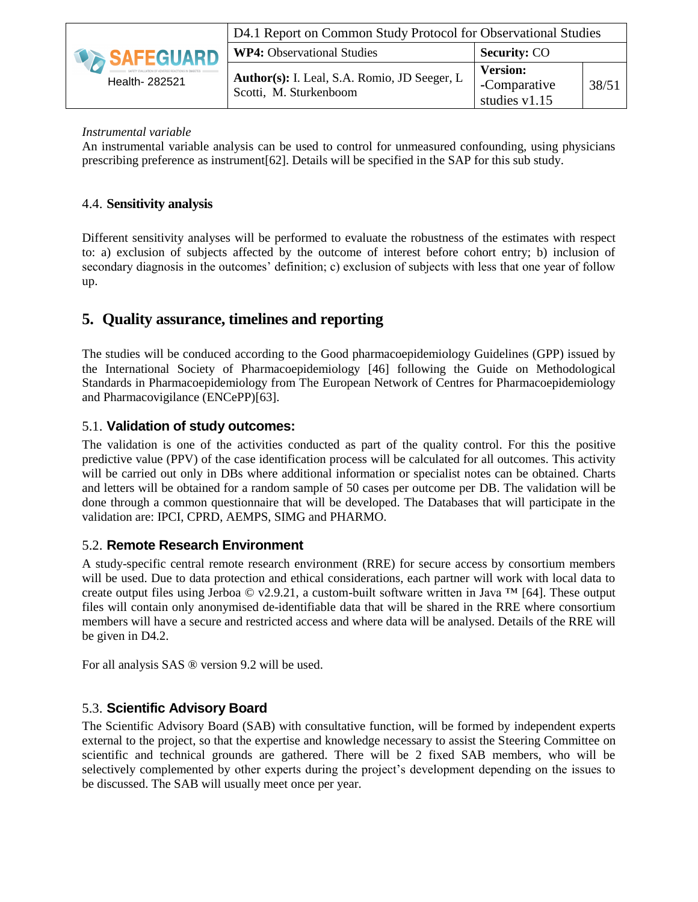*Instrumental variable*

An instrumental variable analysis can be used to control for unmeasured confounding, using physicians prescribing preference as instrument[62]. Details will be specified in the SAP for this sub study.

### 4.4. **Sensitivity analysis**

Different sensitivity analyses will be performed to evaluate the robustness of the estimates with respect to: a) exclusion of subjects affected by the outcome of interest before cohort entry; b) inclusion of secondary diagnosis in the outcomes' definition; c) exclusion of subjects with less that one year of follow up.

## 5. Quality assurance, timelines and reporting

The studies will be conduced according to the Good pharmacoepidemiology Guidelines (GPP) issued by the International Society of Pharmacoepidemiology [46] following the Guide on Methodological Standards in Pharmacoepidemiology from The European Network of Centres for Pharmacoepidemiology and Pharmacovigilance (ENCePP)[63].

### 5.1. **Validation of study outcomes:**

The validation is one of the activities conducted as part of the quality control. For this the positive predictive value (PPV) of the case identification process will be calculated for all outcomes. This activity will be carried out only in DBs where additional information or specialist notes can be obtained. Charts and letters will be obtained for a random sample of 50 cases per outcome per DB. The validation will be done through a common questionnaire that will be developed. The Databases that will participate in the validation are: IPCI, CPRD, AEMPS, SIMG and PHARMO.

### 5.2. **Remote Research Environment**

A study-specific central remote research environment (RRE) for secure access by consortium members will be used. Due to data protection and ethical considerations, each partner will work with local data to create output files using Jerboa © v2.9.21, a custom-built software written in Java ™ [64]. These output files will contain only anonymised de-identifiable data that will be shared in the RRE where consortium members will have a secure and restricted access and where data will be analysed. Details of the RRE will be given in D4.2.

For all analysis SAS ® version 9.2 will be used.

### 5.3. **Scientific Advisory Board**

The Scientific Advisory Board (SAB) with consultative function, will be formed by independent experts external to the project, so that the expertise and knowledge necessary to assist the Steering Committee on scientific and technical grounds are gathered. There will be 2 fixed SAB members, who will be selectively complemented by other experts during the project's development depending on the issues to be discussed. The SAB will usually meet once per year.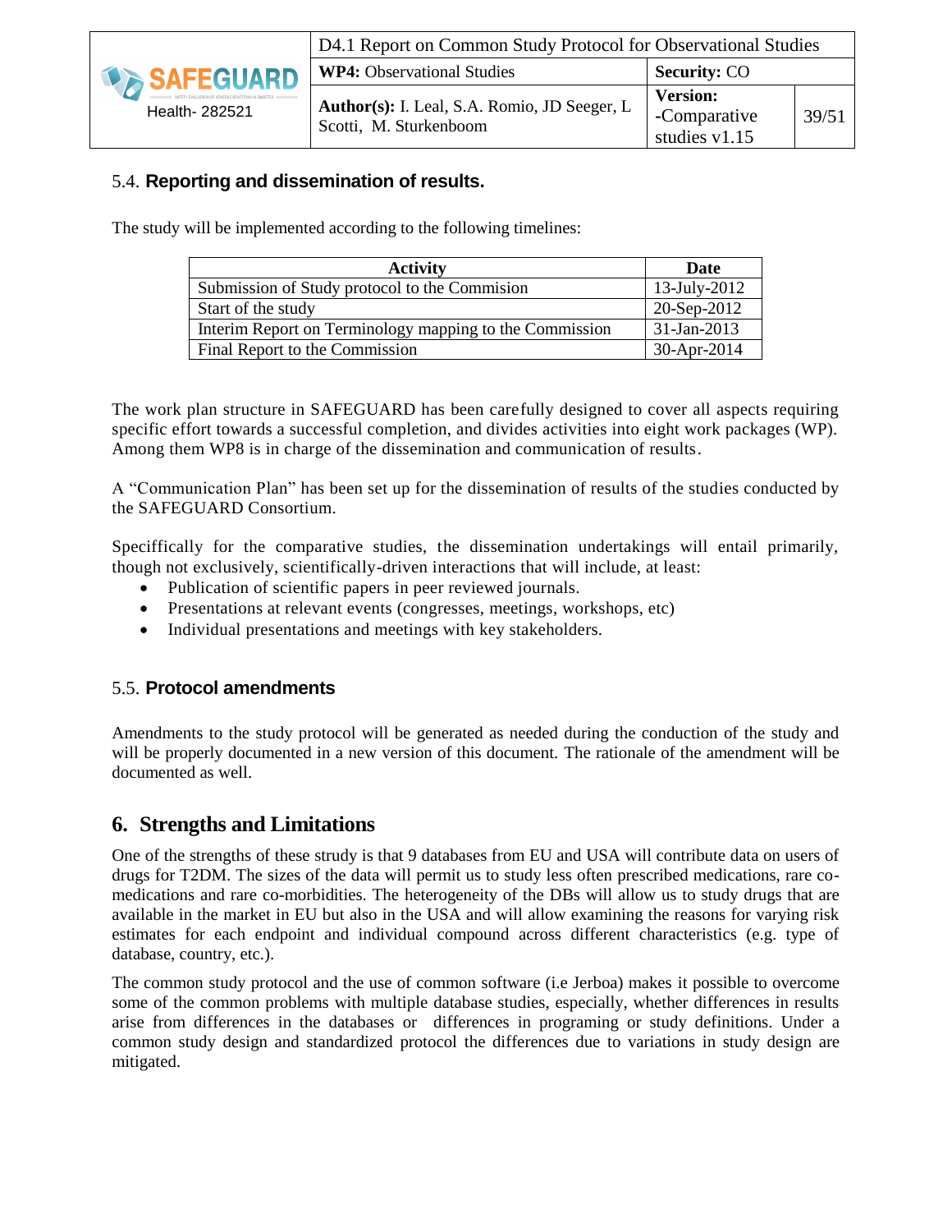### 5.4. **Reporting and dissemination of results.**

The study will be implemented according to the following timelines:

| Activity | Date |
|---|---|
| Submission of Study protocol to the Commision | 13-July-2012 |
| Start of the study | 20-Sep-2012 |
| Interim Report on Terminology mapping to the Commission | 31-Jan-2013 |
| Final Report to the Commission | 30-Apr-2014 |

The work plan structure in SAFEGUARD has been carefully designed to cover all aspects requiring specific effort towards a successful completion, and divides activities into eight work packages (WP). Among them WP8 is in charge of the dissemination and communication of results.

A "Communication Plan" has been set up for the dissemination of results of the studies conducted by the SAFEGUARD Consortium.

Speciffically for the comparative studies, the dissemination undertakings will entail primarily, though not exclusively, scientifically-driven interactions that will include, at least:

- Publication of scientific papers in peer reviewed journals.
- Presentations at relevant events (congresses, meetings, workshops, etc)
- Individual presentations and meetings with key stakeholders.

### 5.5. **Protocol amendments**

Amendments to the study protocol will be generated as needed during the conduction of the study and will be properly documented in a new version of this document. The rationale of the amendment will be documented as well.

## 6. Strengths and Limitations

One of the strengths of these strudy is that 9 databases from EU and USA will contribute data on users of drugs for T2DM. The sizes of the data will permit us to study less often prescribed medications, rare co-medications and rare co-morbidities. The heterogeneity of the DBs will allow us to study drugs that are available in the market in EU but also in the USA and will allow examining the reasons for varying risk estimates for each endpoint and individual compound across different characteristics (e.g. type of database, country, etc.).

The common study protocol and the use of common software (i.e Jerboa) makes it possible to overcome some of the common problems with multiple database studies, especially, whether differences in results arise from differences in the databases or differences in programing or study definitions. Under a common study design and standardized protocol the differences due to variations in study design are mitigated.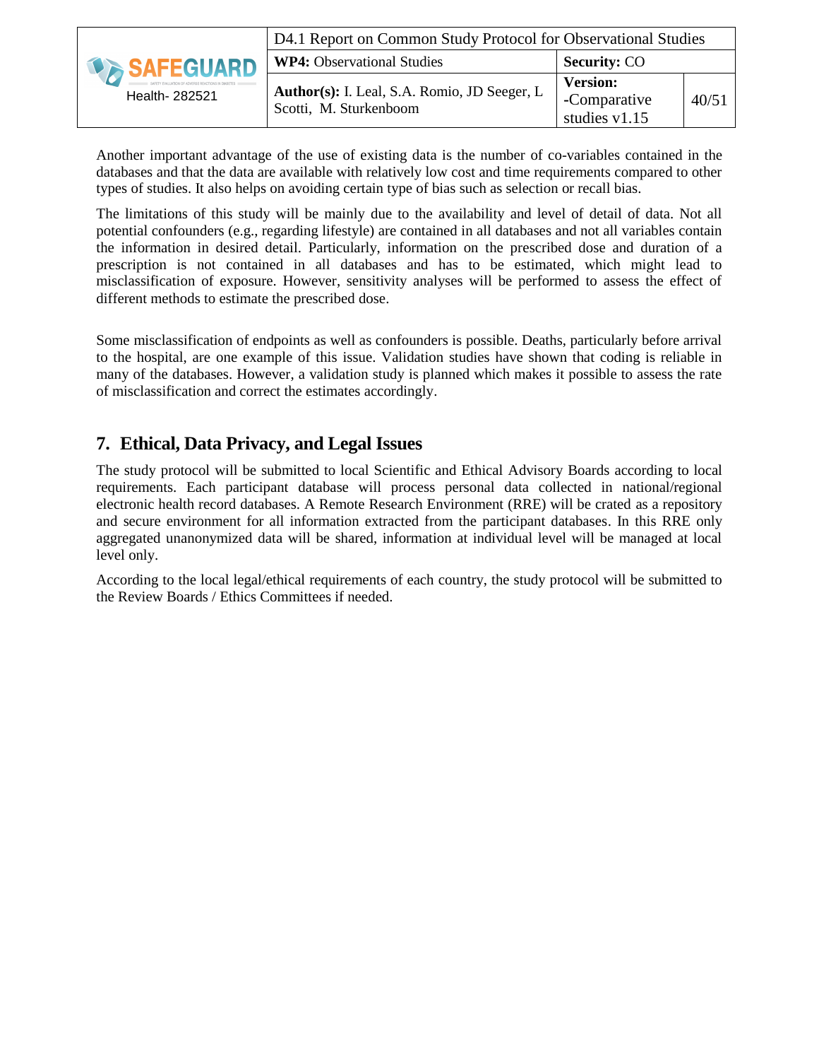Another important advantage of the use of existing data is the number of co-variables contained in the databases and that the data are available with relatively low cost and time requirements compared to other types of studies. It also helps on avoiding certain type of bias such as selection or recall bias.

The limitations of this study will be mainly due to the availability and level of detail of data. Not all potential confounders (e.g., regarding lifestyle) are contained in all databases and not all variables contain the information in desired detail. Particularly, information on the prescribed dose and duration of a prescription is not contained in all databases and has to be estimated, which might lead to misclassification of exposure. However, sensitivity analyses will be performed to assess the effect of different methods to estimate the prescribed dose.

Some misclassification of endpoints as well as confounders is possible. Deaths, particularly before arrival to the hospital, are one example of this issue. Validation studies have shown that coding is reliable in many of the databases. However, a validation study is planned which makes it possible to assess the rate of misclassification and correct the estimates accordingly.

## 7. Ethical, Data Privacy, and Legal Issues

The study protocol will be submitted to local Scientific and Ethical Advisory Boards according to local requirements. Each participant database will process personal data collected in national/regional electronic health record databases. A Remote Research Environment (RRE) will be crated as a repository and secure environment for all information extracted from the participant databases. In this RRE only aggregated unanonymized data will be shared, information at individual level will be managed at local level only.

According to the local legal/ethical requirements of each country, the study protocol will be submitted to the Review Boards / Ethics Committees if needed.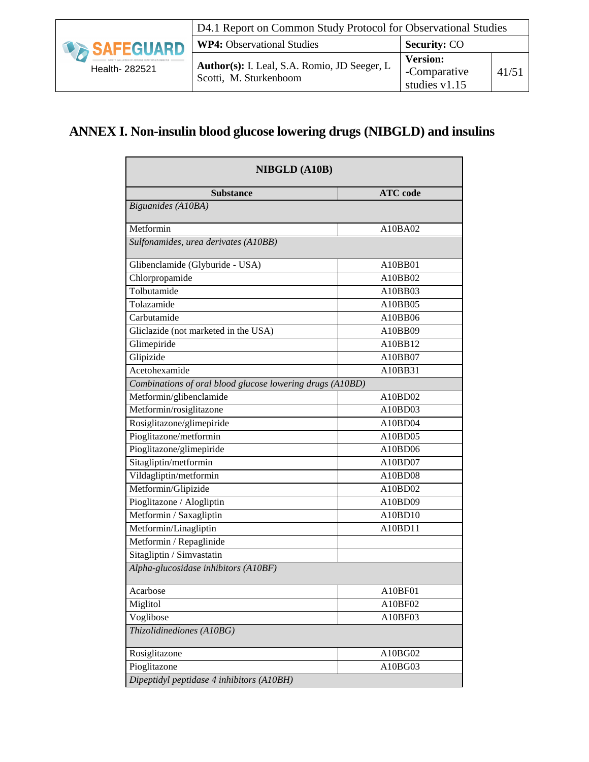# ANNEX I. Non-insulin blood glucose lowering drugs (NIBGLD) and insulins

| NIBGLD (A10B) | |
|---|---|
| **Substance** | **ATC code** |
| *Biguanides (A10BA)* | |
| Metformin | A10BA02 |
| *Sulfonamides, urea derivates (A10BB)* | |
| Glibenclamide (Glyburide - USA) | A10BB01 |
| Chlorpropamide | A10BB02 |
| Tolbutamide | A10BB03 |
| Tolazamide | A10BB05 |
| Carbutamide | A10BB06 |
| Gliclazide (not marketed in the USA) | A10BB09 |
| Glimepiride | A10BB12 |
| Glipizide | A10BB07 |
| Acetohexamide | A10BB31 |
| *Combinations of oral blood glucose lowering drugs (A10BD)* | |
| Metformin/glibenclamide | A10BD02 |
| Metformin/rosiglitazone | A10BD03 |
| Rosiglitazone/glimepiride | A10BD04 |
| Pioglitazone/metformin | A10BD05 |
| Pioglitazone/glimepiride | A10BD06 |
| Sitagliptin/metformin | A10BD07 |
| Vildagliptin/metformin | A10BD08 |
| Metformin/Glipizide | A10BD02 |
| Pioglitazone / Alogliptin | A10BD09 |
| Metformin / Saxagliptin | A10BD10 |
| Metformin/Linagliptin | A10BD11 |
| Metformin / Repaglinide | |
| Sitagliptin / Simvastatin | |
| *Alpha-glucosidase inhibitors (A10BF)* | |
| Acarbose | A10BF01 |
| Miglitol | A10BF02 |
| Voglibose | A10BF03 |
| *Thizolidinediones (A10BG)* | |
| Rosiglitazone | A10BG02 |
| Pioglitazone | A10BG03 |
| *Dipeptidyl peptidase 4 inhibitors (A10BH)* | |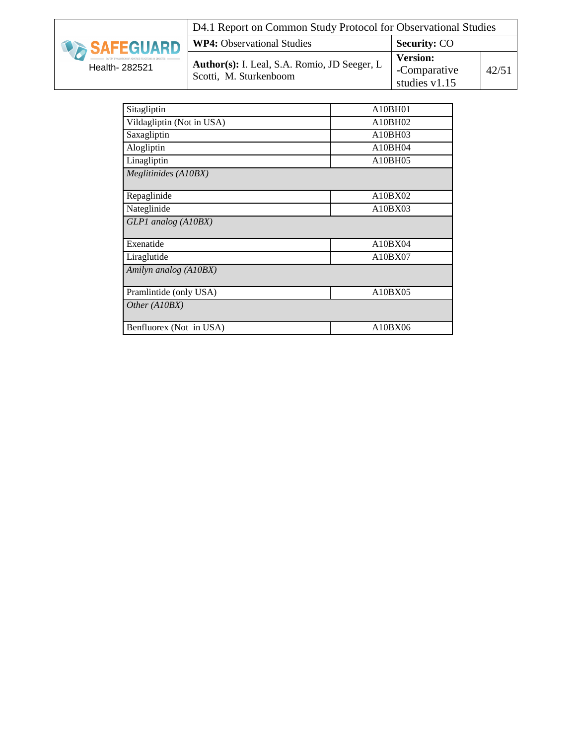| Sitagliptin | A10BH01 |
|---|---|
| Vildagliptin (Not in USA) | A10BH02 |
| Saxagliptin | A10BH03 |
| Alogliptin | A10BH04 |
| Linagliptin | A10BH05 |
| *Meglitinides (A10BX)* | |
| Repaglinide | A10BX02 |
| Nateglinide | A10BX03 |
| *GLP1 analog (A10BX)* | |
| Exenatide | A10BX04 |
| Liraglutide | A10BX07 |
| *Amilyn analog (A10BX)* | |
| Pramlintide (only USA) | A10BX05 |
| *Other (A10BX)* | |
| Benfluorex (Not in USA) | A10BX06 |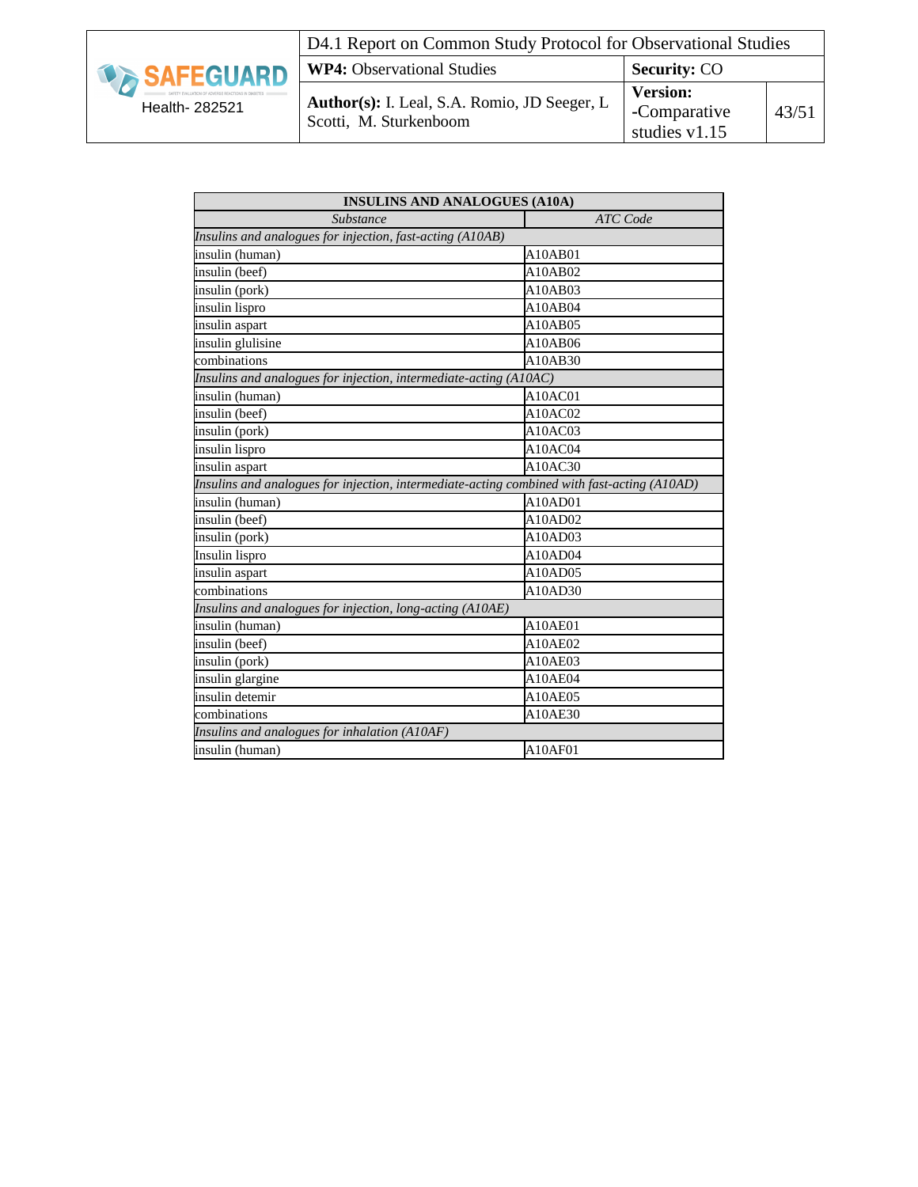| INSULINS AND ANALOGUES (A10A) | |
|---|---|
| *Substance* | *ATC Code* |
| *Insulins and analogues for injection, fast-acting (A10AB)* | |
| insulin (human) | A10AB01 |
| insulin (beef) | A10AB02 |
| insulin (pork) | A10AB03 |
| insulin lispro | A10AB04 |
| insulin aspart | A10AB05 |
| insulin glulisine | A10AB06 |
| combinations | A10AB30 |
| *Insulins and analogues for injection, intermediate-acting (A10AC)* | |
| insulin (human) | A10AC01 |
| insulin (beef) | A10AC02 |
| insulin (pork) | A10AC03 |
| insulin lispro | A10AC04 |
| insulin aspart | A10AC30 |
| *Insulins and analogues for injection, intermediate-acting combined with fast-acting (A10AD)* | |
| insulin (human) | A10AD01 |
| insulin (beef) | A10AD02 |
| insulin (pork) | A10AD03 |
| Insulin lispro | A10AD04 |
| insulin aspart | A10AD05 |
| combinations | A10AD30 |
| *Insulins and analogues for injection, long-acting (A10AE)* | |
| insulin (human) | A10AE01 |
| insulin (beef) | A10AE02 |
| insulin (pork) | A10AE03 |
| insulin glargine | A10AE04 |
| insulin detemir | A10AE05 |
| combinations | A10AE30 |
| *Insulins and analogues for inhalation (A10AF)* | |
| insulin (human) | A10AF01 |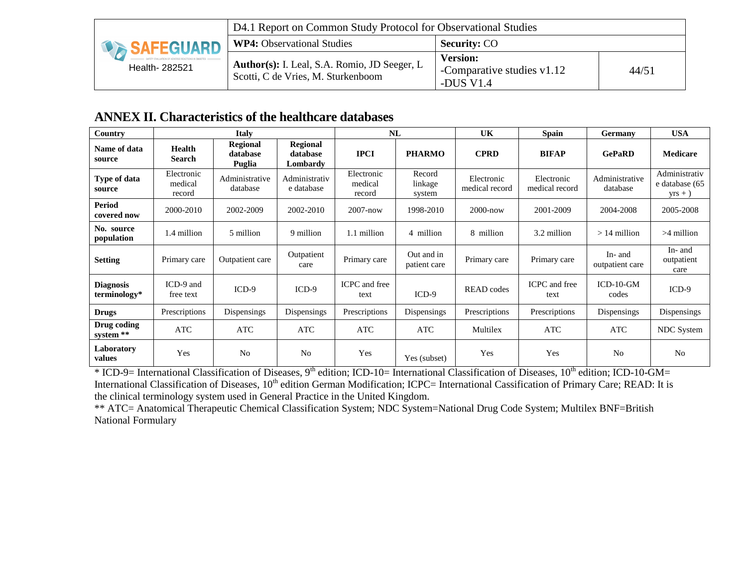## ANNEX II. Characteristics of the healthcare databases

| Country | Italy | | | NL | | UK | Spain | Germany | USA |
|---|---|---|---|---|---|---|---|---|---|
| **Name of data source** | **Health Search** | **Regional database Puglia** | **Regional database Lombardy** | **IPCI** | **PHARMO** | **CPRD** | **BIFAP** | **GePaRD** | **Medicare** |
| **Type of data source** | Electronic medical record | Administrative database | Administrative database | Electronic medical record | Record linkage system | Electronic medical record | Electronic medical record | Administrative database | Administrative database (65 yrs + ) |
| **Period covered now** | 2000-2010 | 2002-2009 | 2002-2010 | 2007-now | 1998-2010 | 2000-now | 2001-2009 | 2004-2008 | 2005-2008 |
| **No. source population** | 1.4 million | 5 million | 9 million | 1.1 million | 4 million | 8 million | 3.2 million | > 14 million | >4 million |
| **Setting** | Primary care | Outpatient care | Outpatient care | Primary care | Out and in patient care | Primary care | Primary care | In- and outpatient care | In- and outpatient care |
| **Diagnosis terminology*** | ICD-9 and free text | ICD-9 | ICD-9 | ICPC and free text | ICD-9 | READ codes | ICPC and free text | ICD-10-GM codes | ICD-9 |
| **Drugs** | Prescriptions | Dispensings | Dispensings | Prescriptions | Dispensings | Prescriptions | Prescriptions | Dispensings | Dispensings |
| **Drug coding system **** | ATC | ATC | ATC | ATC | ATC | Multilex | ATC | ATC | NDC System |
| **Laboratory values** | Yes | No | No | Yes | Yes (subset) | Yes | Yes | No | No |

* ICD-9= International Classification of Diseases, 9th edition; ICD-10= International Classification of Diseases, 10th edition; ICD-10-GM= International Classification of Diseases, 10th edition German Modification; ICPC= International Cassification of Primary Care; READ: It is the clinical terminology system used in General Practice in the United Kingdom.

** ATC= Anatomical Therapeutic Chemical Classification System; NDC System=National Drug Code System; Multilex BNF=British National Formulary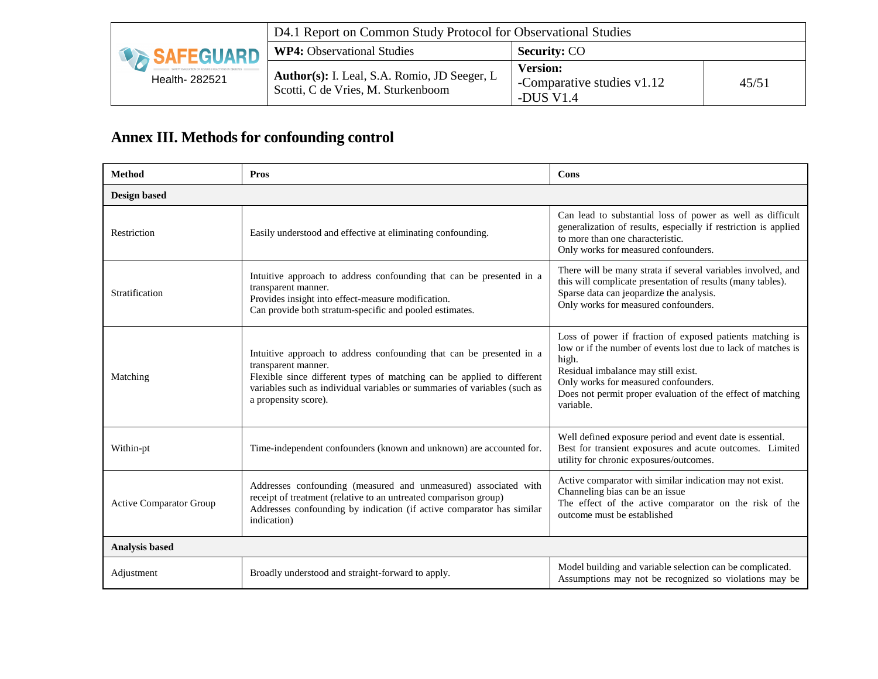# Annex III. Methods for confounding control

| Method | Pros | Cons |
|---|---|---|
| **Design based** | | |
| Restriction | Easily understood and effective at eliminating confounding. | Can lead to substantial loss of power as well as difficult generalization of results, especially if restriction is applied to more than one characteristic.<br>Only works for measured confounders. |
| Stratification | Intuitive approach to address confounding that can be presented in a transparent manner.<br>Provides insight into effect-measure modification.<br>Can provide both stratum-specific and pooled estimates. | There will be many strata if several variables involved, and this will complicate presentation of results (many tables).<br>Sparse data can jeopardize the analysis.<br>Only works for measured confounders. |
| Matching | Intuitive approach to address confounding that can be presented in a transparent manner.<br>Flexible since different types of matching can be applied to different variables such as individual variables or summaries of variables (such as a propensity score). | Loss of power if fraction of exposed patients matching is low or if the number of events lost due to lack of matches is high.<br>Residual imbalance may still exist.<br>Only works for measured confounders.<br>Does not permit proper evaluation of the effect of matching variable. |
| Within-pt | Time-independent confounders (known and unknown) are accounted for. | Well defined exposure period and event date is essential.<br>Best for transient exposures and acute outcomes. Limited utility for chronic exposures/outcomes. |
| Active Comparator Group | Addresses confounding (measured and unmeasured) associated with receipt of treatment (relative to an untreated comparison group)<br>Addresses confounding by indication (if active comparator has similar indication) | Active comparator with similar indication may not exist.<br>Channeling bias can be an issue<br>The effect of the active comparator on the risk of the outcome must be established |
| **Analysis based** | | |
| Adjustment | Broadly understood and straight-forward to apply. | Model building and variable selection can be complicated.<br>Assumptions may not be recognized so violations may be |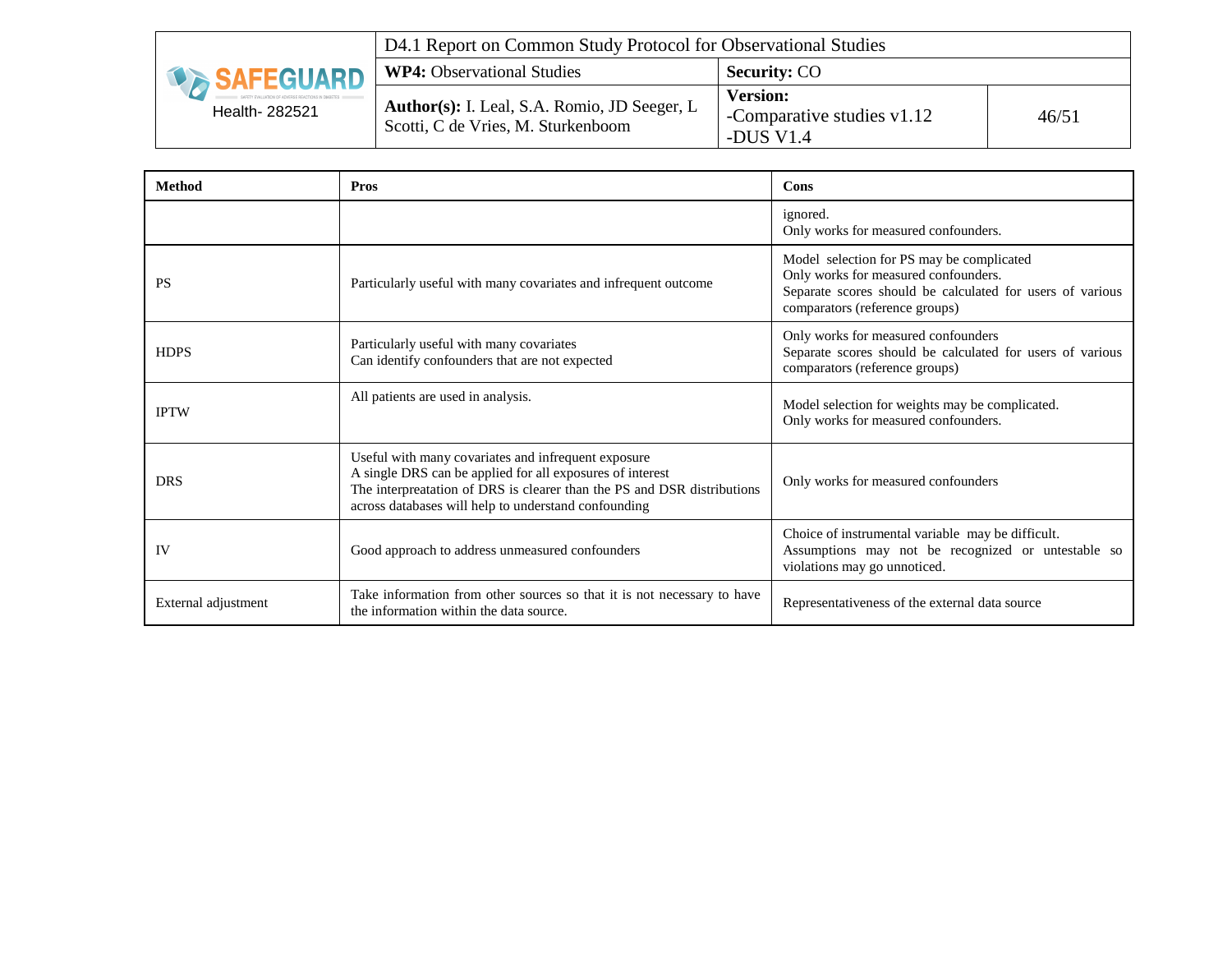| Method | Pros | Cons |
|---|---|---|
| | | ignored.<br>Only works for measured confounders. |
| PS | Particularly useful with many covariates and infrequent outcome | Model selection for PS may be complicated<br>Only works for measured confounders.<br>Separate scores should be calculated for users of various comparators (reference groups) |
| HDPS | Particularly useful with many covariates<br>Can identify confounders that are not expected | Only works for measured confounders<br>Separate scores should be calculated for users of various comparators (reference groups) |
| IPTW | All patients are used in analysis. | Model selection for weights may be complicated.<br>Only works for measured confounders. |
| DRS | Useful with many covariates and infrequent exposure<br>A single DRS can be applied for all exposures of interest<br>The interpreatation of DRS is clearer than the PS and DSR distributions across databases will help to understand confounding | Only works for measured confounders |
| IV | Good approach to address unmeasured confounders | Choice of instrumental variable may be difficult.<br>Assumptions may not be recognized or untestable so violations may go unnoticed. |
| External adjustment | Take information from other sources so that it is not necessary to have the information within the data source. | Representativeness of the external data source |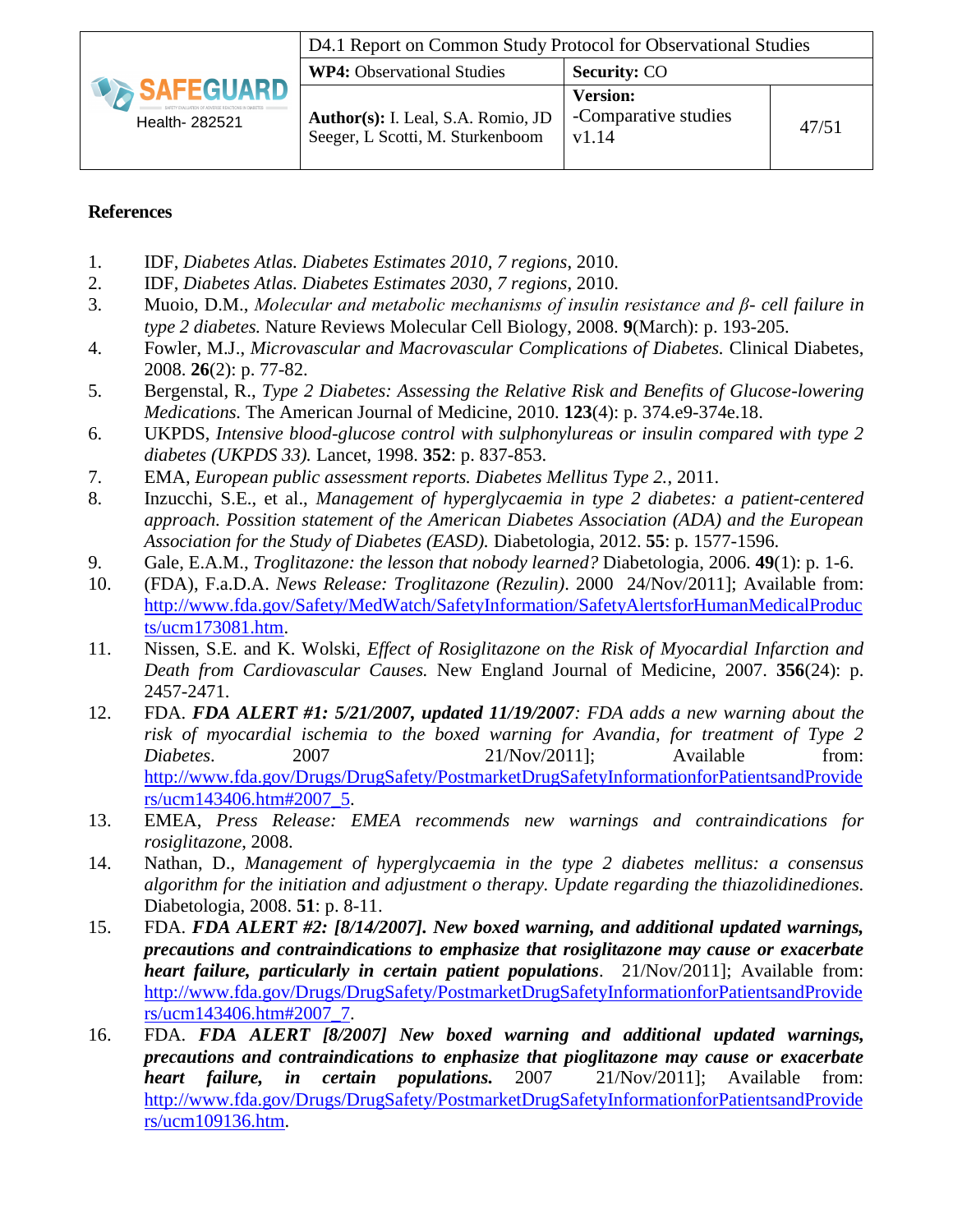**References**

1. IDF, *Diabetes Atlas. Diabetes Estimates 2010, 7 regions*, 2010.
2. IDF, *Diabetes Atlas. Diabetes Estimates 2030, 7 regions*, 2010.
3. Muoio, D.M., *Molecular and metabolic mechanisms of insulin resistance and β- cell failure in type 2 diabetes.* Nature Reviews Molecular Cell Biology, 2008. **9**(March): p. 193-205.
4. Fowler, M.J., *Microvascular and Macrovascular Complications of Diabetes.* Clinical Diabetes, 2008. **26**(2): p. 77-82.
5. Bergenstal, R., *Type 2 Diabetes: Assessing the Relative Risk and Benefits of Glucose-lowering Medications.* The American Journal of Medicine, 2010. **123**(4): p. 374.e9-374e.18.
6. UKPDS, *Intensive blood-glucose control with sulphonylureas or insulin compared with type 2 diabetes (UKPDS 33).* Lancet, 1998. **352**: p. 837-853.
7. EMA, *European public assessment reports. Diabetes Mellitus Type 2.*, 2011.
8. Inzucchi, S.E., et al., *Management of hyperglycaemia in type 2 diabetes: a patient-centered approach. Possition statement of the American Diabetes Association (ADA) and the European Association for the Study of Diabetes (EASD).* Diabetologia, 2012. **55**: p. 1577-1596.
9. Gale, E.A.M., *Troglitazone: the lesson that nobody learned?* Diabetologia, 2006. **49**(1): p. 1-6.
10. (FDA), F.a.D.A. *News Release: Troglitazone (Rezulin)*. 2000 24/Nov/2011]; Available from: http://www.fda.gov/Safety/MedWatch/SafetyInformation/SafetyAlertsforHumanMedicalProducts/ucm173081.htm.
11. Nissen, S.E. and K. Wolski, *Effect of Rosiglitazone on the Risk of Myocardial Infarction and Death from Cardiovascular Causes.* New England Journal of Medicine, 2007. **356**(24): p. 2457-2471.
12. FDA. ***FDA ALERT #1: 5/21/2007, updated 11/19/2007****: FDA adds a new warning about the risk of myocardial ischemia to the boxed warning for Avandia, for treatment of Type 2 Diabetes*. 2007 21/Nov/2011]; Available from: http://www.fda.gov/Drugs/DrugSafety/PostmarketDrugSafetyInformationforPatientsandProviders/ucm143406.htm#2007_5.
13. EMEA, *Press Release: EMEA recommends new warnings and contraindications for rosiglitazone*, 2008.
14. Nathan, D., *Management of hyperglycaemia in the type 2 diabetes mellitus: a consensus algorithm for the initiation and adjustment o therapy. Update regarding the thiazolidinediones.* Diabetologia, 2008. **51**: p. 8-11.
15. FDA. ***FDA ALERT #2: [8/14/2007]. New boxed warning, and additional updated warnings, precautions and contraindications to emphasize that rosiglitazone may cause or exacerbate heart failure, particularly in certain patient populations***. 21/Nov/2011]; Available from: http://www.fda.gov/Drugs/DrugSafety/PostmarketDrugSafetyInformationforPatientsandProviders/ucm143406.htm#2007_7.
16. FDA. ***FDA ALERT [8/2007] New boxed warning and additional updated warnings, precautions and contraindications to enphasize that pioglitazone may cause or exacerbate heart failure, in certain populations.*** 2007 21/Nov/2011]; Available from: http://www.fda.gov/Drugs/DrugSafety/PostmarketDrugSafetyInformationforPatientsandProviders/ucm109136.htm.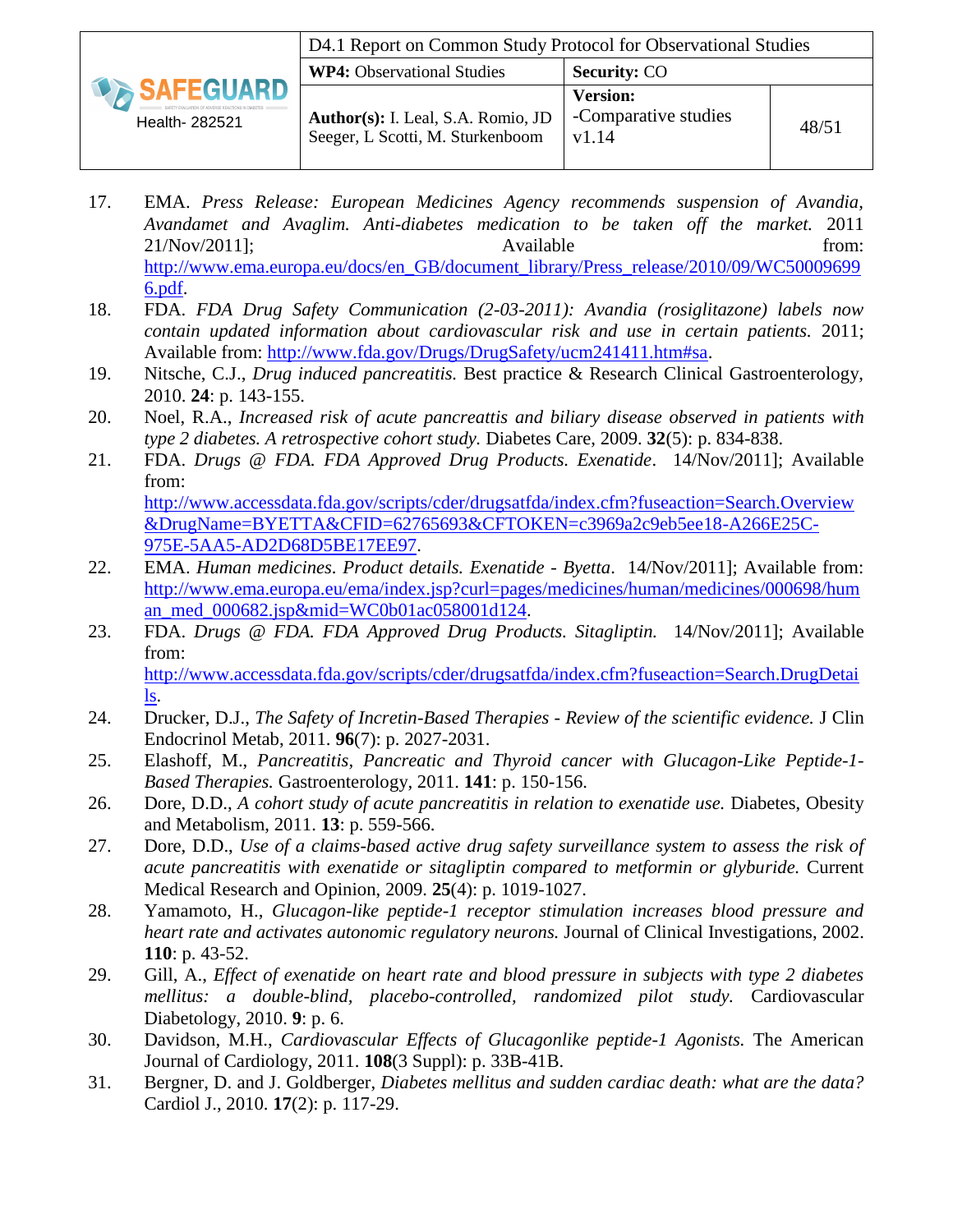17. EMA. *Press Release: European Medicines Agency recommends suspension of Avandia, Avandamet and Avaglim. Anti-diabetes medication to be taken off the market.* 2011 21/Nov/2011]; Available from: http://www.ema.europa.eu/docs/en_GB/document_library/Press_release/2010/09/WC500096996.pdf.
18. FDA. *FDA Drug Safety Communication (2-03-2011): Avandia (rosiglitazone) labels now contain updated information about cardiovascular risk and use in certain patients.* 2011; Available from: http://www.fda.gov/Drugs/DrugSafety/ucm241411.htm#sa.
19. Nitsche, C.J., *Drug induced pancreatitis.* Best practice & Research Clinical Gastroenterology, 2010. **24**: p. 143-155.
20. Noel, R.A., *Increased risk of acute pancreattis and biliary disease observed in patients with type 2 diabetes. A retrospective cohort study.* Diabetes Care, 2009. **32**(5): p. 834-838.
21. FDA. *Drugs @ FDA. FDA Approved Drug Products. Exenatide*. 14/Nov/2011]; Available from: http://www.accessdata.fda.gov/scripts/cder/drugsatfda/index.cfm?fuseaction=Search.Overview&DrugName=BYETTA&CFID=62765693&CFTOKEN=c3969a2c9eb5ee18-A266E25C-975E-5AA5-AD2D68D5BE17EE97.
22. EMA. *Human medicines. Product details. Exenatide - Byetta*. 14/Nov/2011]; Available from: http://www.ema.europa.eu/ema/index.jsp?curl=pages/medicines/human/medicines/000698/human_med_000682.jsp&mid=WC0b01ac058001d124.
23. FDA. *Drugs @ FDA. FDA Approved Drug Products. Sitagliptin.* 14/Nov/2011]; Available from: http://www.accessdata.fda.gov/scripts/cder/drugsatfda/index.cfm?fuseaction=Search.DrugDetails.
24. Drucker, D.J., *The Safety of Incretin-Based Therapies - Review of the scientific evidence.* J Clin Endocrinol Metab, 2011. **96**(7): p. 2027-2031.
25. Elashoff, M., *Pancreatitis, Pancreatic and Thyroid cancer with Glucagon-Like Peptide-1-Based Therapies.* Gastroenterology, 2011. **141**: p. 150-156.
26. Dore, D.D., *A cohort study of acute pancreatitis in relation to exenatide use.* Diabetes, Obesity and Metabolism, 2011. **13**: p. 559-566.
27. Dore, D.D., *Use of a claims-based active drug safety surveillance system to assess the risk of acute pancreatitis with exenatide or sitagliptin compared to metformin or glyburide.* Current Medical Research and Opinion, 2009. **25**(4): p. 1019-1027.
28. Yamamoto, H., *Glucagon-like peptide-1 receptor stimulation increases blood pressure and heart rate and activates autonomic regulatory neurons.* Journal of Clinical Investigations, 2002. **110**: p. 43-52.
29. Gill, A., *Effect of exenatide on heart rate and blood pressure in subjects with type 2 diabetes mellitus: a double-blind, placebo-controlled, randomized pilot study.* Cardiovascular Diabetology, 2010. **9**: p. 6.
30. Davidson, M.H., *Cardiovascular Effects of Glucagonlike peptide-1 Agonists.* The American Journal of Cardiology, 2011. **108**(3 Suppl): p. 33B-41B.
31. Bergner, D. and J. Goldberger, *Diabetes mellitus and sudden cardiac death: what are the data?* Cardiol J., 2010. **17**(2): p. 117-29.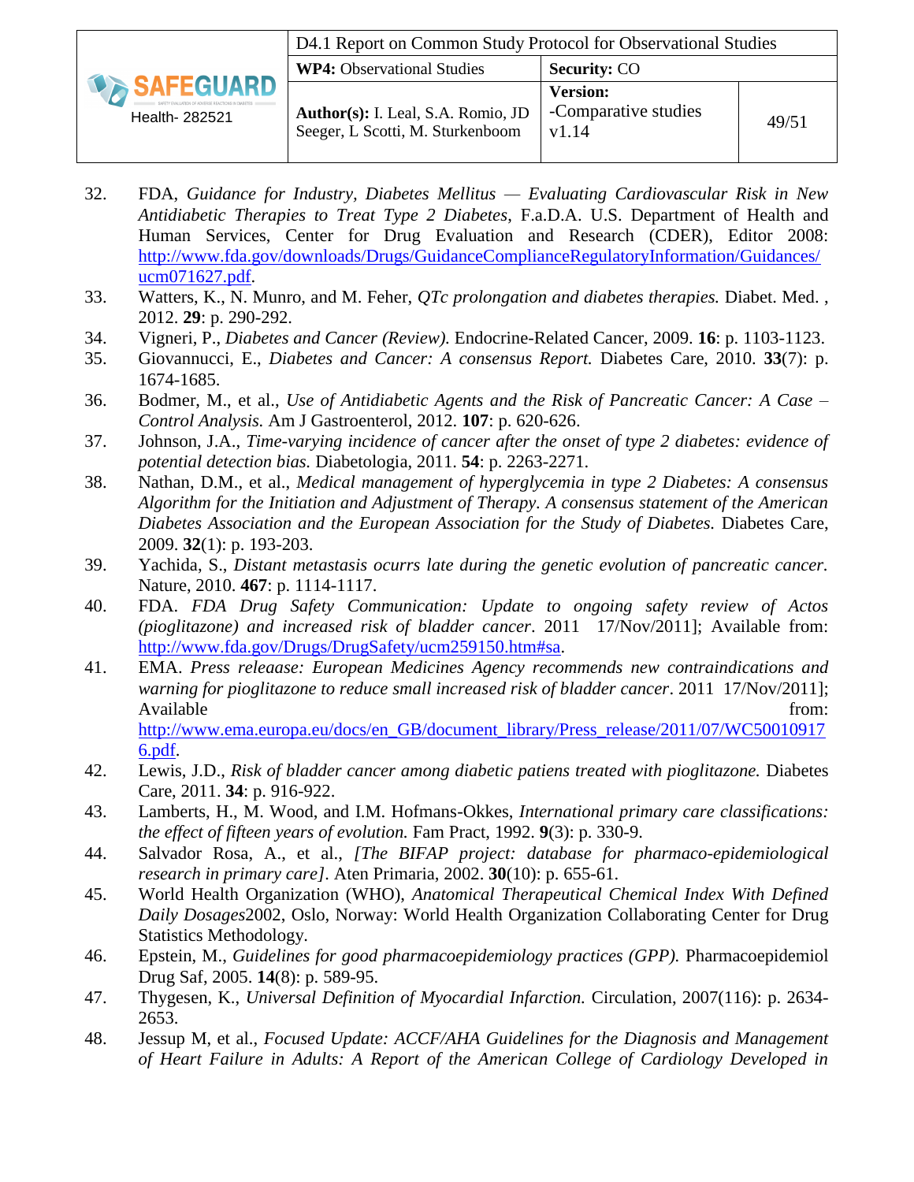32. FDA, *Guidance for Industry, Diabetes Mellitus — Evaluating Cardiovascular Risk in New Antidiabetic Therapies to Treat Type 2 Diabetes*, F.a.D.A. U.S. Department of Health and Human Services, Center for Drug Evaluation and Research (CDER), Editor 2008: http://www.fda.gov/downloads/Drugs/GuidanceComplianceRegulatoryInformation/Guidances/ucm071627.pdf.
33. Watters, K., N. Munro, and M. Feher, *QTc prolongation and diabetes therapies.* Diabet. Med. , 2012. **29**: p. 290-292.
34. Vigneri, P., *Diabetes and Cancer (Review).* Endocrine-Related Cancer, 2009. **16**: p. 1103-1123.
35. Giovannucci, E., *Diabetes and Cancer: A consensus Report.* Diabetes Care, 2010. **33**(7): p. 1674-1685.
36. Bodmer, M., et al., *Use of Antidiabetic Agents and the Risk of Pancreatic Cancer: A Case – Control Analysis.* Am J Gastroenterol, 2012. **107**: p. 620-626.
37. Johnson, J.A., *Time-varying incidence of cancer after the onset of type 2 diabetes: evidence of potential detection bias.* Diabetologia, 2011. **54**: p. 2263-2271.
38. Nathan, D.M., et al., *Medical management of hyperglycemia in type 2 Diabetes: A consensus Algorithm for the Initiation and Adjustment of Therapy. A consensus statement of the American Diabetes Association and the European Association for the Study of Diabetes.* Diabetes Care, 2009. **32**(1): p. 193-203.
39. Yachida, S., *Distant metastasis ocurrs late during the genetic evolution of pancreatic cancer.* Nature, 2010. **467**: p. 1114-1117.
40. FDA. *FDA Drug Safety Communication: Update to ongoing safety review of Actos (pioglitazone) and increased risk of bladder cancer*. 2011 17/Nov/2011]; Available from: http://www.fda.gov/Drugs/DrugSafety/ucm259150.htm#sa.
41. EMA. *Press releaase: European Medicines Agency recommends new contraindications and warning for pioglitazone to reduce small increased risk of bladder cancer*. 2011 17/Nov/2011]; Available from: http://www.ema.europa.eu/docs/en_GB/document_library/Press_release/2011/07/WC500109176.pdf.
42. Lewis, J.D., *Risk of bladder cancer among diabetic patiens treated with pioglitazone.* Diabetes Care, 2011. **34**: p. 916-922.
43. Lamberts, H., M. Wood, and I.M. Hofmans-Okkes, *International primary care classifications: the effect of fifteen years of evolution.* Fam Pract, 1992. **9**(3): p. 330-9.
44. Salvador Rosa, A., et al., *[The BIFAP project: database for pharmaco-epidemiological research in primary care]*. Aten Primaria, 2002. **30**(10): p. 655-61.
45. World Health Organization (WHO), *Anatomical Therapeutical Chemical Index With Defined Daily Dosages*2002, Oslo, Norway: World Health Organization Collaborating Center for Drug Statistics Methodology.
46. Epstein, M., *Guidelines for good pharmacoepidemiology practices (GPP).* Pharmacoepidemiol Drug Saf, 2005. **14**(8): p. 589-95.
47. Thygesen, K., *Universal Definition of Myocardial Infarction.* Circulation, 2007(116): p. 2634-2653.
48. Jessup M, et al., *Focused Update: ACCF/AHA Guidelines for the Diagnosis and Management of Heart Failure in Adults: A Report of the American College of Cardiology Developed in*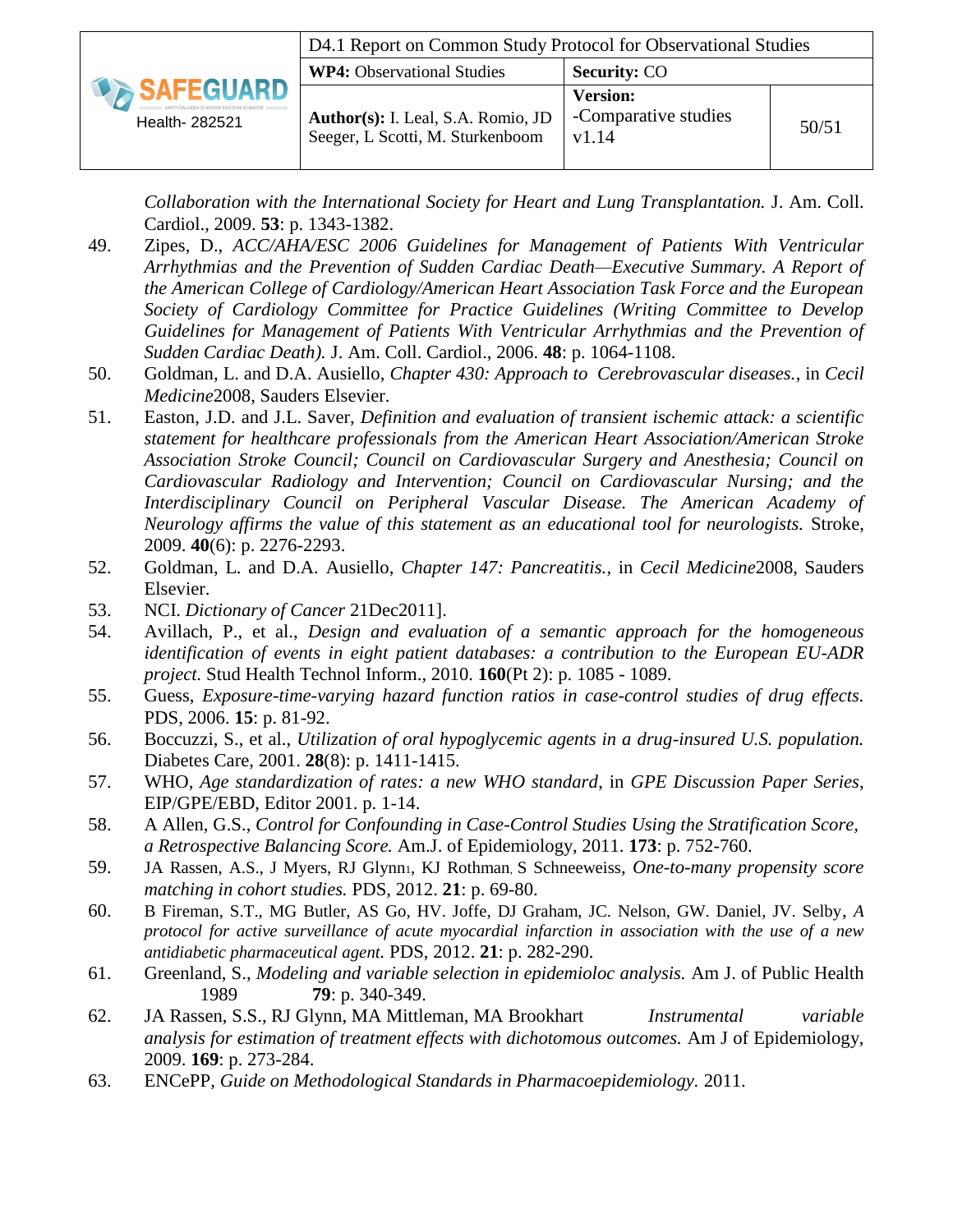*Collaboration with the International Society for Heart and Lung Transplantation.* J. Am. Coll. Cardiol., 2009. **53**: p. 1343-1382.

49. Zipes, D., *ACC/AHA/ESC 2006 Guidelines for Management of Patients With Ventricular Arrhythmias and the Prevention of Sudden Cardiac Death—Executive Summary. A Report of the American College of Cardiology/American Heart Association Task Force and the European Society of Cardiology Committee for Practice Guidelines (Writing Committee to Develop Guidelines for Management of Patients With Ventricular Arrhythmias and the Prevention of Sudden Cardiac Death).* J. Am. Coll. Cardiol., 2006. **48**: p. 1064-1108.
50. Goldman, L. and D.A. Ausiello, *Chapter 430: Approach to Cerebrovascular diseases.*, in *Cecil Medicine*2008, Sauders Elsevier.
51. Easton, J.D. and J.L. Saver, *Definition and evaluation of transient ischemic attack: a scientific statement for healthcare professionals from the American Heart Association/American Stroke Association Stroke Council; Council on Cardiovascular Surgery and Anesthesia; Council on Cardiovascular Radiology and Intervention; Council on Cardiovascular Nursing; and the Interdisciplinary Council on Peripheral Vascular Disease. The American Academy of Neurology affirms the value of this statement as an educational tool for neurologists.* Stroke, 2009. **40**(6): p. 2276-2293.
52. Goldman, L. and D.A. Ausiello, *Chapter 147: Pancreatitis.*, in *Cecil Medicine*2008, Sauders Elsevier.
53. NCI. *Dictionary of Cancer* 21Dec2011].
54. Avillach, P., et al., *Design and evaluation of a semantic approach for the homogeneous identification of events in eight patient databases: a contribution to the European EU-ADR project.* Stud Health Technol Inform., 2010. **160**(Pt 2): p. 1085 - 1089.
55. Guess, *Exposure-time-varying hazard function ratios in case-control studies of drug effects.* PDS, 2006. **15**: p. 81-92.
56. Boccuzzi, S., et al., *Utilization of oral hypoglycemic agents in a drug-insured U.S. population.* Diabetes Care, 2001. **28**(8): p. 1411-1415.
57. WHO, *Age standardization of rates: a new WHO standard*, in *GPE Discussion Paper Series*, EIP/GPE/EBD, Editor 2001. p. 1-14.
58. A Allen, G.S., *Control for Confounding in Case-Control Studies Using the Stratification Score, a Retrospective Balancing Score.* Am.J. of Epidemiology, 2011. **173**: p. 752-760.
59. JA Rassen, A.S., J Myers, RJ Glynn1, KJ Rothman, S Schneeweiss, *One-to-many propensity score matching in cohort studies.* PDS, 2012. **21**: p. 69-80.
60. B Fireman, S.T., MG Butler, AS Go, HV. Joffe, DJ Graham, JC. Nelson, GW. Daniel, JV. Selby, *A protocol for active surveillance of acute myocardial infarction in association with the use of a new antidiabetic pharmaceutical agent.* PDS, 2012. **21**: p. 282-290.
61. Greenland, S., *Modeling and variable selection in epidemioloc analysis.* Am J. of Public Health 1989 **79**: p. 340-349.
62. JA Rassen, S.S., RJ Glynn, MA Mittleman, MA Brookhart *Instrumental variable analysis for estimation of treatment effects with dichotomous outcomes.* Am J of Epidemiology, 2009. **169**: p. 273-284.
63. ENCePP, *Guide on Methodological Standards in Pharmacoepidemiology.* 2011.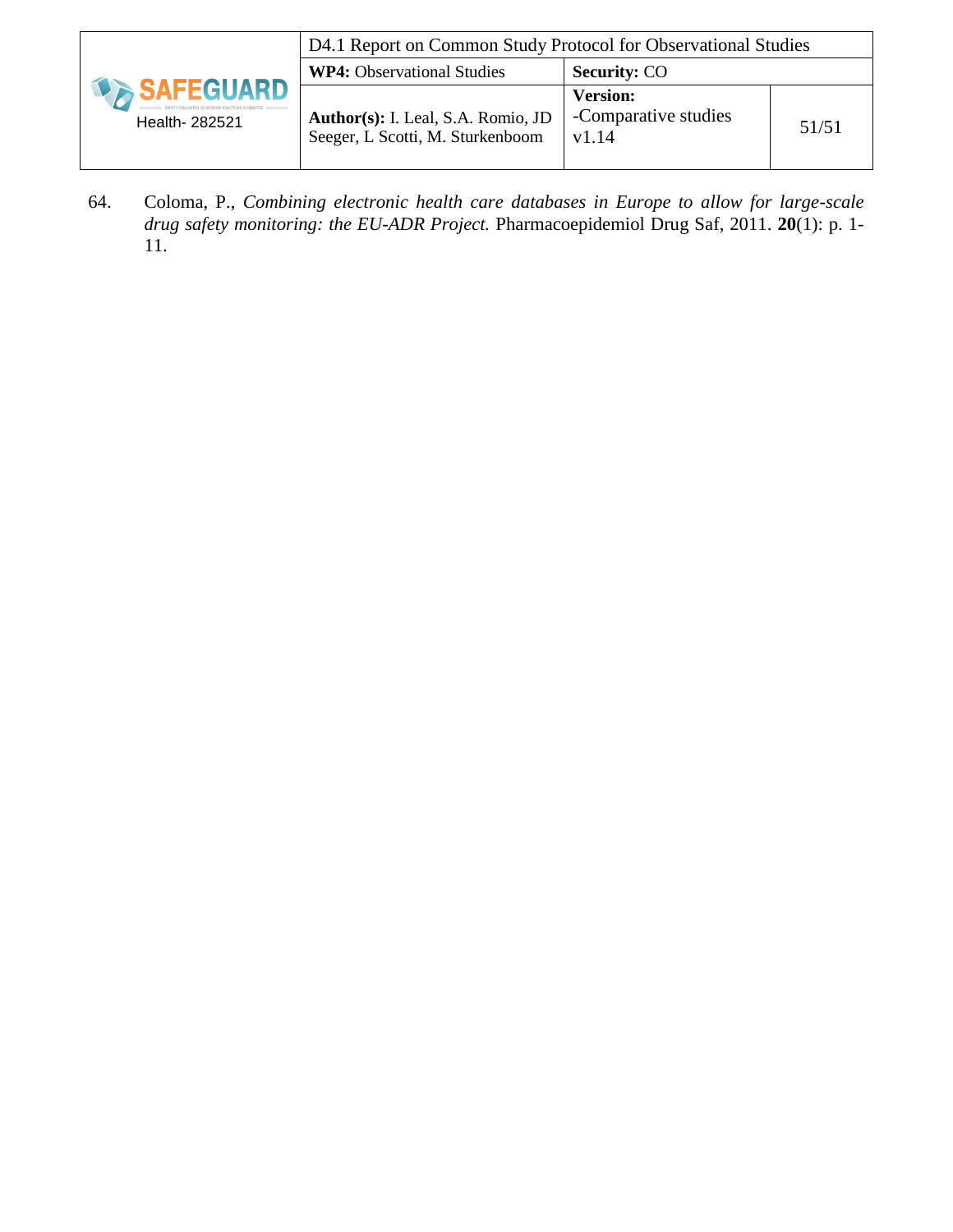64. Coloma, P., *Combining electronic health care databases in Europe to allow for large-scale drug safety monitoring: the EU-ADR Project.* Pharmacoepidemiol Drug Saf, 2011. **20**(1): p. 1-11.